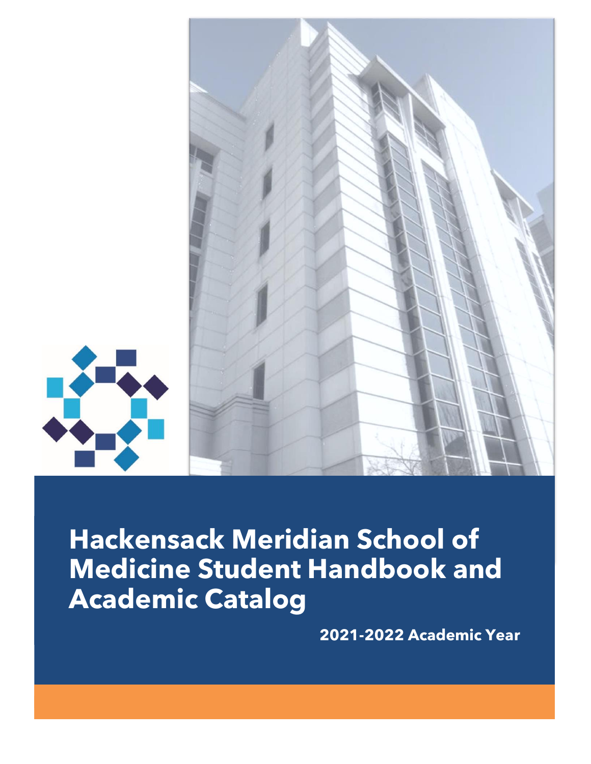# Hackensack Meridian School of Medicine Student Handbook and Academic Catalog

**2021-2022 Academic Year**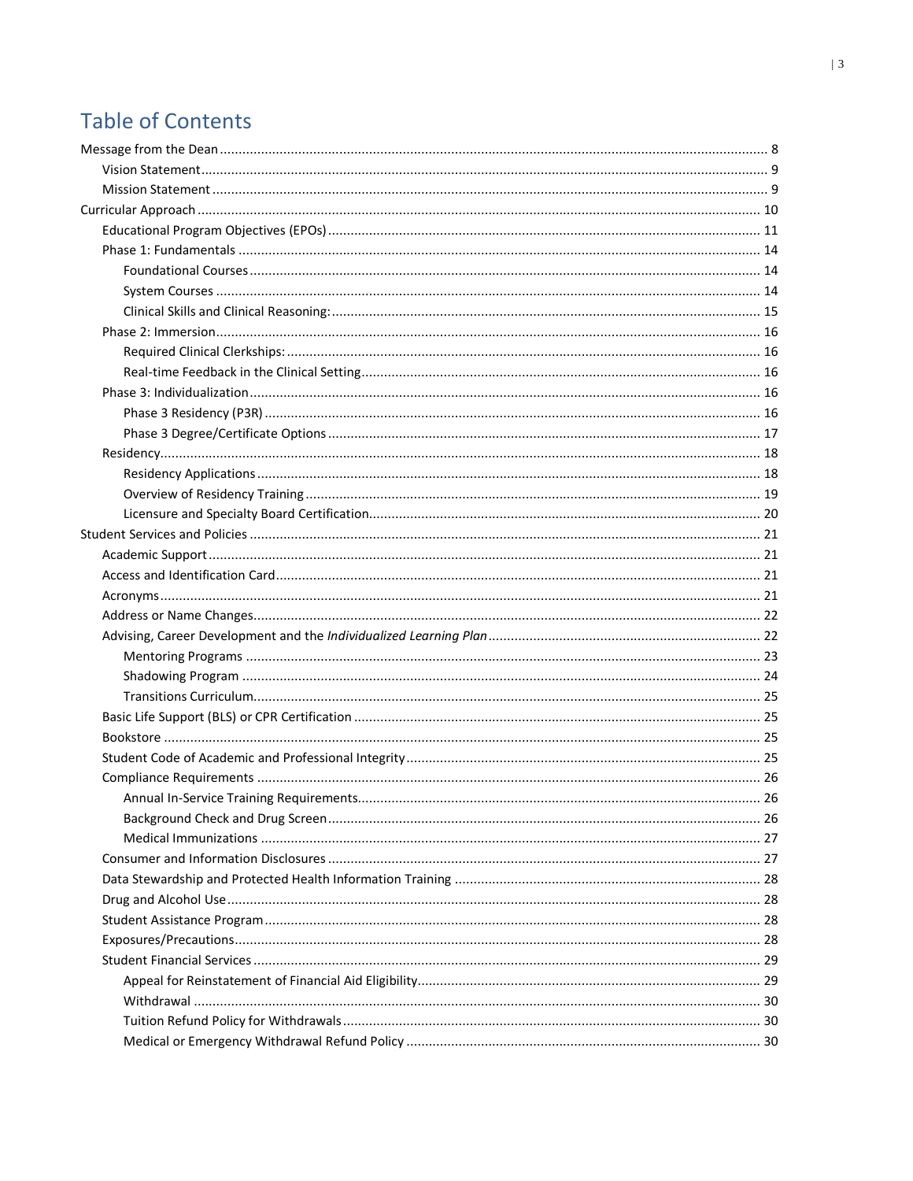# Table of Contents

- Message from the Dean ... 8
  - Vision Statement ... 9
  - Mission Statement ... 9
- Curricular Approach ... 10
  - Educational Program Objectives (EPOs) ... 11
  - Phase 1: Fundamentals ... 14
    - Foundational Courses ... 14
    - System Courses ... 14
    - Clinical Skills and Clinical Reasoning: ... 15
  - Phase 2: Immersion ... 16
    - Required Clinical Clerkships: ... 16
    - Real-time Feedback in the Clinical Setting ... 16
  - Phase 3: Individualization ... 16
    - Phase 3 Residency (P3R) ... 16
    - Phase 3 Degree/Certificate Options ... 17
  - Residency ... 18
    - Residency Applications ... 18
    - Overview of Residency Training ... 19
    - Licensure and Specialty Board Certification ... 20
- Student Services and Policies ... 21
  - Academic Support ... 21
  - Access and Identification Card ... 21
  - Acronyms ... 21
  - Address or Name Changes ... 22
  - Advising, Career Development and the *Individualized Learning Plan* ... 22
    - Mentoring Programs ... 23
    - Shadowing Program ... 24
    - Transitions Curriculum ... 25
  - Basic Life Support (BLS) or CPR Certification ... 25
  - Bookstore ... 25
  - Student Code of Academic and Professional Integrity ... 25
  - Compliance Requirements ... 26
    - Annual In-Service Training Requirements ... 26
    - Background Check and Drug Screen ... 26
    - Medical Immunizations ... 27
  - Consumer and Information Disclosures ... 27
  - Data Stewardship and Protected Health Information Training ... 28
  - Drug and Alcohol Use ... 28
  - Student Assistance Program ... 28
  - Exposures/Precautions ... 28
  - Student Financial Services ... 29
    - Appeal for Reinstatement of Financial Aid Eligibility ... 29
    - Withdrawal ... 30
    - Tuition Refund Policy for Withdrawals ... 30
    - Medical or Emergency Withdrawal Refund Policy ... 30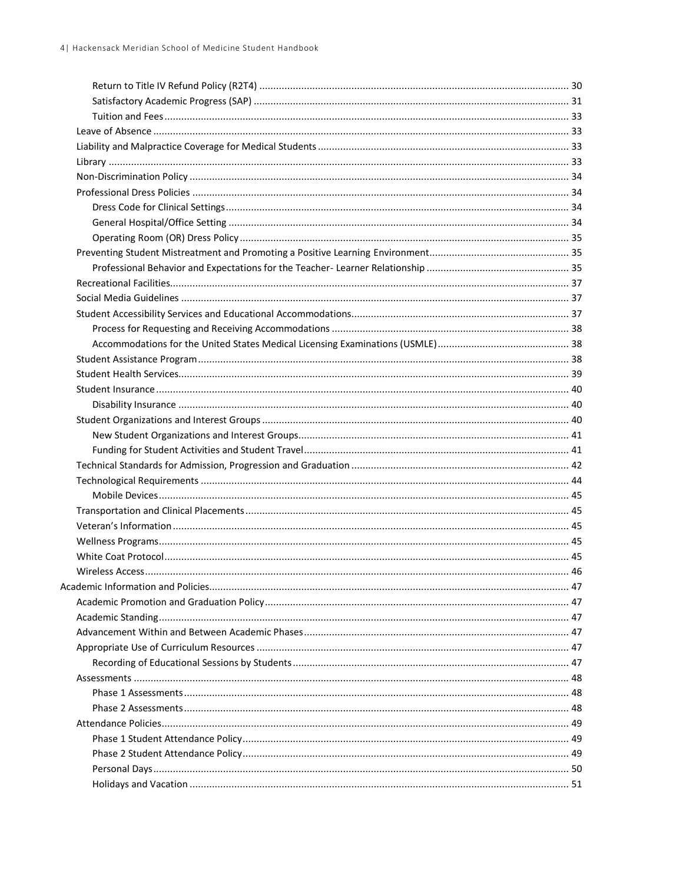Return to Title IV Refund Policy (R2T4) ........................................................................................................ 30
Satisfactory Academic Progress (SAP) ........................................................................................................ 31
Tuition and Fees ........................................................................................................................................ 33
Leave of Absence ............................................................................................................................................ 33
Liability and Malpractice Coverage for Medical Students .............................................................................. 33
Library ............................................................................................................................................................. 33
Non-Discrimination Policy ............................................................................................................................... 34
Professional Dress Policies .............................................................................................................................. 34
Dress Code for Clinical Settings ................................................................................................................. 34
General Hospital/Office Setting ................................................................................................................. 34
Operating Room (OR) Dress Policy ............................................................................................................. 35
Preventing Student Mistreatment and Promoting a Positive Learning Environment ...................................... 35
Professional Behavior and Expectations for the Teacher- Learner Relationship ......................................... 35
Recreational Facilities ...................................................................................................................................... 37
Social Media Guidelines ................................................................................................................................... 37
Student Accessibility Services and Educational Accommodations .................................................................. 37
Process for Requesting and Receiving Accommodations ............................................................................ 38
Accommodations for the United States Medical Licensing Examinations (USMLE) ..................................... 38
Student Assistance Program ............................................................................................................................ 38
Student Health Services ................................................................................................................................... 39
Student Insurance ........................................................................................................................................... 40
Disability Insurance .................................................................................................................................... 40
Student Organizations and Interest Groups .................................................................................................... 40
New Student Organizations and Interest Groups ........................................................................................ 41
Funding for Student Activities and Student Travel ...................................................................................... 41
Technical Standards for Admission, Progression and Graduation ................................................................... 42
Technological Requirements ........................................................................................................................... 44
Mobile Devices ........................................................................................................................................... 45
Transportation and Clinical Placements .......................................................................................................... 45
Veteran's Information ..................................................................................................................................... 45
Wellness Programs .......................................................................................................................................... 45
White Coat Protocol ........................................................................................................................................ 45
Wireless Access ............................................................................................................................................... 46
Academic Information and Policies ..................................................................................................................... 47
Academic Promotion and Graduation Policy ................................................................................................... 47
Academic Standing .......................................................................................................................................... 47
Advancement Within and Between Academic Phases ..................................................................................... 47
Appropriate Use of Curriculum Resources ...................................................................................................... 47
Recording of Educational Sessions by Students .......................................................................................... 47
Assessments .................................................................................................................................................... 48
Phase 1 Assessments .................................................................................................................................. 48
Phase 2 Assessments .................................................................................................................................. 48
Attendance Policies ......................................................................................................................................... 49
Phase 1 Student Attendance Policy ............................................................................................................. 49
Phase 2 Student Attendance Policy ............................................................................................................. 49
Personal Days ............................................................................................................................................. 50
Holidays and Vacation ................................................................................................................................ 51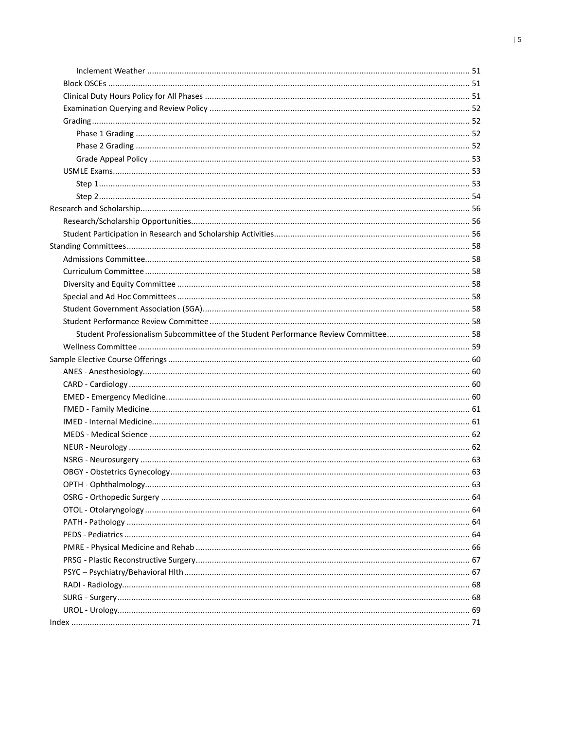- Inclement Weather ........ 51
- Block OSCEs ........ 51
- Clinical Duty Hours Policy for All Phases ........ 51
- Examination Querying and Review Policy ........ 52
- Grading ........ 52
  - Phase 1 Grading ........ 52
  - Phase 2 Grading ........ 52
  - Grade Appeal Policy ........ 53
- USMLE Exams ........ 53
  - Step 1 ........ 53
  - Step 2 ........ 54

Research and Scholarship ........ 56
- Research/Scholarship Opportunities ........ 56
- Student Participation in Research and Scholarship Activities ........ 56

Standing Committees ........ 58
- Admissions Committee ........ 58
- Curriculum Committee ........ 58
- Diversity and Equity Committee ........ 58
- Special and Ad Hoc Committees ........ 58
- Student Government Association (SGA) ........ 58
- Student Performance Review Committee ........ 58
  - Student Professionalism Subcommittee of the Student Performance Review Committee ........ 58
- Wellness Committee ........ 59

Sample Elective Course Offerings ........ 60
- ANES - Anesthesiology ........ 60
- CARD - Cardiology ........ 60
- EMED - Emergency Medicine ........ 60
- FMED - Family Medicine ........ 61
- IMED - Internal Medicine ........ 61
- MEDS - Medical Science ........ 62
- NEUR - Neurology ........ 62
- NSRG - Neurosurgery ........ 63
- OBGY - Obstetrics Gynecology ........ 63
- OPTH - Ophthalmology ........ 63
- OSRG - Orthopedic Surgery ........ 64
- OTOL - Otolaryngology ........ 64
- PATH - Pathology ........ 64
- PEDS - Pediatrics ........ 64
- PMRE - Physical Medicine and Rehab ........ 66
- PRSG - Plastic Reconstructive Surgery ........ 67
- PSYC – Psychiatry/Behavioral Hlth ........ 67
- RADI - Radiology ........ 68
- SURG - Surgery ........ 68
- UROL - Urology ........ 69

Index ........ 71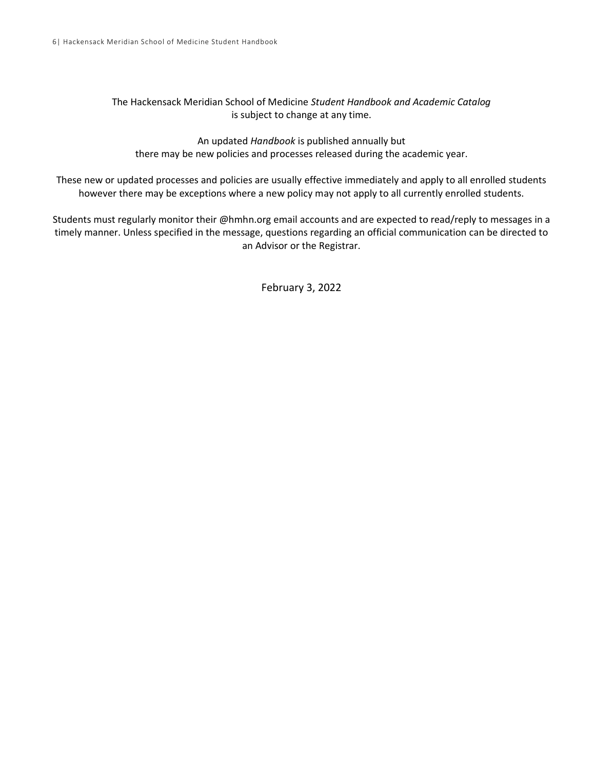The Hackensack Meridian School of Medicine *Student Handbook and Academic Catalog* is subject to change at any time.

An updated *Handbook* is published annually but there may be new policies and processes released during the academic year.

These new or updated processes and policies are usually effective immediately and apply to all enrolled students however there may be exceptions where a new policy may not apply to all currently enrolled students.

Students must regularly monitor their @hmhn.org email accounts and are expected to read/reply to messages in a timely manner. Unless specified in the message, questions regarding an official communication can be directed to an Advisor or the Registrar.

February 3, 2022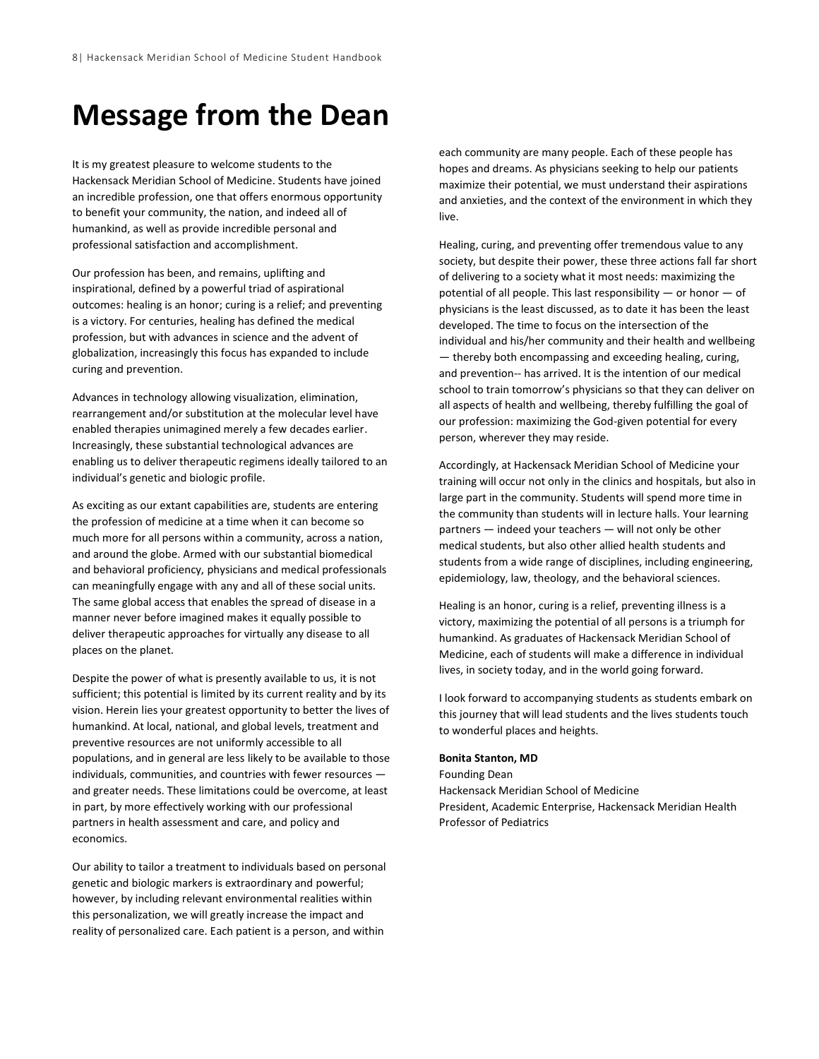# Message from the Dean

It is my greatest pleasure to welcome students to the Hackensack Meridian School of Medicine. Students have joined an incredible profession, one that offers enormous opportunity to benefit your community, the nation, and indeed all of humankind, as well as provide incredible personal and professional satisfaction and accomplishment.

Our profession has been, and remains, uplifting and inspirational, defined by a powerful triad of aspirational outcomes: healing is an honor; curing is a relief; and preventing is a victory. For centuries, healing has defined the medical profession, but with advances in science and the advent of globalization, increasingly this focus has expanded to include curing and prevention.

Advances in technology allowing visualization, elimination, rearrangement and/or substitution at the molecular level have enabled therapies unimagined merely a few decades earlier. Increasingly, these substantial technological advances are enabling us to deliver therapeutic regimens ideally tailored to an individual's genetic and biologic profile.

As exciting as our extant capabilities are, students are entering the profession of medicine at a time when it can become so much more for all persons within a community, across a nation, and around the globe. Armed with our substantial biomedical and behavioral proficiency, physicians and medical professionals can meaningfully engage with any and all of these social units. The same global access that enables the spread of disease in a manner never before imagined makes it equally possible to deliver therapeutic approaches for virtually any disease to all places on the planet.

Despite the power of what is presently available to us, it is not sufficient; this potential is limited by its current reality and by its vision. Herein lies your greatest opportunity to better the lives of humankind. At local, national, and global levels, treatment and preventive resources are not uniformly accessible to all populations, and in general are less likely to be available to those individuals, communities, and countries with fewer resources — and greater needs. These limitations could be overcome, at least in part, by more effectively working with our professional partners in health assessment and care, and policy and economics.

Our ability to tailor a treatment to individuals based on personal genetic and biologic markers is extraordinary and powerful; however, by including relevant environmental realities within this personalization, we will greatly increase the impact and reality of personalized care. Each patient is a person, and within each community are many people. Each of these people has hopes and dreams. As physicians seeking to help our patients maximize their potential, we must understand their aspirations and anxieties, and the context of the environment in which they live.

Healing, curing, and preventing offer tremendous value to any society, but despite their power, these three actions fall far short of delivering to a society what it most needs: maximizing the potential of all people. This last responsibility — or honor — of physicians is the least discussed, as to date it has been the least developed. The time to focus on the intersection of the individual and his/her community and their health and wellbeing — thereby both encompassing and exceeding healing, curing, and prevention-- has arrived. It is the intention of our medical school to train tomorrow's physicians so that they can deliver on all aspects of health and wellbeing, thereby fulfilling the goal of our profession: maximizing the God-given potential for every person, wherever they may reside.

Accordingly, at Hackensack Meridian School of Medicine your training will occur not only in the clinics and hospitals, but also in large part in the community. Students will spend more time in the community than students will in lecture halls. Your learning partners — indeed your teachers — will not only be other medical students, but also other allied health students and students from a wide range of disciplines, including engineering, epidemiology, law, theology, and the behavioral sciences.

Healing is an honor, curing is a relief, preventing illness is a victory, maximizing the potential of all persons is a triumph for humankind. As graduates of Hackensack Meridian School of Medicine, each of students will make a difference in individual lives, in society today, and in the world going forward.

I look forward to accompanying students as students embark on this journey that will lead students and the lives students touch to wonderful places and heights.

**Bonita Stanton, MD**
Founding Dean
Hackensack Meridian School of Medicine
President, Academic Enterprise, Hackensack Meridian Health
Professor of Pediatrics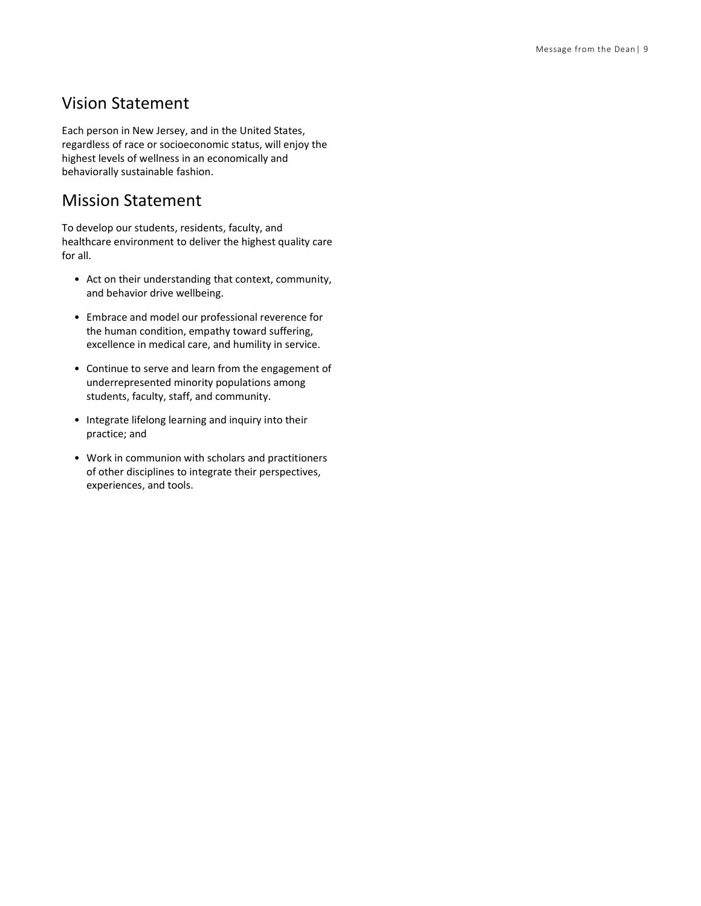## Vision Statement

Each person in New Jersey, and in the United States, regardless of race or socioeconomic status, will enjoy the highest levels of wellness in an economically and behaviorally sustainable fashion.

## Mission Statement

To develop our students, residents, faculty, and healthcare environment to deliver the highest quality care for all.

- Act on their understanding that context, community, and behavior drive wellbeing.
- Embrace and model our professional reverence for the human condition, empathy toward suffering, excellence in medical care, and humility in service.
- Continue to serve and learn from the engagement of underrepresented minority populations among students, faculty, staff, and community.
- Integrate lifelong learning and inquiry into their practice; and
- Work in communion with scholars and practitioners of other disciplines to integrate their perspectives, experiences, and tools.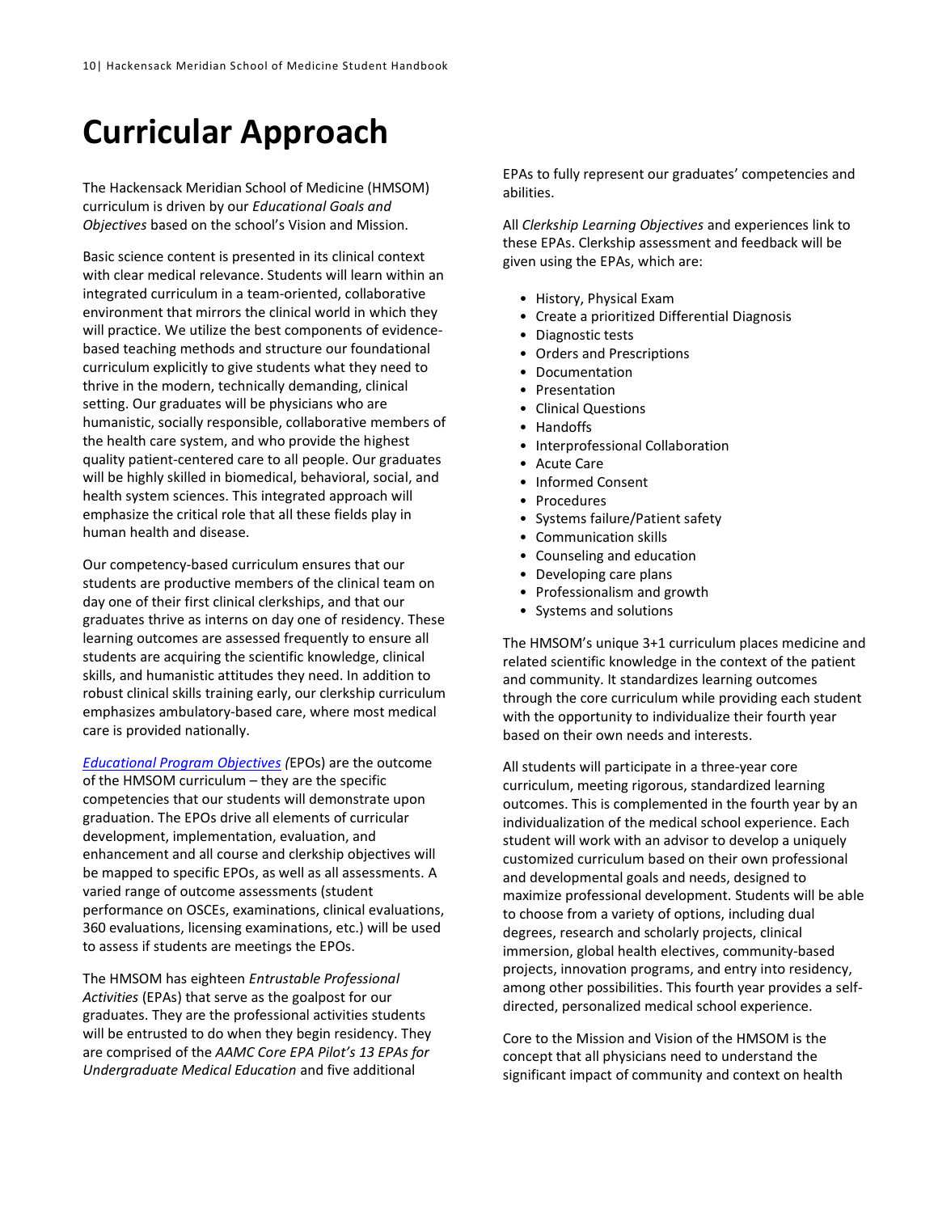# Curricular Approach

The Hackensack Meridian School of Medicine (HMSOM) curriculum is driven by our *Educational Goals and Objectives* based on the school's Vision and Mission.

Basic science content is presented in its clinical context with clear medical relevance. Students will learn within an integrated curriculum in a team-oriented, collaborative environment that mirrors the clinical world in which they will practice. We utilize the best components of evidence-based teaching methods and structure our foundational curriculum explicitly to give students what they need to thrive in the modern, technically demanding, clinical setting. Our graduates will be physicians who are humanistic, socially responsible, collaborative members of the health care system, and who provide the highest quality patient-centered care to all people. Our graduates will be highly skilled in biomedical, behavioral, social, and health system sciences. This integrated approach will emphasize the critical role that all these fields play in human health and disease.

Our competency-based curriculum ensures that our students are productive members of the clinical team on day one of their first clinical clerkships, and that our graduates thrive as interns on day one of residency. These learning outcomes are assessed frequently to ensure all students are acquiring the scientific knowledge, clinical skills, and humanistic attitudes they need. In addition to robust clinical skills training early, our clerkship curriculum emphasizes ambulatory-based care, where most medical care is provided nationally.

*Educational Program Objectives (*EPOs) are the outcome of the HMSOM curriculum – they are the specific competencies that our students will demonstrate upon graduation. The EPOs drive all elements of curricular development, implementation, evaluation, and enhancement and all course and clerkship objectives will be mapped to specific EPOs, as well as all assessments. A varied range of outcome assessments (student performance on OSCEs, examinations, clinical evaluations, 360 evaluations, licensing examinations, etc.) will be used to assess if students are meetings the EPOs.

The HMSOM has eighteen *Entrustable Professional Activities* (EPAs) that serve as the goalpost for our graduates. They are the professional activities students will be entrusted to do when they begin residency. They are comprised of the *AAMC Core EPA Pilot's 13 EPAs for Undergraduate Medical Education* and five additional EPAs to fully represent our graduates' competencies and abilities.

All *Clerkship Learning Objectives* and experiences link to these EPAs. Clerkship assessment and feedback will be given using the EPAs, which are:

- History, Physical Exam
- Create a prioritized Differential Diagnosis
- Diagnostic tests
- Orders and Prescriptions
- Documentation
- Presentation
- Clinical Questions
- Handoffs
- Interprofessional Collaboration
- Acute Care
- Informed Consent
- Procedures
- Systems failure/Patient safety
- Communication skills
- Counseling and education
- Developing care plans
- Professionalism and growth
- Systems and solutions

The HMSOM's unique 3+1 curriculum places medicine and related scientific knowledge in the context of the patient and community. It standardizes learning outcomes through the core curriculum while providing each student with the opportunity to individualize their fourth year based on their own needs and interests.

All students will participate in a three-year core curriculum, meeting rigorous, standardized learning outcomes. This is complemented in the fourth year by an individualization of the medical school experience. Each student will work with an advisor to develop a uniquely customized curriculum based on their own professional and developmental goals and needs, designed to maximize professional development. Students will be able to choose from a variety of options, including dual degrees, research and scholarly projects, clinical immersion, global health electives, community-based projects, innovation programs, and entry into residency, among other possibilities. This fourth year provides a self-directed, personalized medical school experience.

Core to the Mission and Vision of the HMSOM is the concept that all physicians need to understand the significant impact of community and context on health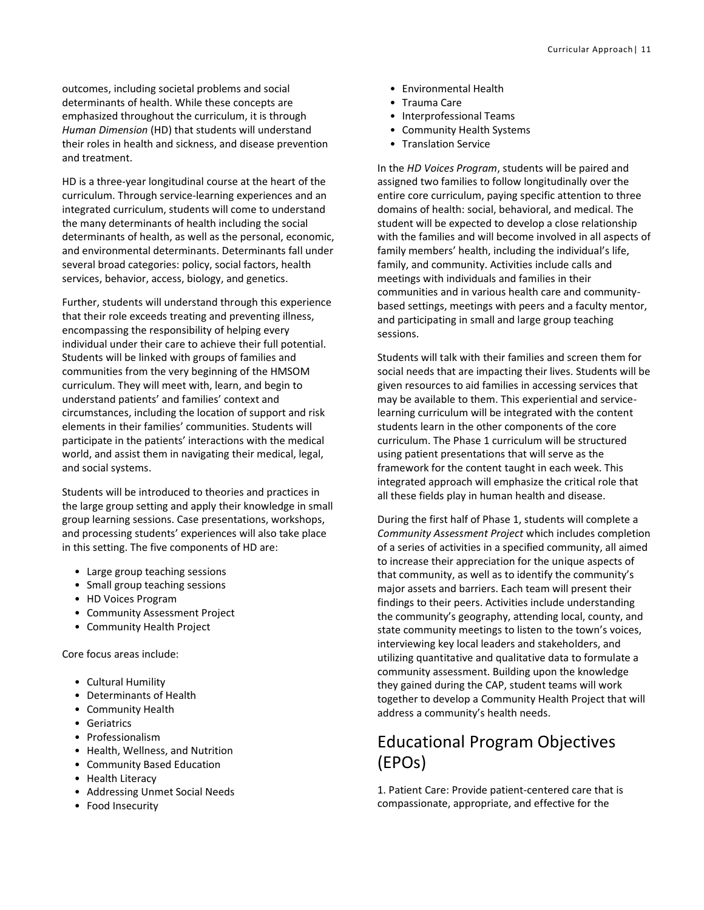outcomes, including societal problems and social determinants of health. While these concepts are emphasized throughout the curriculum, it is through *Human Dimension* (HD) that students will understand their roles in health and sickness, and disease prevention and treatment.

HD is a three-year longitudinal course at the heart of the curriculum. Through service-learning experiences and an integrated curriculum, students will come to understand the many determinants of health including the social determinants of health, as well as the personal, economic, and environmental determinants. Determinants fall under several broad categories: policy, social factors, health services, behavior, access, biology, and genetics.

Further, students will understand through this experience that their role exceeds treating and preventing illness, encompassing the responsibility of helping every individual under their care to achieve their full potential. Students will be linked with groups of families and communities from the very beginning of the HMSOM curriculum. They will meet with, learn, and begin to understand patients' and families' context and circumstances, including the location of support and risk elements in their families' communities. Students will participate in the patients' interactions with the medical world, and assist them in navigating their medical, legal, and social systems.

Students will be introduced to theories and practices in the large group setting and apply their knowledge in small group learning sessions. Case presentations, workshops, and processing students' experiences will also take place in this setting. The five components of HD are:

- Large group teaching sessions
- Small group teaching sessions
- HD Voices Program
- Community Assessment Project
- Community Health Project

Core focus areas include:

- Cultural Humility
- Determinants of Health
- Community Health
- Geriatrics
- Professionalism
- Health, Wellness, and Nutrition
- Community Based Education
- Health Literacy
- Addressing Unmet Social Needs
- Food Insecurity
- Environmental Health
- Trauma Care
- Interprofessional Teams
- Community Health Systems
- Translation Service

In the *HD Voices Program*, students will be paired and assigned two families to follow longitudinally over the entire core curriculum, paying specific attention to three domains of health: social, behavioral, and medical. The student will be expected to develop a close relationship with the families and will become involved in all aspects of family members' health, including the individual's life, family, and community. Activities include calls and meetings with individuals and families in their communities and in various health care and community-based settings, meetings with peers and a faculty mentor, and participating in small and large group teaching sessions.

Students will talk with their families and screen them for social needs that are impacting their lives. Students will be given resources to aid families in accessing services that may be available to them. This experiential and service-learning curriculum will be integrated with the content students learn in the other components of the core curriculum. The Phase 1 curriculum will be structured using patient presentations that will serve as the framework for the content taught in each week. This integrated approach will emphasize the critical role that all these fields play in human health and disease.

During the first half of Phase 1, students will complete a *Community Assessment Project* which includes completion of a series of activities in a specified community, all aimed to increase their appreciation for the unique aspects of that community, as well as to identify the community's major assets and barriers. Each team will present their findings to their peers. Activities include understanding the community's geography, attending local, county, and state community meetings to listen to the town's voices, interviewing key local leaders and stakeholders, and utilizing quantitative and qualitative data to formulate a community assessment. Building upon the knowledge they gained during the CAP, student teams will work together to develop a Community Health Project that will address a community's health needs.

# Educational Program Objectives (EPOs)

1. Patient Care: Provide patient-centered care that is compassionate, appropriate, and effective for the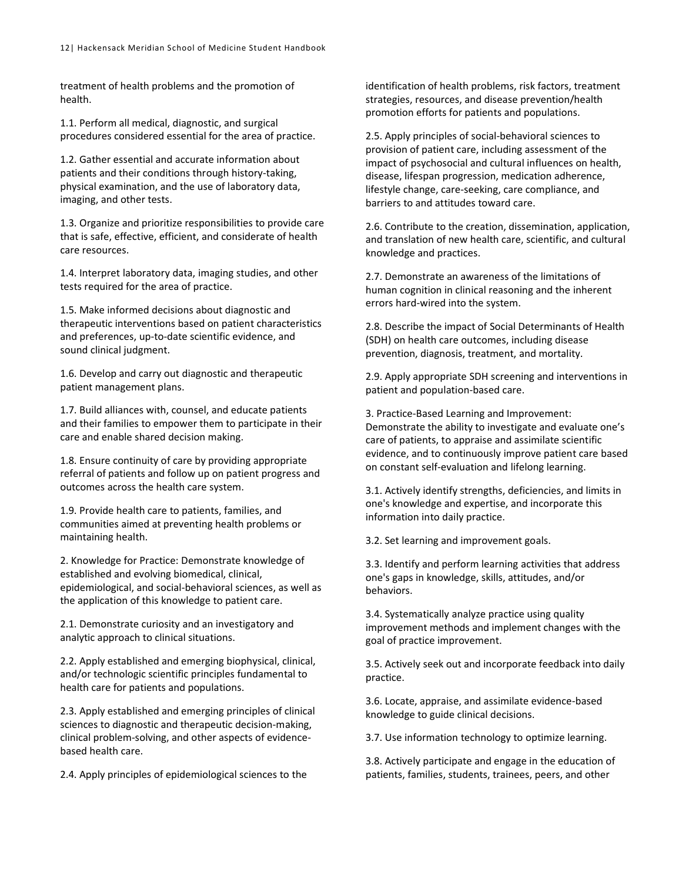treatment of health problems and the promotion of health.

1.1. Perform all medical, diagnostic, and surgical procedures considered essential for the area of practice.

1.2. Gather essential and accurate information about patients and their conditions through history-taking, physical examination, and the use of laboratory data, imaging, and other tests.

1.3. Organize and prioritize responsibilities to provide care that is safe, effective, efficient, and considerate of health care resources.

1.4. Interpret laboratory data, imaging studies, and other tests required for the area of practice.

1.5. Make informed decisions about diagnostic and therapeutic interventions based on patient characteristics and preferences, up-to-date scientific evidence, and sound clinical judgment.

1.6. Develop and carry out diagnostic and therapeutic patient management plans.

1.7. Build alliances with, counsel, and educate patients and their families to empower them to participate in their care and enable shared decision making.

1.8. Ensure continuity of care by providing appropriate referral of patients and follow up on patient progress and outcomes across the health care system.

1.9. Provide health care to patients, families, and communities aimed at preventing health problems or maintaining health.

2. Knowledge for Practice: Demonstrate knowledge of established and evolving biomedical, clinical, epidemiological, and social-behavioral sciences, as well as the application of this knowledge to patient care.

2.1. Demonstrate curiosity and an investigatory and analytic approach to clinical situations.

2.2. Apply established and emerging biophysical, clinical, and/or technologic scientific principles fundamental to health care for patients and populations.

2.3. Apply established and emerging principles of clinical sciences to diagnostic and therapeutic decision-making, clinical problem-solving, and other aspects of evidence-based health care.

2.4. Apply principles of epidemiological sciences to the identification of health problems, risk factors, treatment strategies, resources, and disease prevention/health promotion efforts for patients and populations.

2.5. Apply principles of social-behavioral sciences to provision of patient care, including assessment of the impact of psychosocial and cultural influences on health, disease, lifespan progression, medication adherence, lifestyle change, care-seeking, care compliance, and barriers to and attitudes toward care.

2.6. Contribute to the creation, dissemination, application, and translation of new health care, scientific, and cultural knowledge and practices.

2.7. Demonstrate an awareness of the limitations of human cognition in clinical reasoning and the inherent errors hard-wired into the system.

2.8. Describe the impact of Social Determinants of Health (SDH) on health care outcomes, including disease prevention, diagnosis, treatment, and mortality.

2.9. Apply appropriate SDH screening and interventions in patient and population-based care.

3. Practice-Based Learning and Improvement: Demonstrate the ability to investigate and evaluate one's care of patients, to appraise and assimilate scientific evidence, and to continuously improve patient care based on constant self-evaluation and lifelong learning.

3.1. Actively identify strengths, deficiencies, and limits in one's knowledge and expertise, and incorporate this information into daily practice.

3.2. Set learning and improvement goals.

3.3. Identify and perform learning activities that address one's gaps in knowledge, skills, attitudes, and/or behaviors.

3.4. Systematically analyze practice using quality improvement methods and implement changes with the goal of practice improvement.

3.5. Actively seek out and incorporate feedback into daily practice.

3.6. Locate, appraise, and assimilate evidence-based knowledge to guide clinical decisions.

3.7. Use information technology to optimize learning.

3.8. Actively participate and engage in the education of patients, families, students, trainees, peers, and other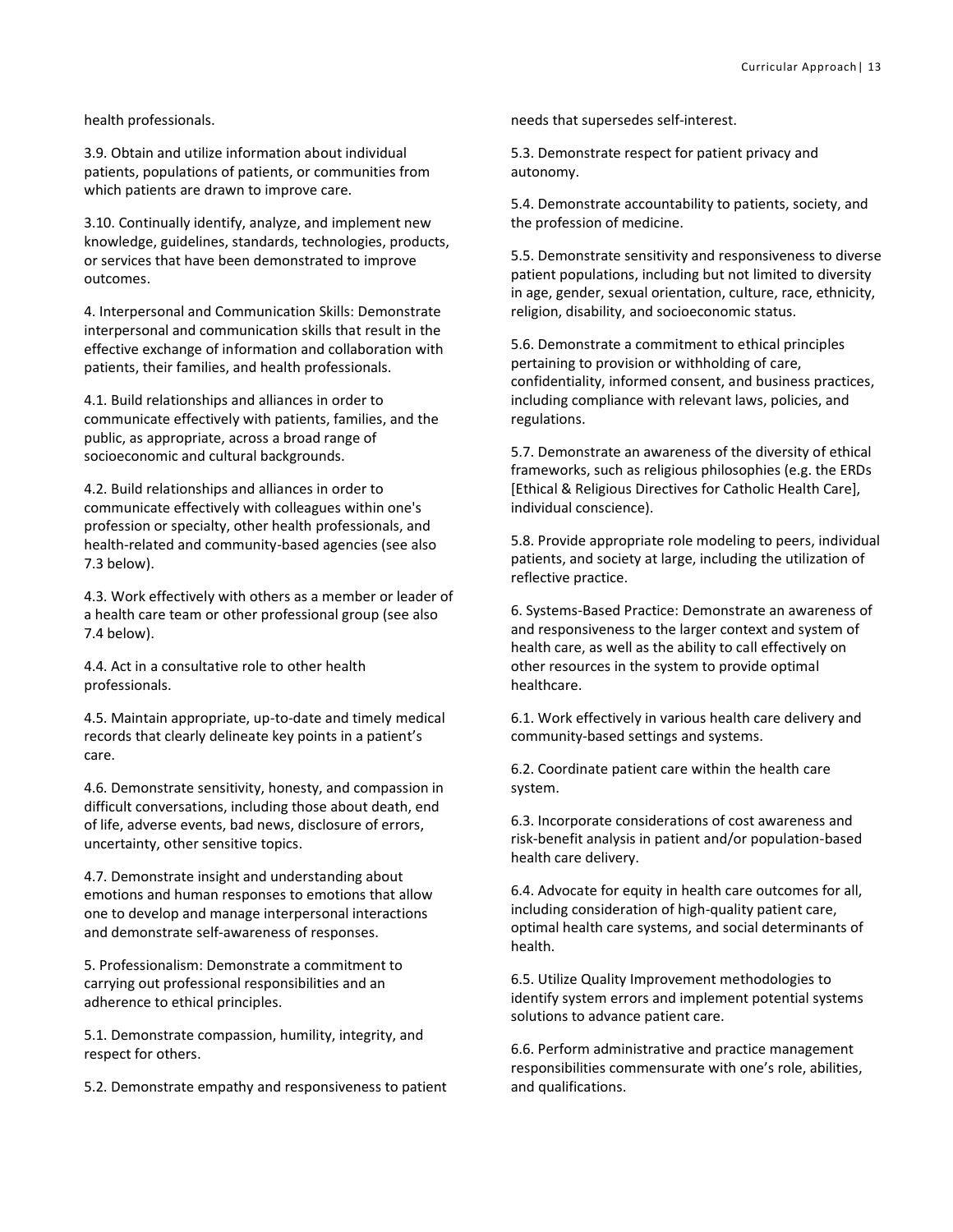health professionals.

3.9. Obtain and utilize information about individual patients, populations of patients, or communities from which patients are drawn to improve care.

3.10. Continually identify, analyze, and implement new knowledge, guidelines, standards, technologies, products, or services that have been demonstrated to improve outcomes.

4. Interpersonal and Communication Skills: Demonstrate interpersonal and communication skills that result in the effective exchange of information and collaboration with patients, their families, and health professionals.

4.1. Build relationships and alliances in order to communicate effectively with patients, families, and the public, as appropriate, across a broad range of socioeconomic and cultural backgrounds.

4.2. Build relationships and alliances in order to communicate effectively with colleagues within one's profession or specialty, other health professionals, and health-related and community-based agencies (see also 7.3 below).

4.3. Work effectively with others as a member or leader of a health care team or other professional group (see also 7.4 below).

4.4. Act in a consultative role to other health professionals.

4.5. Maintain appropriate, up-to-date and timely medical records that clearly delineate key points in a patient's care.

4.6. Demonstrate sensitivity, honesty, and compassion in difficult conversations, including those about death, end of life, adverse events, bad news, disclosure of errors, uncertainty, other sensitive topics.

4.7. Demonstrate insight and understanding about emotions and human responses to emotions that allow one to develop and manage interpersonal interactions and demonstrate self-awareness of responses.

5. Professionalism: Demonstrate a commitment to carrying out professional responsibilities and an adherence to ethical principles.

5.1. Demonstrate compassion, humility, integrity, and respect for others.

5.2. Demonstrate empathy and responsiveness to patient needs that supersedes self-interest.

5.3. Demonstrate respect for patient privacy and autonomy.

5.4. Demonstrate accountability to patients, society, and the profession of medicine.

5.5. Demonstrate sensitivity and responsiveness to diverse patient populations, including but not limited to diversity in age, gender, sexual orientation, culture, race, ethnicity, religion, disability, and socioeconomic status.

5.6. Demonstrate a commitment to ethical principles pertaining to provision or withholding of care, confidentiality, informed consent, and business practices, including compliance with relevant laws, policies, and regulations.

5.7. Demonstrate an awareness of the diversity of ethical frameworks, such as religious philosophies (e.g. the ERDs [Ethical & Religious Directives for Catholic Health Care], individual conscience).

5.8. Provide appropriate role modeling to peers, individual patients, and society at large, including the utilization of reflective practice.

6. Systems-Based Practice: Demonstrate an awareness of and responsiveness to the larger context and system of health care, as well as the ability to call effectively on other resources in the system to provide optimal healthcare.

6.1. Work effectively in various health care delivery and community-based settings and systems.

6.2. Coordinate patient care within the health care system.

6.3. Incorporate considerations of cost awareness and risk-benefit analysis in patient and/or population-based health care delivery.

6.4. Advocate for equity in health care outcomes for all, including consideration of high-quality patient care, optimal health care systems, and social determinants of health.

6.5. Utilize Quality Improvement methodologies to identify system errors and implement potential systems solutions to advance patient care.

6.6. Perform administrative and practice management responsibilities commensurate with one's role, abilities, and qualifications.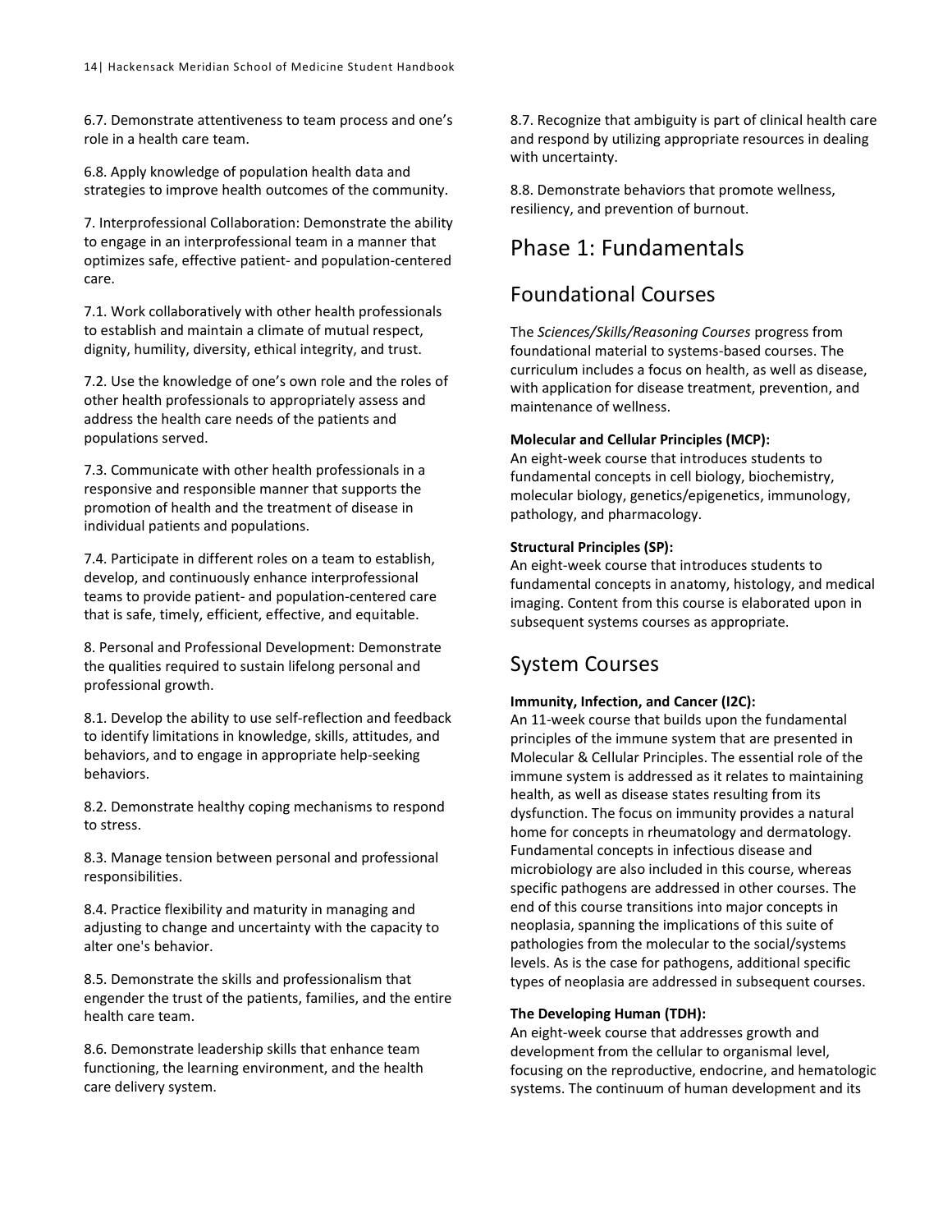6.7. Demonstrate attentiveness to team process and one's role in a health care team.

6.8. Apply knowledge of population health data and strategies to improve health outcomes of the community.

7. Interprofessional Collaboration: Demonstrate the ability to engage in an interprofessional team in a manner that optimizes safe, effective patient- and population-centered care.

7.1. Work collaboratively with other health professionals to establish and maintain a climate of mutual respect, dignity, humility, diversity, ethical integrity, and trust.

7.2. Use the knowledge of one's own role and the roles of other health professionals to appropriately assess and address the health care needs of the patients and populations served.

7.3. Communicate with other health professionals in a responsive and responsible manner that supports the promotion of health and the treatment of disease in individual patients and populations.

7.4. Participate in different roles on a team to establish, develop, and continuously enhance interprofessional teams to provide patient- and population-centered care that is safe, timely, efficient, effective, and equitable.

8. Personal and Professional Development: Demonstrate the qualities required to sustain lifelong personal and professional growth.

8.1. Develop the ability to use self-reflection and feedback to identify limitations in knowledge, skills, attitudes, and behaviors, and to engage in appropriate help-seeking behaviors.

8.2. Demonstrate healthy coping mechanisms to respond to stress.

8.3. Manage tension between personal and professional responsibilities.

8.4. Practice flexibility and maturity in managing and adjusting to change and uncertainty with the capacity to alter one's behavior.

8.5. Demonstrate the skills and professionalism that engender the trust of the patients, families, and the entire health care team.

8.6. Demonstrate leadership skills that enhance team functioning, the learning environment, and the health care delivery system.

8.7. Recognize that ambiguity is part of clinical health care and respond by utilizing appropriate resources in dealing with uncertainty.

8.8. Demonstrate behaviors that promote wellness, resiliency, and prevention of burnout.

# Phase 1: Fundamentals

## Foundational Courses

The *Sciences/Skills/Reasoning Courses* progress from foundational material to systems-based courses. The curriculum includes a focus on health, as well as disease, with application for disease treatment, prevention, and maintenance of wellness.

**Molecular and Cellular Principles (MCP):**
An eight-week course that introduces students to fundamental concepts in cell biology, biochemistry, molecular biology, genetics/epigenetics, immunology, pathology, and pharmacology.

**Structural Principles (SP):**
An eight-week course that introduces students to fundamental concepts in anatomy, histology, and medical imaging. Content from this course is elaborated upon in subsequent systems courses as appropriate.

## System Courses

**Immunity, Infection, and Cancer (I2C):**
An 11-week course that builds upon the fundamental principles of the immune system that are presented in Molecular & Cellular Principles. The essential role of the immune system is addressed as it relates to maintaining health, as well as disease states resulting from its dysfunction. The focus on immunity provides a natural home for concepts in rheumatology and dermatology. Fundamental concepts in infectious disease and microbiology are also included in this course, whereas specific pathogens are addressed in other courses. The end of this course transitions into major concepts in neoplasia, spanning the implications of this suite of pathologies from the molecular to the social/systems levels. As is the case for pathogens, additional specific types of neoplasia are addressed in subsequent courses.

**The Developing Human (TDH):**
An eight-week course that addresses growth and development from the cellular to organismal level, focusing on the reproductive, endocrine, and hematologic systems. The continuum of human development and its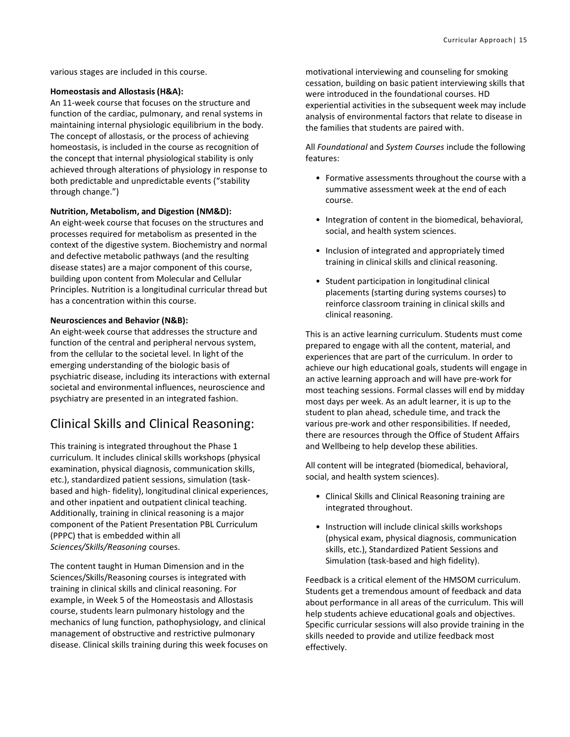various stages are included in this course.

**Homeostasis and Allostasis (H&A):**
An 11-week course that focuses on the structure and function of the cardiac, pulmonary, and renal systems in maintaining internal physiologic equilibrium in the body. The concept of allostasis, or the process of achieving homeostasis, is included in the course as recognition of the concept that internal physiological stability is only achieved through alterations of physiology in response to both predictable and unpredictable events ("stability through change.")

**Nutrition, Metabolism, and Digestion (NM&D):**
An eight-week course that focuses on the structures and processes required for metabolism as presented in the context of the digestive system. Biochemistry and normal and defective metabolic pathways (and the resulting disease states) are a major component of this course, building upon content from Molecular and Cellular Principles. Nutrition is a longitudinal curricular thread but has a concentration within this course.

**Neurosciences and Behavior (N&B):**
An eight-week course that addresses the structure and function of the central and peripheral nervous system, from the cellular to the societal level. In light of the emerging understanding of the biologic basis of psychiatric disease, including its interactions with external societal and environmental influences, neuroscience and psychiatry are presented in an integrated fashion.

## Clinical Skills and Clinical Reasoning:

This training is integrated throughout the Phase 1 curriculum. It includes clinical skills workshops (physical examination, physical diagnosis, communication skills, etc.), standardized patient sessions, simulation (task-based and high- fidelity), longitudinal clinical experiences, and other inpatient and outpatient clinical teaching. Additionally, training in clinical reasoning is a major component of the Patient Presentation PBL Curriculum (PPPC) that is embedded within all *Sciences/Skills/Reasoning* courses.

The content taught in Human Dimension and in the Sciences/Skills/Reasoning courses is integrated with training in clinical skills and clinical reasoning. For example, in Week 5 of the Homeostasis and Allostasis course, students learn pulmonary histology and the mechanics of lung function, pathophysiology, and clinical management of obstructive and restrictive pulmonary disease. Clinical skills training during this week focuses on motivational interviewing and counseling for smoking cessation, building on basic patient interviewing skills that were introduced in the foundational courses. HD experiential activities in the subsequent week may include analysis of environmental factors that relate to disease in the families that students are paired with.

All *Foundational* and *System Courses* include the following features:

- Formative assessments throughout the course with a summative assessment week at the end of each course.
- Integration of content in the biomedical, behavioral, social, and health system sciences.
- Inclusion of integrated and appropriately timed training in clinical skills and clinical reasoning.
- Student participation in longitudinal clinical placements (starting during systems courses) to reinforce classroom training in clinical skills and clinical reasoning.

This is an active learning curriculum. Students must come prepared to engage with all the content, material, and experiences that are part of the curriculum. In order to achieve our high educational goals, students will engage in an active learning approach and will have pre-work for most teaching sessions. Formal classes will end by midday most days per week. As an adult learner, it is up to the student to plan ahead, schedule time, and track the various pre-work and other responsibilities. If needed, there are resources through the Office of Student Affairs and Wellbeing to help develop these abilities.

All content will be integrated (biomedical, behavioral, social, and health system sciences).

- Clinical Skills and Clinical Reasoning training are integrated throughout.
- Instruction will include clinical skills workshops (physical exam, physical diagnosis, communication skills, etc.), Standardized Patient Sessions and Simulation (task-based and high fidelity).

Feedback is a critical element of the HMSOM curriculum. Students get a tremendous amount of feedback and data about performance in all areas of the curriculum. This will help students achieve educational goals and objectives. Specific curricular sessions will also provide training in the skills needed to provide and utilize feedback most effectively.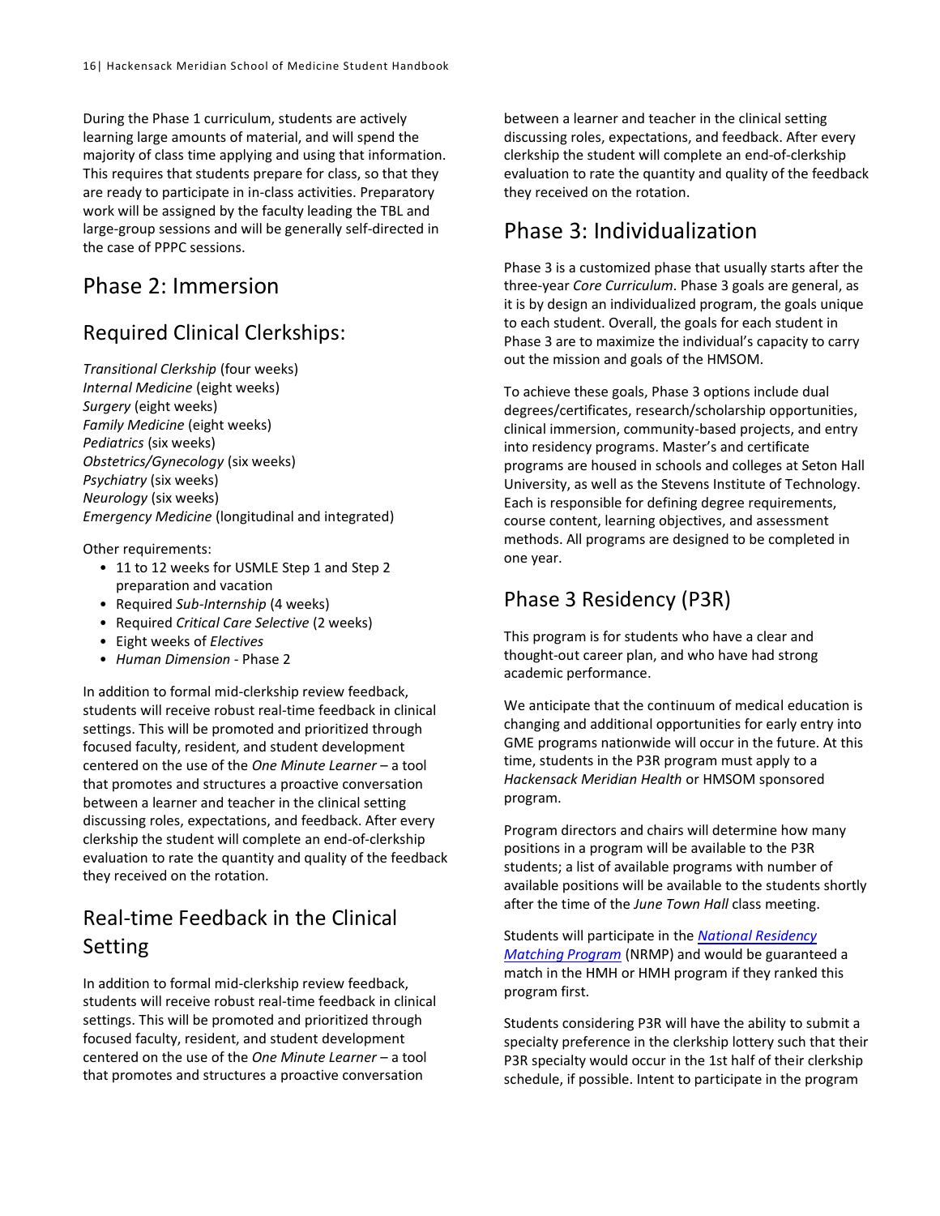During the Phase 1 curriculum, students are actively learning large amounts of material, and will spend the majority of class time applying and using that information. This requires that students prepare for class, so that they are ready to participate in in-class activities. Preparatory work will be assigned by the faculty leading the TBL and large-group sessions and will be generally self-directed in the case of PPPC sessions.

# Phase 2: Immersion

## Required Clinical Clerkships:

*Transitional Clerkship* (four weeks)
*Internal Medicine* (eight weeks)
*Surgery* (eight weeks)
*Family Medicine* (eight weeks)
*Pediatrics* (six weeks)
*Obstetrics/Gynecology* (six weeks)
*Psychiatry* (six weeks)
*Neurology* (six weeks)
*Emergency Medicine* (longitudinal and integrated)

Other requirements:

- 11 to 12 weeks for USMLE Step 1 and Step 2 preparation and vacation
- Required *Sub-Internship* (4 weeks)
- Required *Critical Care Selective* (2 weeks)
- Eight weeks of *Electives*
- *Human Dimension* - Phase 2

In addition to formal mid-clerkship review feedback, students will receive robust real-time feedback in clinical settings. This will be promoted and prioritized through focused faculty, resident, and student development centered on the use of the *One Minute Learner* – a tool that promotes and structures a proactive conversation between a learner and teacher in the clinical setting discussing roles, expectations, and feedback. After every clerkship the student will complete an end-of-clerkship evaluation to rate the quantity and quality of the feedback they received on the rotation.

## Real-time Feedback in the Clinical Setting

In addition to formal mid-clerkship review feedback, students will receive robust real-time feedback in clinical settings. This will be promoted and prioritized through focused faculty, resident, and student development centered on the use of the *One Minute Learner* – a tool that promotes and structures a proactive conversation between a learner and teacher in the clinical setting discussing roles, expectations, and feedback. After every clerkship the student will complete an end-of-clerkship evaluation to rate the quantity and quality of the feedback they received on the rotation.

# Phase 3: Individualization

Phase 3 is a customized phase that usually starts after the three-year *Core Curriculum*. Phase 3 goals are general, as it is by design an individualized program, the goals unique to each student. Overall, the goals for each student in Phase 3 are to maximize the individual's capacity to carry out the mission and goals of the HMSOM.

To achieve these goals, Phase 3 options include dual degrees/certificates, research/scholarship opportunities, clinical immersion, community-based projects, and entry into residency programs. Master's and certificate programs are housed in schools and colleges at Seton Hall University, as well as the Stevens Institute of Technology. Each is responsible for defining degree requirements, course content, learning objectives, and assessment methods. All programs are designed to be completed in one year.

## Phase 3 Residency (P3R)

This program is for students who have a clear and thought-out career plan, and who have had strong academic performance.

We anticipate that the continuum of medical education is changing and additional opportunities for early entry into GME programs nationwide will occur in the future. At this time, students in the P3R program must apply to a *Hackensack Meridian Health* or HMSOM sponsored program.

Program directors and chairs will determine how many positions in a program will be available to the P3R students; a list of available programs with number of available positions will be available to the students shortly after the time of the *June Town Hall* class meeting.

Students will participate in the *National Residency Matching Program* (NRMP) and would be guaranteed a match in the HMH or HMH program if they ranked this program first.

Students considering P3R will have the ability to submit a specialty preference in the clerkship lottery such that their P3R specialty would occur in the 1st half of their clerkship schedule, if possible. Intent to participate in the program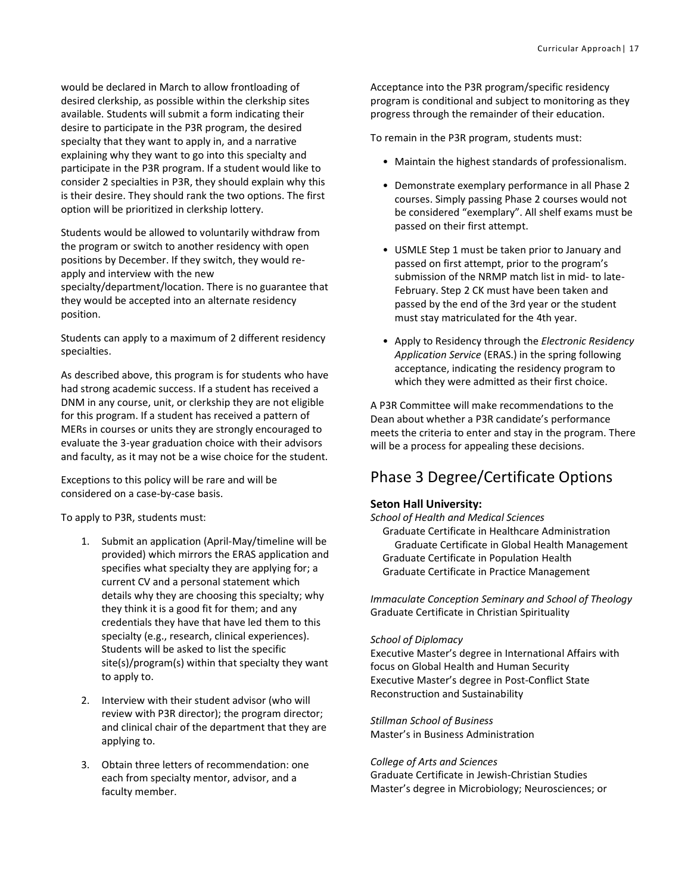would be declared in March to allow frontloading of desired clerkship, as possible within the clerkship sites available. Students will submit a form indicating their desire to participate in the P3R program, the desired specialty that they want to apply in, and a narrative explaining why they want to go into this specialty and participate in the P3R program. If a student would like to consider 2 specialties in P3R, they should explain why this is their desire. They should rank the two options. The first option will be prioritized in clerkship lottery.

Students would be allowed to voluntarily withdraw from the program or switch to another residency with open positions by December. If they switch, they would re-apply and interview with the new specialty/department/location. There is no guarantee that they would be accepted into an alternate residency position.

Students can apply to a maximum of 2 different residency specialties.

As described above, this program is for students who have had strong academic success. If a student has received a DNM in any course, unit, or clerkship they are not eligible for this program. If a student has received a pattern of MERs in courses or units they are strongly encouraged to evaluate the 3-year graduation choice with their advisors and faculty, as it may not be a wise choice for the student.

Exceptions to this policy will be rare and will be considered on a case-by-case basis.

To apply to P3R, students must:

1. Submit an application (April-May/timeline will be provided) which mirrors the ERAS application and specifies what specialty they are applying for; a current CV and a personal statement which details why they are choosing this specialty; why they think it is a good fit for them; and any credentials they have that have led them to this specialty (e.g., research, clinical experiences). Students will be asked to list the specific site(s)/program(s) within that specialty they want to apply to.

2. Interview with their student advisor (who will review with P3R director); the program director; and clinical chair of the department that they are applying to.

3. Obtain three letters of recommendation: one each from specialty mentor, advisor, and a faculty member.

Acceptance into the P3R program/specific residency program is conditional and subject to monitoring as they progress through the remainder of their education.

To remain in the P3R program, students must:

- Maintain the highest standards of professionalism.
- Demonstrate exemplary performance in all Phase 2 courses. Simply passing Phase 2 courses would not be considered "exemplary". All shelf exams must be passed on their first attempt.
- USMLE Step 1 must be taken prior to January and passed on first attempt, prior to the program's submission of the NRMP match list in mid- to late-February. Step 2 CK must have been taken and passed by the end of the 3rd year or the student must stay matriculated for the 4th year.
- Apply to Residency through the *Electronic Residency Application Service* (ERAS.) in the spring following acceptance, indicating the residency program to which they were admitted as their first choice.

A P3R Committee will make recommendations to the Dean about whether a P3R candidate's performance meets the criteria to enter and stay in the program. There will be a process for appealing these decisions.

## Phase 3 Degree/Certificate Options

**Seton Hall University:**

*School of Health and Medical Sciences*
Graduate Certificate in Healthcare Administration
Graduate Certificate in Global Health Management
Graduate Certificate in Population Health
Graduate Certificate in Practice Management

*Immaculate Conception Seminary and School of Theology*
Graduate Certificate in Christian Spirituality

*School of Diplomacy*
Executive Master's degree in International Affairs with focus on Global Health and Human Security
Executive Master's degree in Post-Conflict State Reconstruction and Sustainability

*Stillman School of Business*
Master's in Business Administration

*College of Arts and Sciences*
Graduate Certificate in Jewish-Christian Studies
Master's degree in Microbiology; Neurosciences; or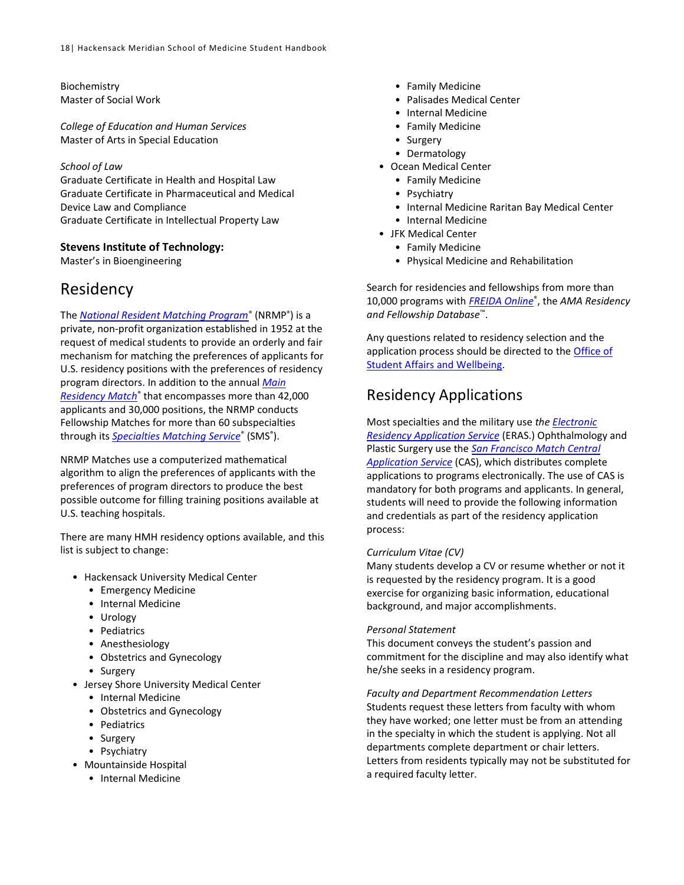Biochemistry
Master of Social Work

*College of Education and Human Services*
Master of Arts in Special Education

*School of Law*
Graduate Certificate in Health and Hospital Law
Graduate Certificate in Pharmaceutical and Medical Device Law and Compliance
Graduate Certificate in Intellectual Property Law

**Stevens Institute of Technology:**
Master's in Bioengineering

# Residency

The *National Resident Matching Program*® (NRMP®) is a private, non-profit organization established in 1952 at the request of medical students to provide an orderly and fair mechanism for matching the preferences of applicants for U.S. residency positions with the preferences of residency program directors. In addition to the annual *Main Residency Match*® that encompasses more than 42,000 applicants and 30,000 positions, the NRMP conducts Fellowship Matches for more than 60 subspecialties through its *Specialties Matching Service*® (SMS®).

NRMP Matches use a computerized mathematical algorithm to align the preferences of applicants with the preferences of program directors to produce the best possible outcome for filling training positions available at U.S. teaching hospitals.

There are many HMH residency options available, and this list is subject to change:

- Hackensack University Medical Center
  - Emergency Medicine
  - Internal Medicine
  - Urology
  - Pediatrics
  - Anesthesiology
  - Obstetrics and Gynecology
  - Surgery
- Jersey Shore University Medical Center
  - Internal Medicine
  - Obstetrics and Gynecology
  - Pediatrics
  - Surgery
  - Psychiatry
- Mountainside Hospital
  - Internal Medicine
  - Family Medicine
  - Palisades Medical Center
  - Internal Medicine
  - Family Medicine
  - Surgery
  - Dermatology
- Ocean Medical Center
  - Family Medicine
  - Psychiatry
  - Internal Medicine Raritan Bay Medical Center
  - Internal Medicine
- JFK Medical Center
  - Family Medicine
  - Physical Medicine and Rehabilitation

Search for residencies and fellowships from more than 10,000 programs with *FREIDA Online*®, the *AMA Residency and Fellowship Database*™.

Any questions related to residency selection and the application process should be directed to the Office of Student Affairs and Wellbeing.

# Residency Applications

Most specialties and the military use *the Electronic Residency Application Service* (ERAS.) Ophthalmology and Plastic Surgery use the *San Francisco Match Central Application Service* (CAS), which distributes complete applications to programs electronically. The use of CAS is mandatory for both programs and applicants. In general, students will need to provide the following information and credentials as part of the residency application process:

*Curriculum Vitae (CV)*
Many students develop a CV or resume whether or not it is requested by the residency program. It is a good exercise for organizing basic information, educational background, and major accomplishments.

*Personal Statement*
This document conveys the student's passion and commitment for the discipline and may also identify what he/she seeks in a residency program.

*Faculty and Department Recommendation Letters*
Students request these letters from faculty with whom they have worked; one letter must be from an attending in the specialty in which the student is applying. Not all departments complete department or chair letters. Letters from residents typically may not be substituted for a required faculty letter.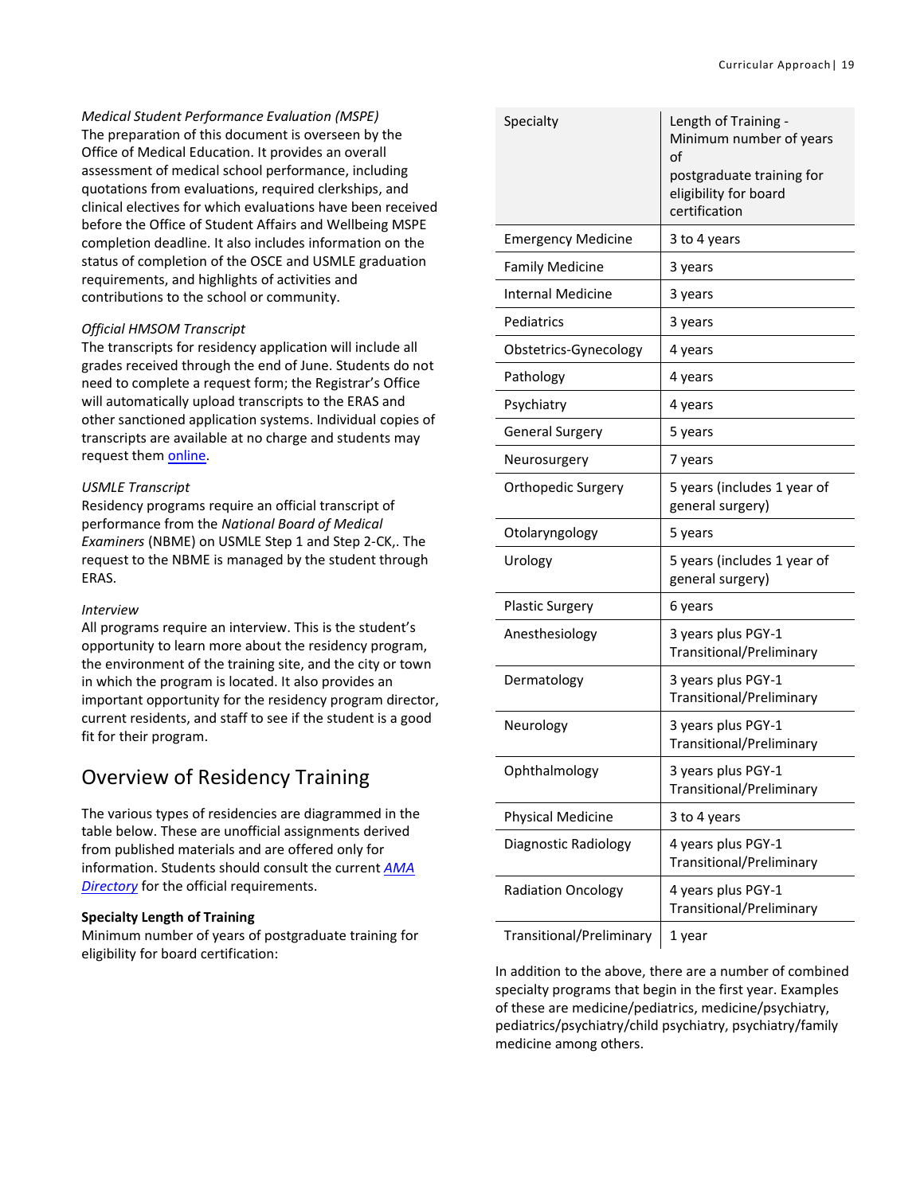*Medical Student Performance Evaluation (MSPE)*
The preparation of this document is overseen by the Office of Medical Education. It provides an overall assessment of medical school performance, including quotations from evaluations, required clerkships, and clinical electives for which evaluations have been received before the Office of Student Affairs and Wellbeing MSPE completion deadline. It also includes information on the status of completion of the OSCE and USMLE graduation requirements, and highlights of activities and contributions to the school or community.

*Official HMSOM Transcript*
The transcripts for residency application will include all grades received through the end of June. Students do not need to complete a request form; the Registrar's Office will automatically upload transcripts to the ERAS and other sanctioned application systems. Individual copies of transcripts are available at no charge and students may request them online.

*USMLE Transcript*
Residency programs require an official transcript of performance from the *National Board of Medical Examiners* (NBME) on USMLE Step 1 and Step 2-CK,. The request to the NBME is managed by the student through ERAS.

*Interview*
All programs require an interview. This is the student's opportunity to learn more about the residency program, the environment of the training site, and the city or town in which the program is located. It also provides an important opportunity for the residency program director, current residents, and staff to see if the student is a good fit for their program.

## Overview of Residency Training

The various types of residencies are diagrammed in the table below. These are unofficial assignments derived from published materials and are offered only for information. Students should consult the current *AMA Directory* for the official requirements.

**Specialty Length of Training**
Minimum number of years of postgraduate training for eligibility for board certification:

| Specialty | Length of Training - Minimum number of years of postgraduate training for eligibility for board certification |
|---|---|
| Emergency Medicine | 3 to 4 years |
| Family Medicine | 3 years |
| Internal Medicine | 3 years |
| Pediatrics | 3 years |
| Obstetrics-Gynecology | 4 years |
| Pathology | 4 years |
| Psychiatry | 4 years |
| General Surgery | 5 years |
| Neurosurgery | 7 years |
| Orthopedic Surgery | 5 years (includes 1 year of general surgery) |
| Otolaryngology | 5 years |
| Urology | 5 years (includes 1 year of general surgery) |
| Plastic Surgery | 6 years |
| Anesthesiology | 3 years plus PGY-1 Transitional/Preliminary |
| Dermatology | 3 years plus PGY-1 Transitional/Preliminary |
| Neurology | 3 years plus PGY-1 Transitional/Preliminary |
| Ophthalmology | 3 years plus PGY-1 Transitional/Preliminary |
| Physical Medicine | 3 to 4 years |
| Diagnostic Radiology | 4 years plus PGY-1 Transitional/Preliminary |
| Radiation Oncology | 4 years plus PGY-1 Transitional/Preliminary |
| Transitional/Preliminary | 1 year |

In addition to the above, there are a number of combined specialty programs that begin in the first year. Examples of these are medicine/pediatrics, medicine/psychiatry, pediatrics/psychiatry/child psychiatry, psychiatry/family medicine among others.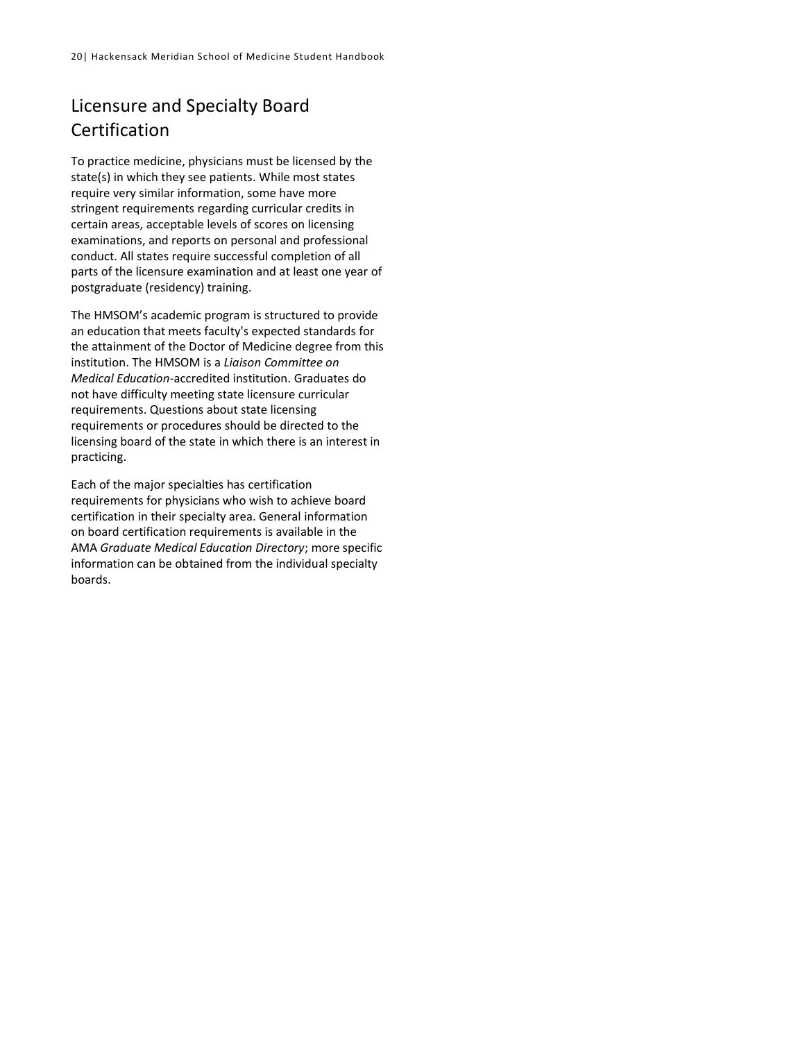## Licensure and Specialty Board Certification

To practice medicine, physicians must be licensed by the state(s) in which they see patients. While most states require very similar information, some have more stringent requirements regarding curricular credits in certain areas, acceptable levels of scores on licensing examinations, and reports on personal and professional conduct. All states require successful completion of all parts of the licensure examination and at least one year of postgraduate (residency) training.

The HMSOM's academic program is structured to provide an education that meets faculty's expected standards for the attainment of the Doctor of Medicine degree from this institution. The HMSOM is a *Liaison Committee on Medical Education*-accredited institution. Graduates do not have difficulty meeting state licensure curricular requirements. Questions about state licensing requirements or procedures should be directed to the licensing board of the state in which there is an interest in practicing.

Each of the major specialties has certification requirements for physicians who wish to achieve board certification in their specialty area. General information on board certification requirements is available in the AMA *Graduate Medical Education Directory*; more specific information can be obtained from the individual specialty boards.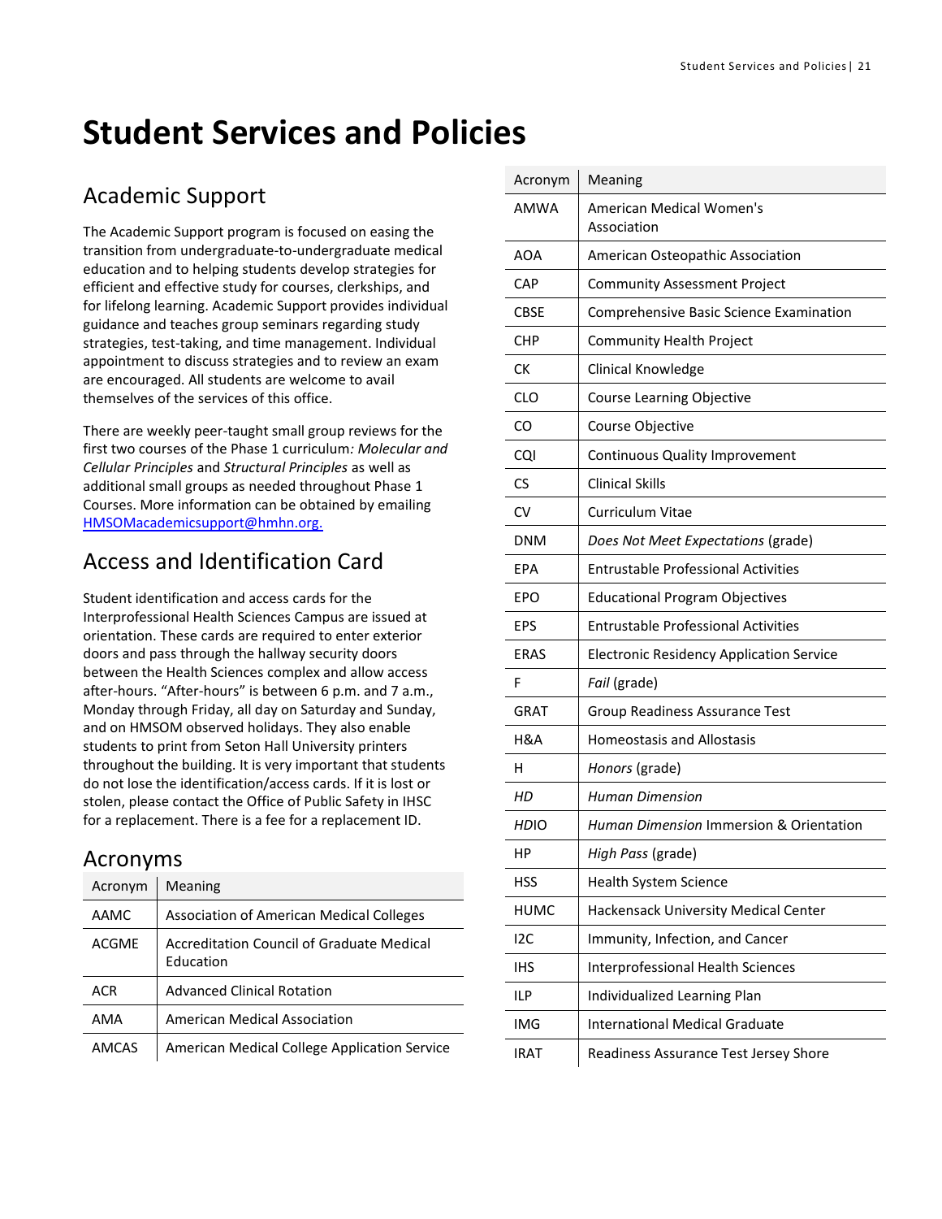# Student Services and Policies

## Academic Support

The Academic Support program is focused on easing the transition from undergraduate-to-undergraduate medical education and to helping students develop strategies for efficient and effective study for courses, clerkships, and for lifelong learning. Academic Support provides individual guidance and teaches group seminars regarding study strategies, test-taking, and time management. Individual appointment to discuss strategies and to review an exam are encouraged. All students are welcome to avail themselves of the services of this office.

There are weekly peer-taught small group reviews for the first two courses of the Phase 1 curriculum*: Molecular and Cellular Principles* and *Structural Principles* as well as additional small groups as needed throughout Phase 1 Courses. More information can be obtained by emailing HMSOMacademicsupport@hmhn.org.

## Access and Identification Card

Student identification and access cards for the Interprofessional Health Sciences Campus are issued at orientation. These cards are required to enter exterior doors and pass through the hallway security doors between the Health Sciences complex and allow access after-hours. "After-hours" is between 6 p.m. and 7 a.m., Monday through Friday, all day on Saturday and Sunday, and on HMSOM observed holidays. They also enable students to print from Seton Hall University printers throughout the building. It is very important that students do not lose the identification/access cards. If it is lost or stolen, please contact the Office of Public Safety in IHSC for a replacement. There is a fee for a replacement ID.

## Acronyms

| Acronym | Meaning |
|---|---|
| AAMC | Association of American Medical Colleges |
| ACGME | Accreditation Council of Graduate Medical Education |
| ACR | Advanced Clinical Rotation |
| AMA | American Medical Association |
| AMCAS | American Medical College Application Service |
| AMWA | American Medical Women's Association |
| AOA | American Osteopathic Association |
| CAP | Community Assessment Project |
| CBSE | Comprehensive Basic Science Examination |
| CHP | Community Health Project |
| CK | Clinical Knowledge |
| CLO | Course Learning Objective |
| CO | Course Objective |
| CQI | Continuous Quality Improvement |
| CS | Clinical Skills |
| CV | Curriculum Vitae |
| DNM | *Does Not Meet Expectations* (grade) |
| EPA | Entrustable Professional Activities |
| EPO | Educational Program Objectives |
| EPS | Entrustable Professional Activities |
| ERAS | Electronic Residency Application Service |
| F | *Fail* (grade) |
| GRAT | Group Readiness Assurance Test |
| H&A | Homeostasis and Allostasis |
| H | *Honors* (grade) |
| *HD* | *Human Dimension* |
| *HD*IO | *Human Dimension* Immersion & Orientation |
| HP | *High Pass* (grade) |
| HSS | Health System Science |
| HUMC | Hackensack University Medical Center |
| I2C | Immunity, Infection, and Cancer |
| IHS | Interprofessional Health Sciences |
| ILP | Individualized Learning Plan |
| IMG | International Medical Graduate |
| IRAT | Readiness Assurance Test Jersey Shore |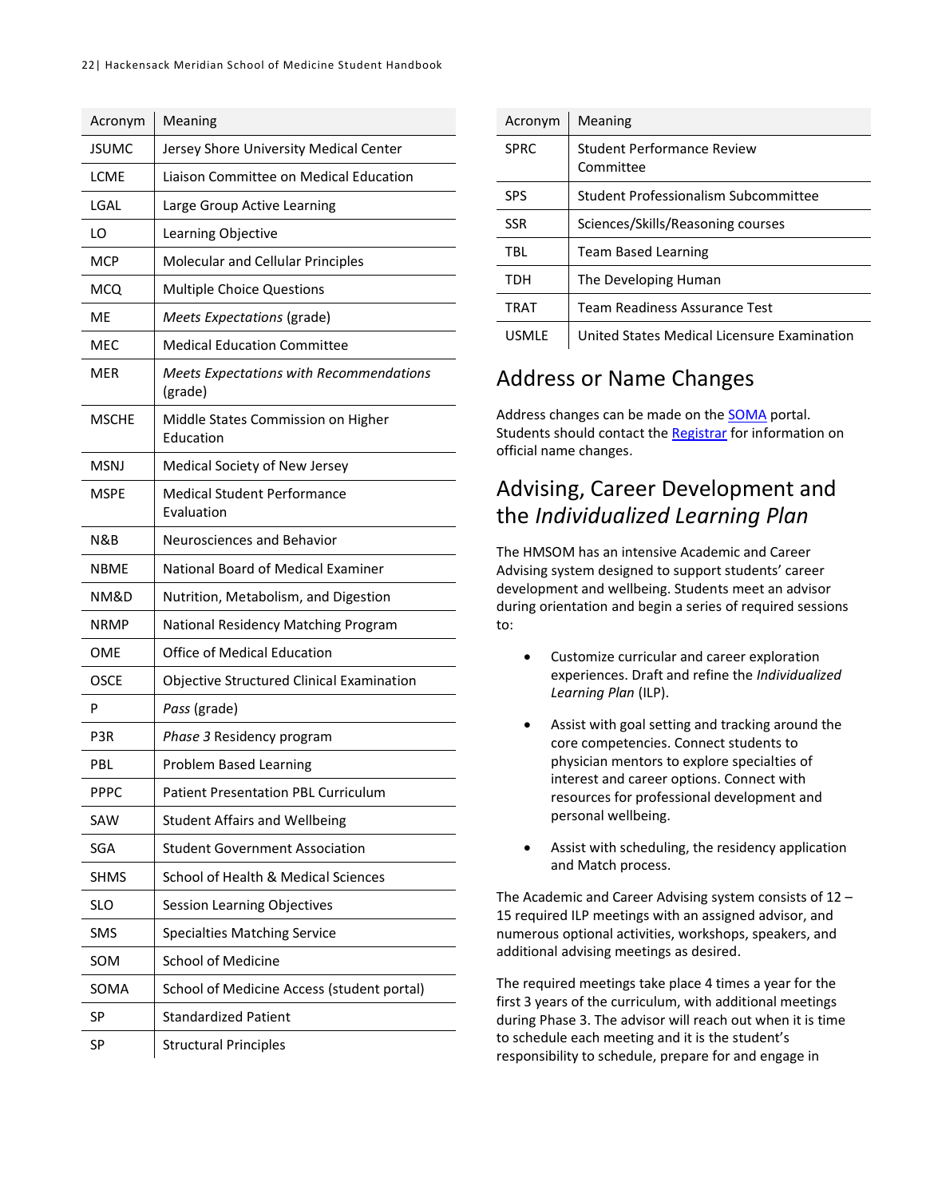| Acronym | Meaning |
| --- | --- |
| JSUMC | Jersey Shore University Medical Center |
| LCME | Liaison Committee on Medical Education |
| LGAL | Large Group Active Learning |
| LO | Learning Objective |
| MCP | Molecular and Cellular Principles |
| MCQ | Multiple Choice Questions |
| ME | *Meets Expectations* (grade) |
| MEC | Medical Education Committee |
| MER | *Meets Expectations with Recommendations* (grade) |
| MSCHE | Middle States Commission on Higher Education |
| MSNJ | Medical Society of New Jersey |
| MSPE | Medical Student Performance Evaluation |
| N&B | Neurosciences and Behavior |
| NBME | National Board of Medical Examiner |
| NM&D | Nutrition, Metabolism, and Digestion |
| NRMP | National Residency Matching Program |
| OME | Office of Medical Education |
| OSCE | Objective Structured Clinical Examination |
| P | *Pass* (grade) |
| P3R | *Phase 3* Residency program |
| PBL | Problem Based Learning |
| PPPC | Patient Presentation PBL Curriculum |
| SAW | Student Affairs and Wellbeing |
| SGA | Student Government Association |
| SHMS | School of Health & Medical Sciences |
| SLO | Session Learning Objectives |
| SMS | Specialties Matching Service |
| SOM | School of Medicine |
| SOMA | School of Medicine Access (student portal) |
| SP | Standardized Patient |
| SP | Structural Principles |
| SPRC | Student Performance Review Committee |
| SPS | Student Professionalism Subcommittee |
| SSR | Sciences/Skills/Reasoning courses |
| TBL | Team Based Learning |
| TDH | The Developing Human |
| TRAT | Team Readiness Assurance Test |
| USMLE | United States Medical Licensure Examination |

## Address or Name Changes

Address changes can be made on the SOMA portal. Students should contact the Registrar for information on official name changes.

## Advising, Career Development and the *Individualized Learning Plan*

The HMSOM has an intensive Academic and Career Advising system designed to support students' career development and wellbeing. Students meet an advisor during orientation and begin a series of required sessions to:

- Customize curricular and career exploration experiences. Draft and refine the *Individualized Learning Plan* (ILP).
- Assist with goal setting and tracking around the core competencies. Connect students to physician mentors to explore specialties of interest and career options. Connect with resources for professional development and personal wellbeing.
- Assist with scheduling, the residency application and Match process.

The Academic and Career Advising system consists of 12 – 15 required ILP meetings with an assigned advisor, and numerous optional activities, workshops, speakers, and additional advising meetings as desired.

The required meetings take place 4 times a year for the first 3 years of the curriculum, with additional meetings during Phase 3. The advisor will reach out when it is time to schedule each meeting and it is the student's responsibility to schedule, prepare for and engage in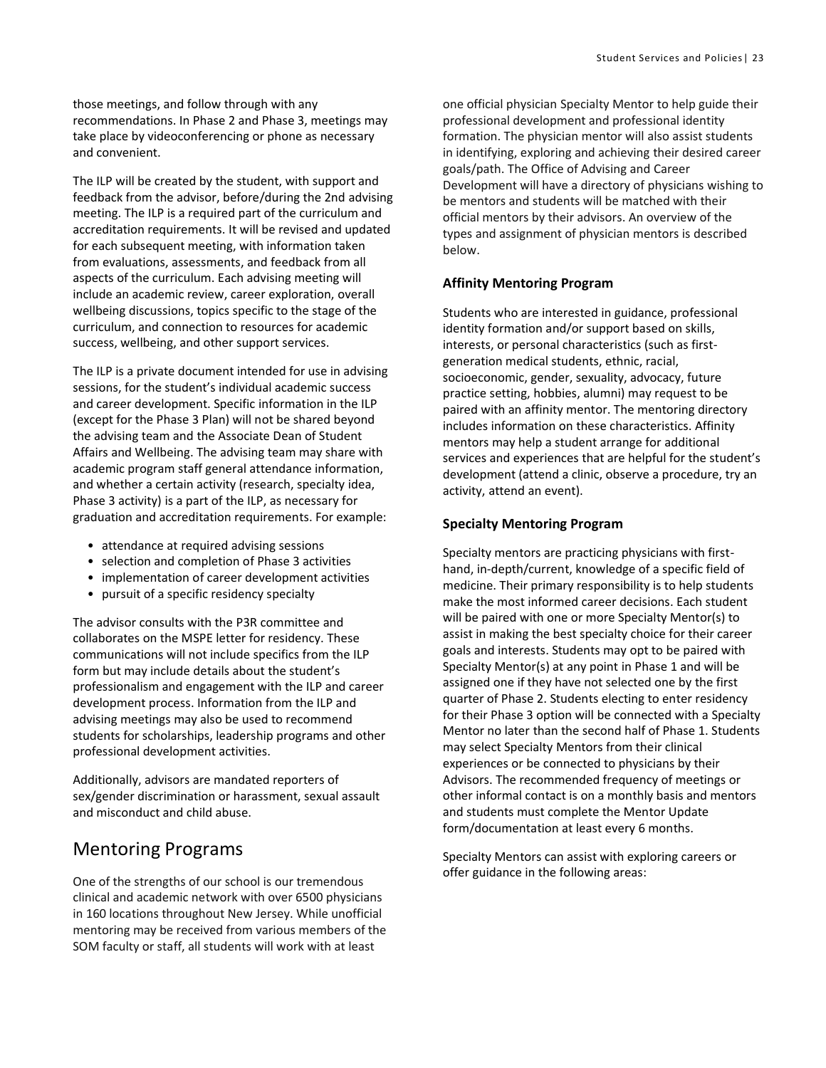those meetings, and follow through with any recommendations. In Phase 2 and Phase 3, meetings may take place by videoconferencing or phone as necessary and convenient.

The ILP will be created by the student, with support and feedback from the advisor, before/during the 2nd advising meeting. The ILP is a required part of the curriculum and accreditation requirements. It will be revised and updated for each subsequent meeting, with information taken from evaluations, assessments, and feedback from all aspects of the curriculum. Each advising meeting will include an academic review, career exploration, overall wellbeing discussions, topics specific to the stage of the curriculum, and connection to resources for academic success, wellbeing, and other support services.

The ILP is a private document intended for use in advising sessions, for the student's individual academic success and career development. Specific information in the ILP (except for the Phase 3 Plan) will not be shared beyond the advising team and the Associate Dean of Student Affairs and Wellbeing. The advising team may share with academic program staff general attendance information, and whether a certain activity (research, specialty idea, Phase 3 activity) is a part of the ILP, as necessary for graduation and accreditation requirements. For example:

- attendance at required advising sessions
- selection and completion of Phase 3 activities
- implementation of career development activities
- pursuit of a specific residency specialty

The advisor consults with the P3R committee and collaborates on the MSPE letter for residency. These communications will not include specifics from the ILP form but may include details about the student's professionalism and engagement with the ILP and career development process. Information from the ILP and advising meetings may also be used to recommend students for scholarships, leadership programs and other professional development activities.

Additionally, advisors are mandated reporters of sex/gender discrimination or harassment, sexual assault and misconduct and child abuse.

## Mentoring Programs

One of the strengths of our school is our tremendous clinical and academic network with over 6500 physicians in 160 locations throughout New Jersey. While unofficial mentoring may be received from various members of the SOM faculty or staff, all students will work with at least one official physician Specialty Mentor to help guide their professional development and professional identity formation. The physician mentor will also assist students in identifying, exploring and achieving their desired career goals/path. The Office of Advising and Career Development will have a directory of physicians wishing to be mentors and students will be matched with their official mentors by their advisors. An overview of the types and assignment of physician mentors is described below.

### Affinity Mentoring Program

Students who are interested in guidance, professional identity formation and/or support based on skills, interests, or personal characteristics (such as first-generation medical students, ethnic, racial, socioeconomic, gender, sexuality, advocacy, future practice setting, hobbies, alumni) may request to be paired with an affinity mentor. The mentoring directory includes information on these characteristics. Affinity mentors may help a student arrange for additional services and experiences that are helpful for the student's development (attend a clinic, observe a procedure, try an activity, attend an event).

### Specialty Mentoring Program

Specialty mentors are practicing physicians with first-hand, in-depth/current, knowledge of a specific field of medicine. Their primary responsibility is to help students make the most informed career decisions. Each student will be paired with one or more Specialty Mentor(s) to assist in making the best specialty choice for their career goals and interests. Students may opt to be paired with Specialty Mentor(s) at any point in Phase 1 and will be assigned one if they have not selected one by the first quarter of Phase 2. Students electing to enter residency for their Phase 3 option will be connected with a Specialty Mentor no later than the second half of Phase 1. Students may select Specialty Mentors from their clinical experiences or be connected to physicians by their Advisors. The recommended frequency of meetings or other informal contact is on a monthly basis and mentors and students must complete the Mentor Update form/documentation at least every 6 months.

Specialty Mentors can assist with exploring careers or offer guidance in the following areas: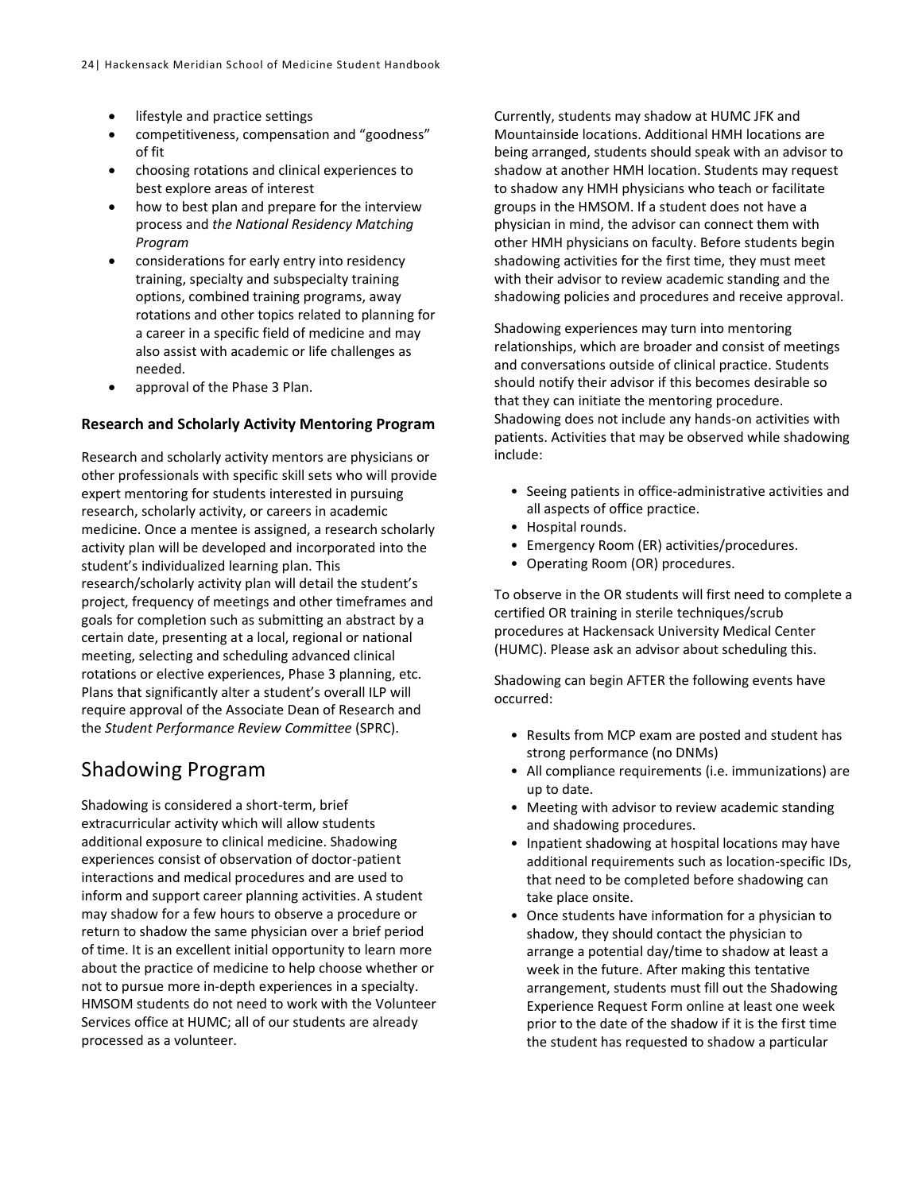- lifestyle and practice settings
- competitiveness, compensation and "goodness" of fit
- choosing rotations and clinical experiences to best explore areas of interest
- how to best plan and prepare for the interview process and *the National Residency Matching Program*
- considerations for early entry into residency training, specialty and subspecialty training options, combined training programs, away rotations and other topics related to planning for a career in a specific field of medicine and may also assist with academic or life challenges as needed.
- approval of the Phase 3 Plan.

### Research and Scholarly Activity Mentoring Program

Research and scholarly activity mentors are physicians or other professionals with specific skill sets who will provide expert mentoring for students interested in pursuing research, scholarly activity, or careers in academic medicine. Once a mentee is assigned, a research scholarly activity plan will be developed and incorporated into the student's individualized learning plan. This research/scholarly activity plan will detail the student's project, frequency of meetings and other timeframes and goals for completion such as submitting an abstract by a certain date, presenting at a local, regional or national meeting, selecting and scheduling advanced clinical rotations or elective experiences, Phase 3 planning, etc. Plans that significantly alter a student's overall ILP will require approval of the Associate Dean of Research and the *Student Performance Review Committee* (SPRC).

## Shadowing Program

Shadowing is considered a short-term, brief extracurricular activity which will allow students additional exposure to clinical medicine. Shadowing experiences consist of observation of doctor-patient interactions and medical procedures and are used to inform and support career planning activities. A student may shadow for a few hours to observe a procedure or return to shadow the same physician over a brief period of time. It is an excellent initial opportunity to learn more about the practice of medicine to help choose whether or not to pursue more in-depth experiences in a specialty. HMSOM students do not need to work with the Volunteer Services office at HUMC; all of our students are already processed as a volunteer.

Currently, students may shadow at HUMC JFK and Mountainside locations. Additional HMH locations are being arranged, students should speak with an advisor to shadow at another HMH location. Students may request to shadow any HMH physicians who teach or facilitate groups in the HMSOM. If a student does not have a physician in mind, the advisor can connect them with other HMH physicians on faculty. Before students begin shadowing activities for the first time, they must meet with their advisor to review academic standing and the shadowing policies and procedures and receive approval.

Shadowing experiences may turn into mentoring relationships, which are broader and consist of meetings and conversations outside of clinical practice. Students should notify their advisor if this becomes desirable so that they can initiate the mentoring procedure. Shadowing does not include any hands-on activities with patients. Activities that may be observed while shadowing include:

- Seeing patients in office-administrative activities and all aspects of office practice.
- Hospital rounds.
- Emergency Room (ER) activities/procedures.
- Operating Room (OR) procedures.

To observe in the OR students will first need to complete a certified OR training in sterile techniques/scrub procedures at Hackensack University Medical Center (HUMC). Please ask an advisor about scheduling this.

Shadowing can begin AFTER the following events have occurred:

- Results from MCP exam are posted and student has strong performance (no DNMs)
- All compliance requirements (i.e. immunizations) are up to date.
- Meeting with advisor to review academic standing and shadowing procedures.
- Inpatient shadowing at hospital locations may have additional requirements such as location-specific IDs, that need to be completed before shadowing can take place onsite.
- Once students have information for a physician to shadow, they should contact the physician to arrange a potential day/time to shadow at least a week in the future. After making this tentative arrangement, students must fill out the Shadowing Experience Request Form online at least one week prior to the date of the shadow if it is the first time the student has requested to shadow a particular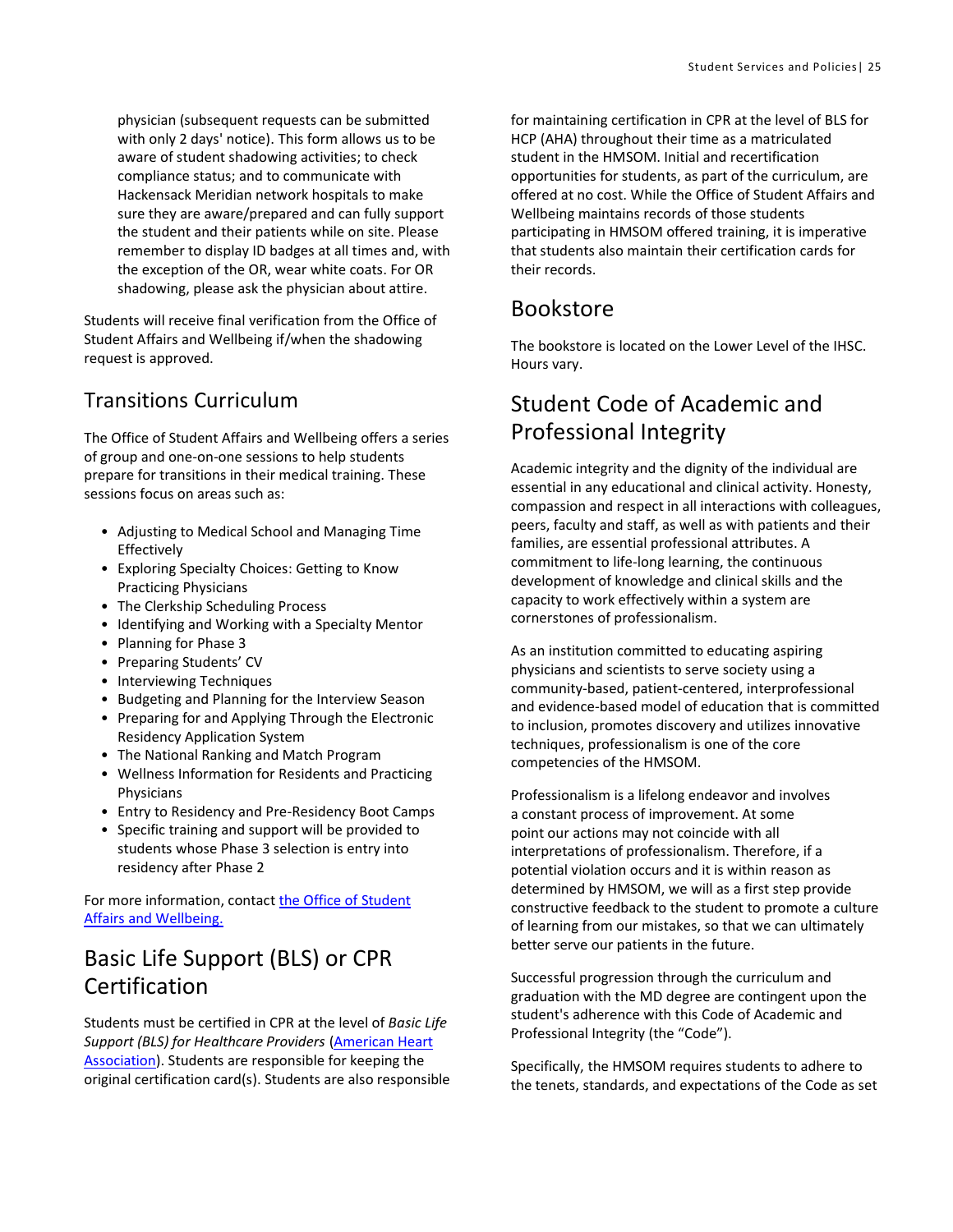physician (subsequent requests can be submitted with only 2 days' notice). This form allows us to be aware of student shadowing activities; to check compliance status; and to communicate with Hackensack Meridian network hospitals to make sure they are aware/prepared and can fully support the student and their patients while on site. Please remember to display ID badges at all times and, with the exception of the OR, wear white coats. For OR shadowing, please ask the physician about attire.

Students will receive final verification from the Office of Student Affairs and Wellbeing if/when the shadowing request is approved.

## Transitions Curriculum

The Office of Student Affairs and Wellbeing offers a series of group and one-on-one sessions to help students prepare for transitions in their medical training. These sessions focus on areas such as:

- Adjusting to Medical School and Managing Time Effectively
- Exploring Specialty Choices: Getting to Know Practicing Physicians
- The Clerkship Scheduling Process
- Identifying and Working with a Specialty Mentor
- Planning for Phase 3
- Preparing Students' CV
- Interviewing Techniques
- Budgeting and Planning for the Interview Season
- Preparing for and Applying Through the Electronic Residency Application System
- The National Ranking and Match Program
- Wellness Information for Residents and Practicing Physicians
- Entry to Residency and Pre-Residency Boot Camps
- Specific training and support will be provided to students whose Phase 3 selection is entry into residency after Phase 2

For more information, contact [the Office of Student Affairs and Wellbeing.]

## Basic Life Support (BLS) or CPR Certification

Students must be certified in CPR at the level of *Basic Life Support (BLS) for Healthcare Providers* ([American Heart Association]). Students are responsible for keeping the original certification card(s). Students are also responsible for maintaining certification in CPR at the level of BLS for HCP (AHA) throughout their time as a matriculated student in the HMSOM. Initial and recertification opportunities for students, as part of the curriculum, are offered at no cost. While the Office of Student Affairs and Wellbeing maintains records of those students participating in HMSOM offered training, it is imperative that students also maintain their certification cards for their records.

## Bookstore

The bookstore is located on the Lower Level of the IHSC. Hours vary.

## Student Code of Academic and Professional Integrity

Academic integrity and the dignity of the individual are essential in any educational and clinical activity. Honesty, compassion and respect in all interactions with colleagues, peers, faculty and staff, as well as with patients and their families, are essential professional attributes. A commitment to life-long learning, the continuous development of knowledge and clinical skills and the capacity to work effectively within a system are cornerstones of professionalism.

As an institution committed to educating aspiring physicians and scientists to serve society using a community-based, patient-centered, interprofessional and evidence-based model of education that is committed to inclusion, promotes discovery and utilizes innovative techniques, professionalism is one of the core competencies of the HMSOM.

Professionalism is a lifelong endeavor and involves a constant process of improvement. At some point our actions may not coincide with all interpretations of professionalism. Therefore, if a potential violation occurs and it is within reason as determined by HMSOM, we will as a first step provide constructive feedback to the student to promote a culture of learning from our mistakes, so that we can ultimately better serve our patients in the future.

Successful progression through the curriculum and graduation with the MD degree are contingent upon the student's adherence with this Code of Academic and Professional Integrity (the "Code").

Specifically, the HMSOM requires students to adhere to the tenets, standards, and expectations of the Code as set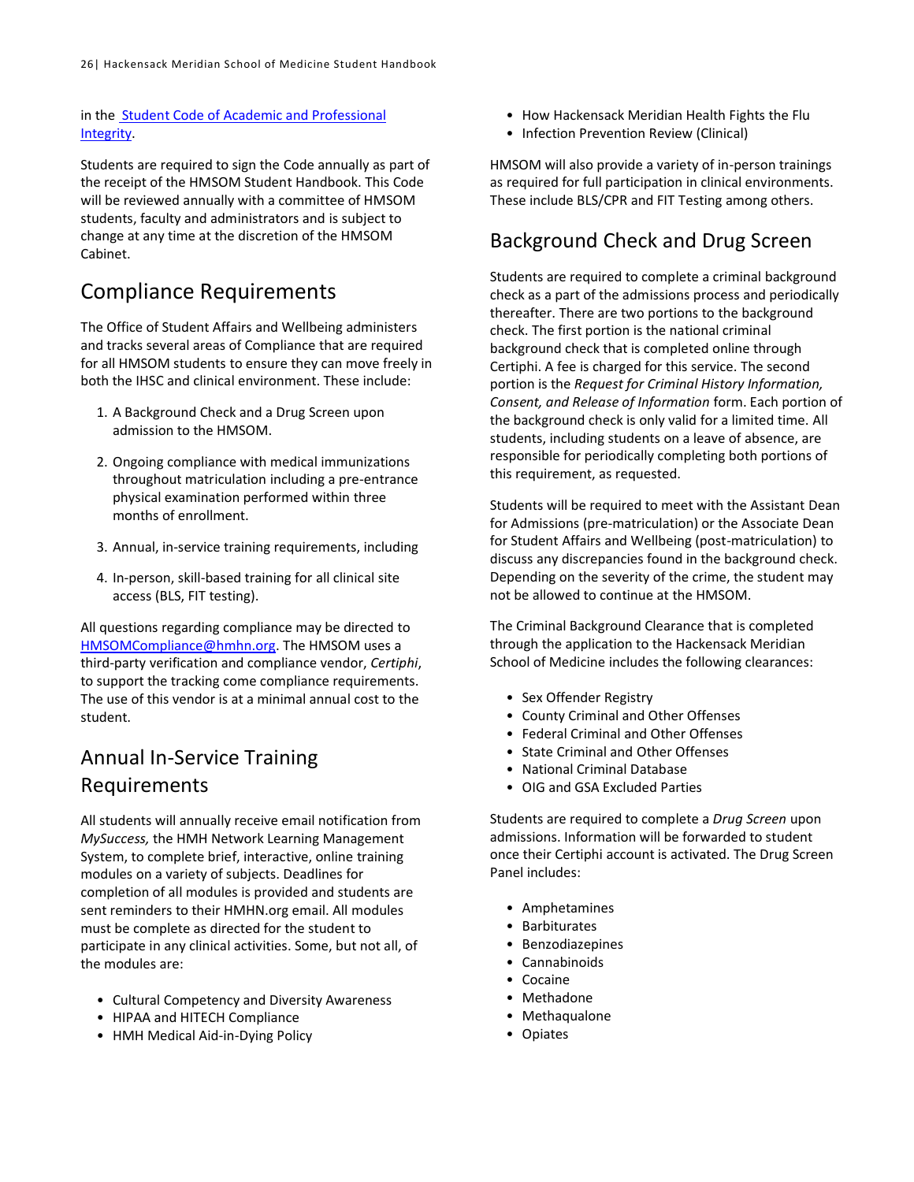in the [Student Code of Academic and Professional Integrity](#).

Students are required to sign the Code annually as part of the receipt of the HMSOM Student Handbook. This Code will be reviewed annually with a committee of HMSOM students, faculty and administrators and is subject to change at any time at the discretion of the HMSOM Cabinet.

## Compliance Requirements

The Office of Student Affairs and Wellbeing administers and tracks several areas of Compliance that are required for all HMSOM students to ensure they can move freely in both the IHSC and clinical environment. These include:

1. A Background Check and a Drug Screen upon admission to the HMSOM.

2. Ongoing compliance with medical immunizations throughout matriculation including a pre-entrance physical examination performed within three months of enrollment.

3. Annual, in-service training requirements, including

4. In-person, skill-based training for all clinical site access (BLS, FIT testing).

All questions regarding compliance may be directed to HMSOMCompliance@hmhn.org. The HMSOM uses a third-party verification and compliance vendor, *Certiphi*, to support the tracking come compliance requirements. The use of this vendor is at a minimal annual cost to the student.

## Annual In-Service Training Requirements

All students annually receive email notification from *MySuccess,* the HMH Network Learning Management System, to complete brief, interactive, online training modules on a variety of subjects. Deadlines for completion of all modules is provided and students are sent reminders to their HMHN.org email. All modules must be complete as directed for the student to participate in any clinical activities. Some, but not all, of the modules are:

- Cultural Competency and Diversity Awareness
- HIPAA and HITECH Compliance
- HMH Medical Aid-in-Dying Policy
- How Hackensack Meridian Health Fights the Flu
- Infection Prevention Review (Clinical)

HMSOM will also provide a variety of in-person trainings as required for full participation in clinical environments. These include BLS/CPR and FIT Testing among others.

## Background Check and Drug Screen

Students are required to complete a criminal background check as a part of the admissions process and periodically thereafter. There are two portions to the background check. The first portion is the national criminal background check that is completed online through Certiphi. A fee is charged for this service. The second portion is the *Request for Criminal History Information, Consent, and Release of Information* form. Each portion of the background check is only valid for a limited time. All students, including students on a leave of absence, are responsible for periodically completing both portions of this requirement, as requested.

Students will be required to meet with the Assistant Dean for Admissions (pre-matriculation) or the Associate Dean for Student Affairs and Wellbeing (post-matriculation) to discuss any discrepancies found in the background check. Depending on the severity of the crime, the student may not be allowed to continue at the HMSOM.

The Criminal Background Clearance that is completed through the application to the Hackensack Meridian School of Medicine includes the following clearances:

- Sex Offender Registry
- County Criminal and Other Offenses
- Federal Criminal and Other Offenses
- State Criminal and Other Offenses
- National Criminal Database
- OIG and GSA Excluded Parties

Students are required to complete a *Drug Screen* upon admissions. Information will be forwarded to student once their Certiphi account is activated. The Drug Screen Panel includes:

- Amphetamines
- Barbiturates
- Benzodiazepines
- Cannabinoids
- Cocaine
- Methadone
- Methaqualone
- Opiates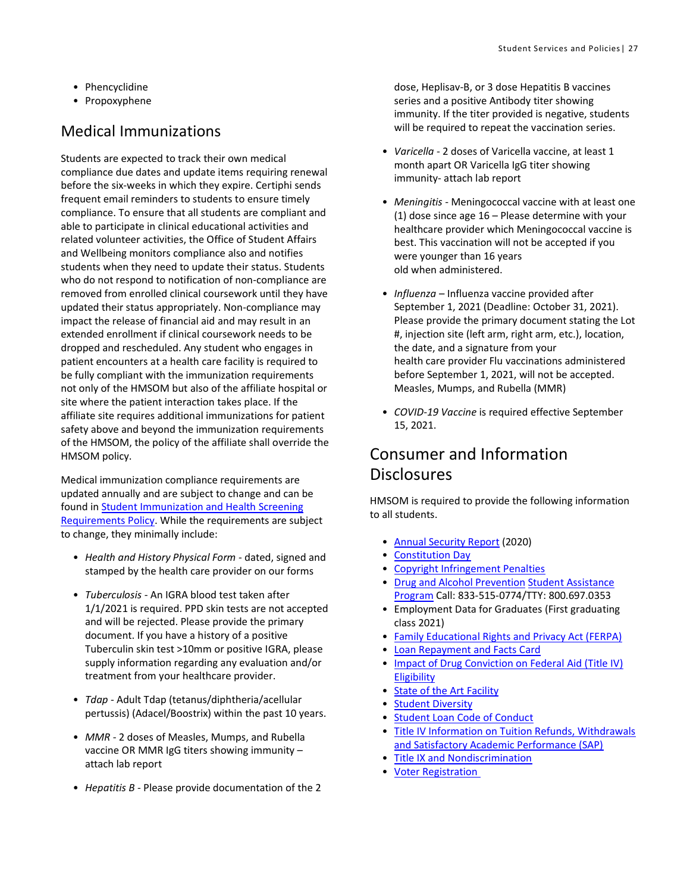- Phencyclidine
- Propoxyphene

## Medical Immunizations

Students are expected to track their own medical compliance due dates and update items requiring renewal before the six-weeks in which they expire. Certiphi sends frequent email reminders to students to ensure timely compliance. To ensure that all students are compliant and able to participate in clinical educational activities and related volunteer activities, the Office of Student Affairs and Wellbeing monitors compliance also and notifies students when they need to update their status. Students who do not respond to notification of non-compliance are removed from enrolled clinical coursework until they have updated their status appropriately. Non-compliance may impact the release of financial aid and may result in an extended enrollment if clinical coursework needs to be dropped and rescheduled. Any student who engages in patient encounters at a health care facility is required to be fully compliant with the immunization requirements not only of the HMSOM but also of the affiliate hospital or site where the patient interaction takes place. If the affiliate site requires additional immunizations for patient safety above and beyond the immunization requirements of the HMSOM, the policy of the affiliate shall override the HMSOM policy.

Medical immunization compliance requirements are updated annually and are subject to change and can be found in [Student Immunization and Health Screening Requirements Policy](). While the requirements are subject to change, they minimally include:

- *Health and History Physical Form* - dated, signed and stamped by the health care provider on our forms
- *Tuberculosis* - An IGRA blood test taken after 1/1/2021 is required. PPD skin tests are not accepted and will be rejected. Please provide the primary document. If you have a history of a positive Tuberculin skin test >10mm or positive IGRA, please supply information regarding any evaluation and/or treatment from your healthcare provider.
- *Tdap* - Adult Tdap (tetanus/diphtheria/acellular pertussis) (Adacel/Boostrix) within the past 10 years.
- *MMR* - 2 doses of Measles, Mumps, and Rubella vaccine OR MMR IgG titers showing immunity – attach lab report
- *Hepatitis B* - Please provide documentation of the 2 dose, Heplisav-B, or 3 dose Hepatitis B vaccines series and a positive Antibody titer showing immunity. If the titer provided is negative, students will be required to repeat the vaccination series.
- *Varicella* - 2 doses of Varicella vaccine, at least 1 month apart OR Varicella IgG titer showing immunity- attach lab report
- *Meningitis* - Meningococcal vaccine with at least one (1) dose since age 16 – Please determine with your healthcare provider which Meningococcal vaccine is best. This vaccination will not be accepted if you were younger than 16 years old when administered.
- *Influenza* – Influenza vaccine provided after September 1, 2021 (Deadline: October 31, 2021). Please provide the primary document stating the Lot #, injection site (left arm, right arm, etc.), location, the date, and a signature from your health care provider Flu vaccinations administered before September 1, 2021, will not be accepted. Measles, Mumps, and Rubella (MMR)
- *COVID-19 Vaccine* is required effective September 15, 2021.

## Consumer and Information Disclosures

HMSOM is required to provide the following information to all students.

- [Annual Security Report]() (2020)
- [Constitution Day]()
- [Copyright Infringement Penalties]()
- [Drug and Alcohol Prevention]() [Student Assistance Program]() Call: 833-515-0774/TTY: 800.697.0353
- Employment Data for Graduates (First graduating class 2021)
- [Family Educational Rights and Privacy Act (FERPA)]()
- [Loan Repayment and Facts Card]()
- [Impact of Drug Conviction on Federal Aid (Title IV) Eligibility]()
- [State of the Art Facility]()
- [Student Diversity]()
- [Student Loan Code of Conduct]()
- [Title IV Information on Tuition Refunds, Withdrawals and Satisfactory Academic Performance (SAP)]()
- [Title IX and Nondiscrimination]()
- [Voter Registration]()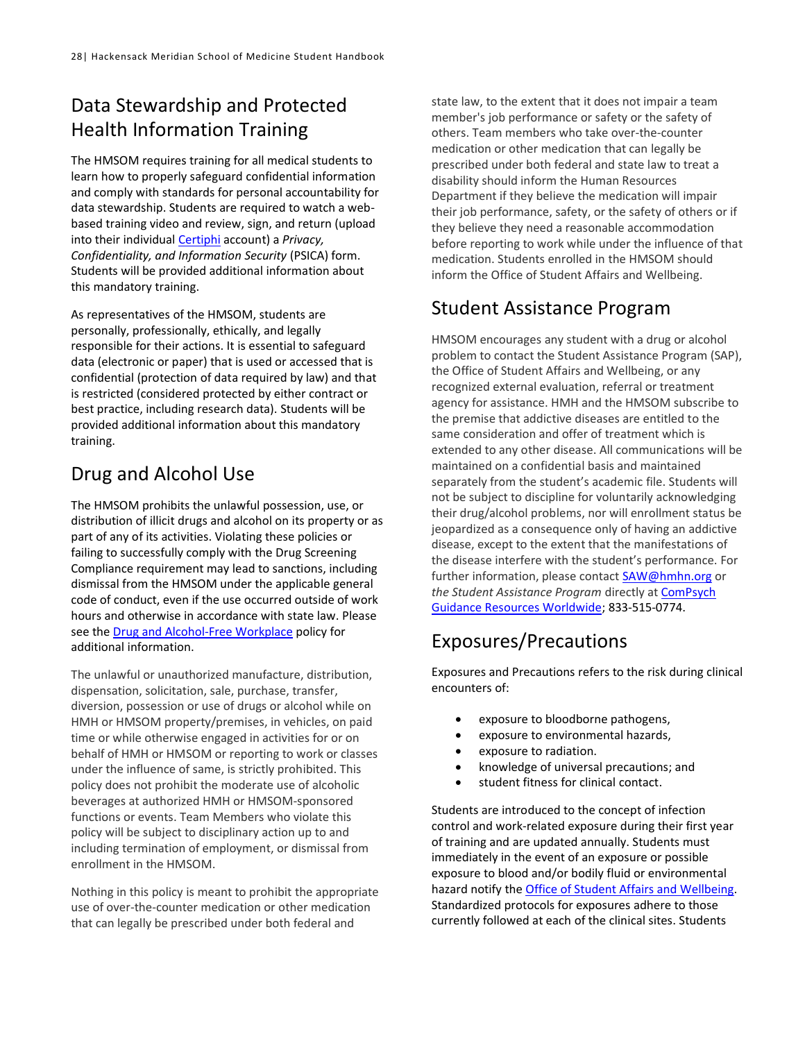## Data Stewardship and Protected Health Information Training

The HMSOM requires training for all medical students to learn how to properly safeguard confidential information and comply with standards for personal accountability for data stewardship. Students are required to watch a web-based training video and review, sign, and return (upload into their individual Certiphi account) a *Privacy, Confidentiality, and Information Security* (PSICA) form. Students will be provided additional information about this mandatory training.

As representatives of the HMSOM, students are personally, professionally, ethically, and legally responsible for their actions. It is essential to safeguard data (electronic or paper) that is used or accessed that is confidential (protection of data required by law) and that is restricted (considered protected by either contract or best practice, including research data). Students will be provided additional information about this mandatory training.

## Drug and Alcohol Use

The HMSOM prohibits the unlawful possession, use, or distribution of illicit drugs and alcohol on its property or as part of any of its activities. Violating these policies or failing to successfully comply with the Drug Screening Compliance requirement may lead to sanctions, including dismissal from the HMSOM under the applicable general code of conduct, even if the use occurred outside of work hours and otherwise in accordance with state law. Please see the Drug and Alcohol-Free Workplace policy for additional information.

The unlawful or unauthorized manufacture, distribution, dispensation, solicitation, sale, purchase, transfer, diversion, possession or use of drugs or alcohol while on HMH or HMSOM property/premises, in vehicles, on paid time or while otherwise engaged in activities for or on behalf of HMH or HMSOM or reporting to work or classes under the influence of same, is strictly prohibited. This policy does not prohibit the moderate use of alcoholic beverages at authorized HMH or HMSOM-sponsored functions or events. Team Members who violate this policy will be subject to disciplinary action up to and including termination of employment, or dismissal from enrollment in the HMSOM.

Nothing in this policy is meant to prohibit the appropriate use of over-the-counter medication or other medication that can legally be prescribed under both federal and state law, to the extent that it does not impair a team member's job performance or safety or the safety of others. Team members who take over-the-counter medication or other medication that can legally be prescribed under both federal and state law to treat a disability should inform the Human Resources Department if they believe the medication will impair their job performance, safety, or the safety of others or if they believe they need a reasonable accommodation before reporting to work while under the influence of that medication. Students enrolled in the HMSOM should inform the Office of Student Affairs and Wellbeing.

## Student Assistance Program

HMSOM encourages any student with a drug or alcohol problem to contact the Student Assistance Program (SAP), the Office of Student Affairs and Wellbeing, or any recognized external evaluation, referral or treatment agency for assistance. HMH and the HMSOM subscribe to the premise that addictive diseases are entitled to the same consideration and offer of treatment which is extended to any other disease. All communications will be maintained on a confidential basis and maintained separately from the student's academic file. Students will not be subject to discipline for voluntarily acknowledging their drug/alcohol problems, nor will enrollment status be jeopardized as a consequence only of having an addictive disease, except to the extent that the manifestations of the disease interfere with the student's performance. For further information, please contact SAW@hmhn.org or *the Student Assistance Program* directly at ComPsych Guidance Resources Worldwide; 833-515-0774.

## Exposures/Precautions

Exposures and Precautions refers to the risk during clinical encounters of:

- exposure to bloodborne pathogens,
- exposure to environmental hazards,
- exposure to radiation.
- knowledge of universal precautions; and
- student fitness for clinical contact.

Students are introduced to the concept of infection control and work-related exposure during their first year of training and are updated annually. Students must immediately in the event of an exposure or possible exposure to blood and/or bodily fluid or environmental hazard notify the Office of Student Affairs and Wellbeing. Standardized protocols for exposures adhere to those currently followed at each of the clinical sites. Students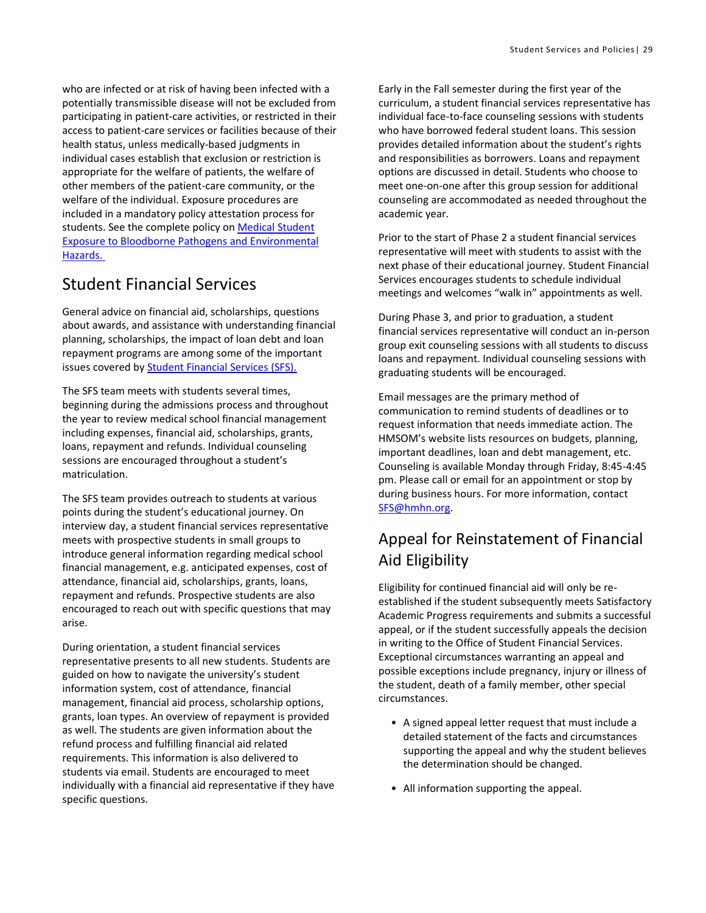who are infected or at risk of having been infected with a potentially transmissible disease will not be excluded from participating in patient-care activities, or restricted in their access to patient-care services or facilities because of their health status, unless medically-based judgments in individual cases establish that exclusion or restriction is appropriate for the welfare of patients, the welfare of other members of the patient-care community, or the welfare of the individual. Exposure procedures are included in a mandatory policy attestation process for students. See the complete policy on [Medical Student Exposure to Bloodborne Pathogens and Environmental Hazards.]()

## Student Financial Services

General advice on financial aid, scholarships, questions about awards, and assistance with understanding financial planning, scholarships, the impact of loan debt and loan repayment programs are among some of the important issues covered by [Student Financial Services (SFS).]()

The SFS team meets with students several times, beginning during the admissions process and throughout the year to review medical school financial management including expenses, financial aid, scholarships, grants, loans, repayment and refunds. Individual counseling sessions are encouraged throughout a student's matriculation.

The SFS team provides outreach to students at various points during the student's educational journey. On interview day, a student financial services representative meets with prospective students in small groups to introduce general information regarding medical school financial management, e.g. anticipated expenses, cost of attendance, financial aid, scholarships, grants, loans, repayment and refunds. Prospective students are also encouraged to reach out with specific questions that may arise.

During orientation, a student financial services representative presents to all new students. Students are guided on how to navigate the university's student information system, cost of attendance, financial management, financial aid process, scholarship options, grants, loan types. An overview of repayment is provided as well. The students are given information about the refund process and fulfilling financial aid related requirements. This information is also delivered to students via email. Students are encouraged to meet individually with a financial aid representative if they have specific questions.

Early in the Fall semester during the first year of the curriculum, a student financial services representative has individual face-to-face counseling sessions with students who have borrowed federal student loans. This session provides detailed information about the student's rights and responsibilities as borrowers. Loans and repayment options are discussed in detail. Students who choose to meet one-on-one after this group session for additional counseling are accommodated as needed throughout the academic year.

Prior to the start of Phase 2 a student financial services representative will meet with students to assist with the next phase of their educational journey. Student Financial Services encourages students to schedule individual meetings and welcomes "walk in" appointments as well.

During Phase 3, and prior to graduation, a student financial services representative will conduct an in-person group exit counseling sessions with all students to discuss loans and repayment. Individual counseling sessions with graduating students will be encouraged.

Email messages are the primary method of communication to remind students of deadlines or to request information that needs immediate action. The HMSOM's website lists resources on budgets, planning, important deadlines, loan and debt management, etc. Counseling is available Monday through Friday, 8:45-4:45 pm. Please call or email for an appointment or stop by during business hours. For more information, contact [SFS@hmhn.org](mailto:SFS@hmhn.org).

## Appeal for Reinstatement of Financial Aid Eligibility

Eligibility for continued financial aid will only be re-established if the student subsequently meets Satisfactory Academic Progress requirements and submits a successful appeal, or if the student successfully appeals the decision in writing to the Office of Student Financial Services. Exceptional circumstances warranting an appeal and possible exceptions include pregnancy, injury or illness of the student, death of a family member, other special circumstances.

- A signed appeal letter request that must include a detailed statement of the facts and circumstances supporting the appeal and why the student believes the determination should be changed.
- All information supporting the appeal.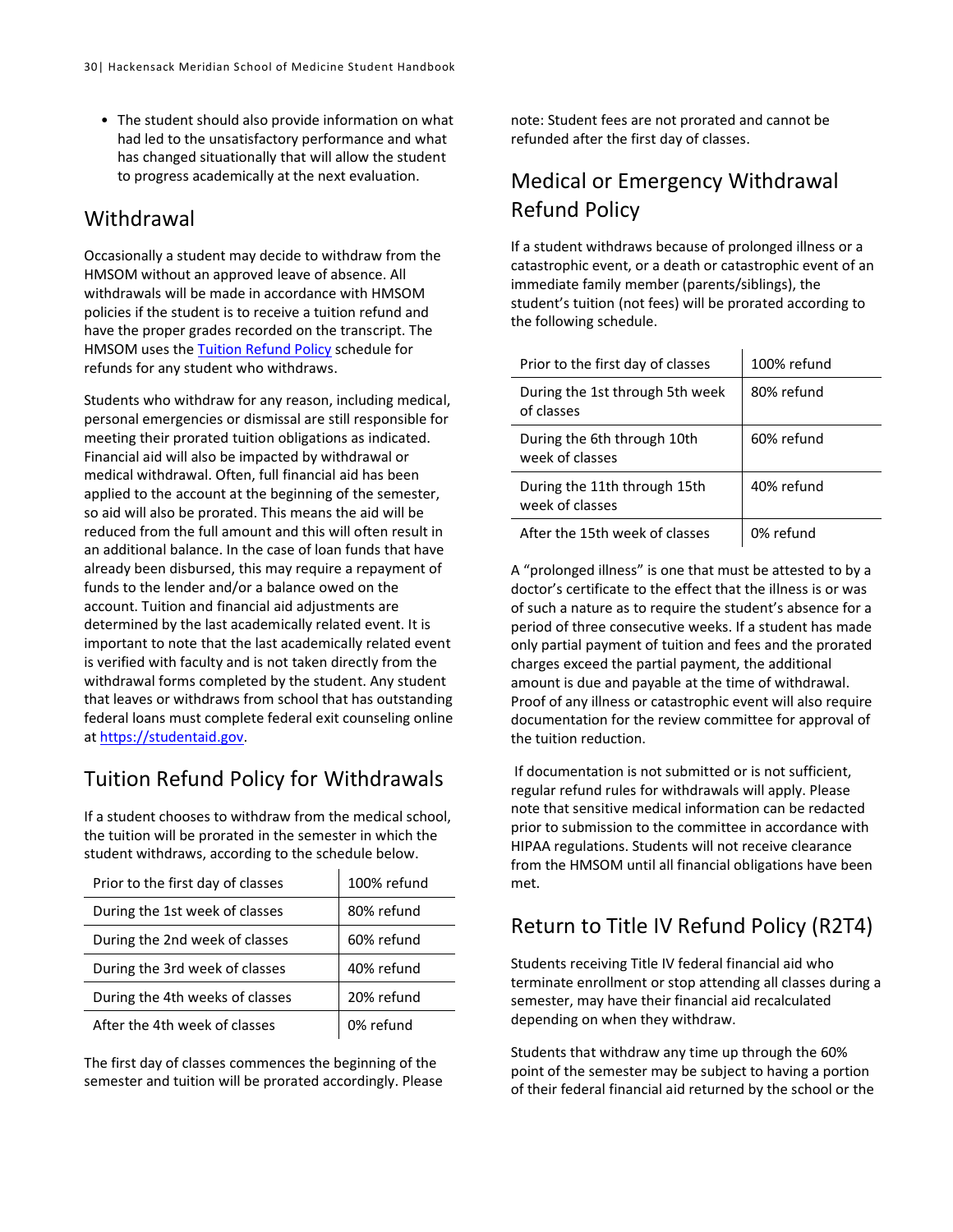- The student should also provide information on what had led to the unsatisfactory performance and what has changed situationally that will allow the student to progress academically at the next evaluation.

## Withdrawal

Occasionally a student may decide to withdraw from the HMSOM without an approved leave of absence. All withdrawals will be made in accordance with HMSOM policies if the student is to receive a tuition refund and have the proper grades recorded on the transcript. The HMSOM uses the Tuition Refund Policy schedule for refunds for any student who withdraws.

Students who withdraw for any reason, including medical, personal emergencies or dismissal are still responsible for meeting their prorated tuition obligations as indicated. Financial aid will also be impacted by withdrawal or medical withdrawal. Often, full financial aid has been applied to the account at the beginning of the semester, so aid will also be prorated. This means the aid will be reduced from the full amount and this will often result in an additional balance. In the case of loan funds that have already been disbursed, this may require a repayment of funds to the lender and/or a balance owed on the account. Tuition and financial aid adjustments are determined by the last academically related event. It is important to note that the last academically related event is verified with faculty and is not taken directly from the withdrawal forms completed by the student. Any student that leaves or withdraws from school that has outstanding federal loans must complete federal exit counseling online at https://studentaid.gov.

## Tuition Refund Policy for Withdrawals

If a student chooses to withdraw from the medical school, the tuition will be prorated in the semester in which the student withdraws, according to the schedule below.

| | |
|---|---|
| Prior to the first day of classes | 100% refund |
| During the 1st week of classes | 80% refund |
| During the 2nd week of classes | 60% refund |
| During the 3rd week of classes | 40% refund |
| During the 4th weeks of classes | 20% refund |
| After the 4th week of classes | 0% refund |

The first day of classes commences the beginning of the semester and tuition will be prorated accordingly. Please note: Student fees are not prorated and cannot be refunded after the first day of classes.

## Medical or Emergency Withdrawal Refund Policy

If a student withdraws because of prolonged illness or a catastrophic event, or a death or catastrophic event of an immediate family member (parents/siblings), the student's tuition (not fees) will be prorated according to the following schedule.

| | |
|---|---|
| Prior to the first day of classes | 100% refund |
| During the 1st through 5th week of classes | 80% refund |
| During the 6th through 10th week of classes | 60% refund |
| During the 11th through 15th week of classes | 40% refund |
| After the 15th week of classes | 0% refund |

A "prolonged illness" is one that must be attested to by a doctor's certificate to the effect that the illness is or was of such a nature as to require the student's absence for a period of three consecutive weeks. If a student has made only partial payment of tuition and fees and the prorated charges exceed the partial payment, the additional amount is due and payable at the time of withdrawal. Proof of any illness or catastrophic event will also require documentation for the review committee for approval of the tuition reduction.

If documentation is not submitted or is not sufficient, regular refund rules for withdrawals will apply. Please note that sensitive medical information can be redacted prior to submission to the committee in accordance with HIPAA regulations. Students will not receive clearance from the HMSOM until all financial obligations have been met.

## Return to Title IV Refund Policy (R2T4)

Students receiving Title IV federal financial aid who terminate enrollment or stop attending all classes during a semester, may have their financial aid recalculated depending on when they withdraw.

Students that withdraw any time up through the 60% point of the semester may be subject to having a portion of their federal financial aid returned by the school or the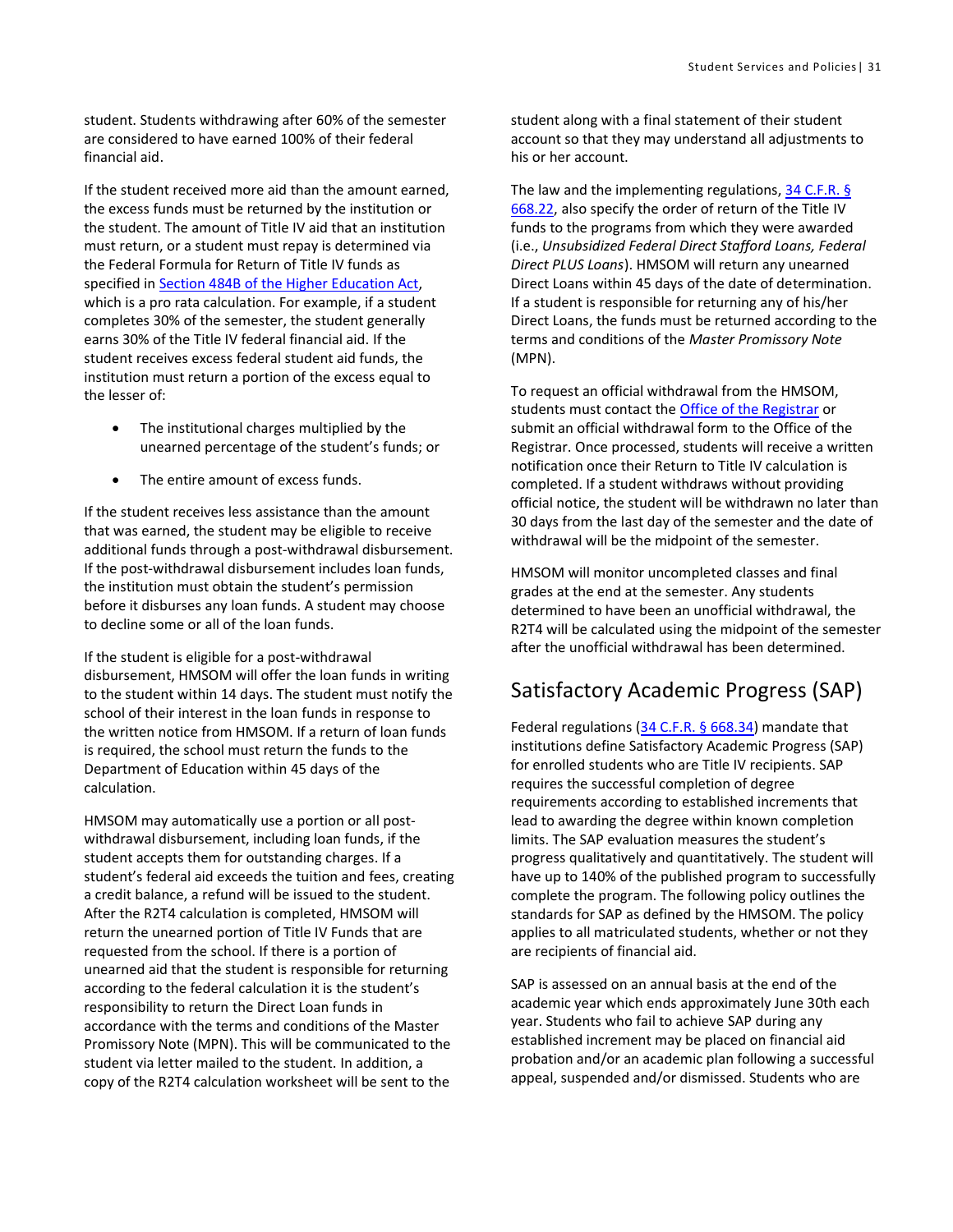student. Students withdrawing after 60% of the semester are considered to have earned 100% of their federal financial aid.

If the student received more aid than the amount earned, the excess funds must be returned by the institution or the student. The amount of Title IV aid that an institution must return, or a student must repay is determined via the Federal Formula for Return of Title IV funds as specified in [Section 484B of the Higher Education Act](), which is a pro rata calculation. For example, if a student completes 30% of the semester, the student generally earns 30% of the Title IV federal financial aid. If the student receives excess federal student aid funds, the institution must return a portion of the excess equal to the lesser of:

- The institutional charges multiplied by the unearned percentage of the student's funds; or
- The entire amount of excess funds.

If the student receives less assistance than the amount that was earned, the student may be eligible to receive additional funds through a post-withdrawal disbursement. If the post-withdrawal disbursement includes loan funds, the institution must obtain the student's permission before it disburses any loan funds. A student may choose to decline some or all of the loan funds.

If the student is eligible for a post-withdrawal disbursement, HMSOM will offer the loan funds in writing to the student within 14 days. The student must notify the school of their interest in the loan funds in response to the written notice from HMSOM. If a return of loan funds is required, the school must return the funds to the Department of Education within 45 days of the calculation.

HMSOM may automatically use a portion or all post-withdrawal disbursement, including loan funds, if the student accepts them for outstanding charges. If a student's federal aid exceeds the tuition and fees, creating a credit balance, a refund will be issued to the student. After the R2T4 calculation is completed, HMSOM will return the unearned portion of Title IV Funds that are requested from the school. If there is a portion of unearned aid that the student is responsible for returning according to the federal calculation it is the student's responsibility to return the Direct Loan funds in accordance with the terms and conditions of the Master Promissory Note (MPN). This will be communicated to the student via letter mailed to the student. In addition, a copy of the R2T4 calculation worksheet will be sent to the student along with a final statement of their student account so that they may understand all adjustments to his or her account.

The law and the implementing regulations, [34 C.F.R. § 668.22](), also specify the order of return of the Title IV funds to the programs from which they were awarded (i.e., *Unsubsidized Federal Direct Stafford Loans, Federal Direct PLUS Loans*). HMSOM will return any unearned Direct Loans within 45 days of the date of determination. If a student is responsible for returning any of his/her Direct Loans, the funds must be returned according to the terms and conditions of the *Master Promissory Note* (MPN).

To request an official withdrawal from the HMSOM, students must contact the [Office of the Registrar]() or submit an official withdrawal form to the Office of the Registrar. Once processed, students will receive a written notification once their Return to Title IV calculation is completed. If a student withdraws without providing official notice, the student will be withdrawn no later than 30 days from the last day of the semester and the date of withdrawal will be the midpoint of the semester.

HMSOM will monitor uncompleted classes and final grades at the end at the semester. Any students determined to have been an unofficial withdrawal, the R2T4 will be calculated using the midpoint of the semester after the unofficial withdrawal has been determined.

## Satisfactory Academic Progress (SAP)

Federal regulations ([34 C.F.R. § 668.34]()) mandate that institutions define Satisfactory Academic Progress (SAP) for enrolled students who are Title IV recipients. SAP requires the successful completion of degree requirements according to established increments that lead to awarding the degree within known completion limits. The SAP evaluation measures the student's progress qualitatively and quantitatively. The student will have up to 140% of the published program to successfully complete the program. The following policy outlines the standards for SAP as defined by the HMSOM. The policy applies to all matriculated students, whether or not they are recipients of financial aid.

SAP is assessed on an annual basis at the end of the academic year which ends approximately June 30th each year. Students who fail to achieve SAP during any established increment may be placed on financial aid probation and/or an academic plan following a successful appeal, suspended and/or dismissed. Students who are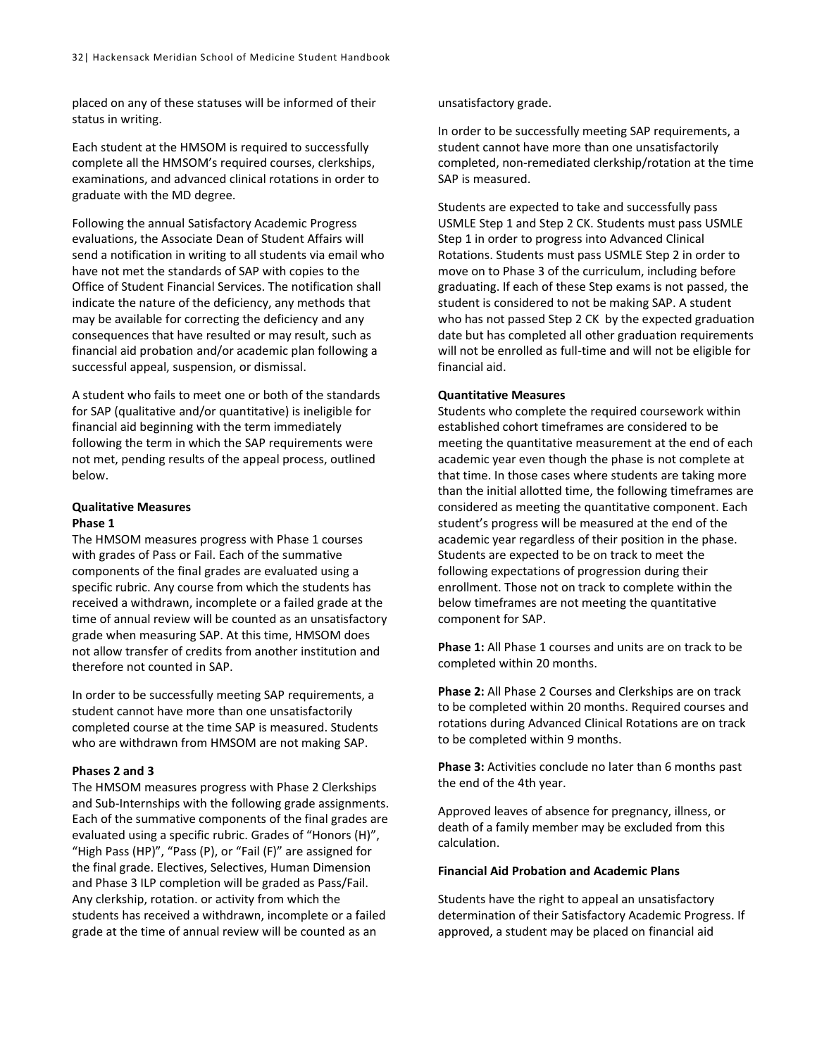placed on any of these statuses will be informed of their status in writing.

Each student at the HMSOM is required to successfully complete all the HMSOM's required courses, clerkships, examinations, and advanced clinical rotations in order to graduate with the MD degree.

Following the annual Satisfactory Academic Progress evaluations, the Associate Dean of Student Affairs will send a notification in writing to all students via email who have not met the standards of SAP with copies to the Office of Student Financial Services. The notification shall indicate the nature of the deficiency, any methods that may be available for correcting the deficiency and any consequences that have resulted or may result, such as financial aid probation and/or academic plan following a successful appeal, suspension, or dismissal.

A student who fails to meet one or both of the standards for SAP (qualitative and/or quantitative) is ineligible for financial aid beginning with the term immediately following the term in which the SAP requirements were not met, pending results of the appeal process, outlined below.

**Qualitative Measures**

**Phase 1**

The HMSOM measures progress with Phase 1 courses with grades of Pass or Fail. Each of the summative components of the final grades are evaluated using a specific rubric. Any course from which the students has received a withdrawn, incomplete or a failed grade at the time of annual review will be counted as an unsatisfactory grade when measuring SAP. At this time, HMSOM does not allow transfer of credits from another institution and therefore not counted in SAP.

In order to be successfully meeting SAP requirements, a student cannot have more than one unsatisfactorily completed course at the time SAP is measured. Students who are withdrawn from HMSOM are not making SAP.

**Phases 2 and 3**

The HMSOM measures progress with Phase 2 Clerkships and Sub-Internships with the following grade assignments. Each of the summative components of the final grades are evaluated using a specific rubric. Grades of "Honors (H)", "High Pass (HP)", "Pass (P), or "Fail (F)" are assigned for the final grade. Electives, Selectives, Human Dimension and Phase 3 ILP completion will be graded as Pass/Fail. Any clerkship, rotation. or activity from which the students has received a withdrawn, incomplete or a failed grade at the time of annual review will be counted as an unsatisfactory grade.

In order to be successfully meeting SAP requirements, a student cannot have more than one unsatisfactorily completed, non-remediated clerkship/rotation at the time SAP is measured.

Students are expected to take and successfully pass USMLE Step 1 and Step 2 CK. Students must pass USMLE Step 1 in order to progress into Advanced Clinical Rotations. Students must pass USMLE Step 2 in order to move on to Phase 3 of the curriculum, including before graduating. If each of these Step exams is not passed, the student is considered to not be making SAP. A student who has not passed Step 2 CK by the expected graduation date but has completed all other graduation requirements will not be enrolled as full-time and will not be eligible for financial aid.

**Quantitative Measures**

Students who complete the required coursework within established cohort timeframes are considered to be meeting the quantitative measurement at the end of each academic year even though the phase is not complete at that time. In those cases where students are taking more than the initial allotted time, the following timeframes are considered as meeting the quantitative component. Each student's progress will be measured at the end of the academic year regardless of their position in the phase. Students are expected to be on track to meet the following expectations of progression during their enrollment. Those not on track to complete within the below timeframes are not meeting the quantitative component for SAP.

**Phase 1:** All Phase 1 courses and units are on track to be completed within 20 months.

**Phase 2:** All Phase 2 Courses and Clerkships are on track to be completed within 20 months. Required courses and rotations during Advanced Clinical Rotations are on track to be completed within 9 months.

**Phase 3:** Activities conclude no later than 6 months past the end of the 4th year.

Approved leaves of absence for pregnancy, illness, or death of a family member may be excluded from this calculation.

**Financial Aid Probation and Academic Plans**

Students have the right to appeal an unsatisfactory determination of their Satisfactory Academic Progress. If approved, a student may be placed on financial aid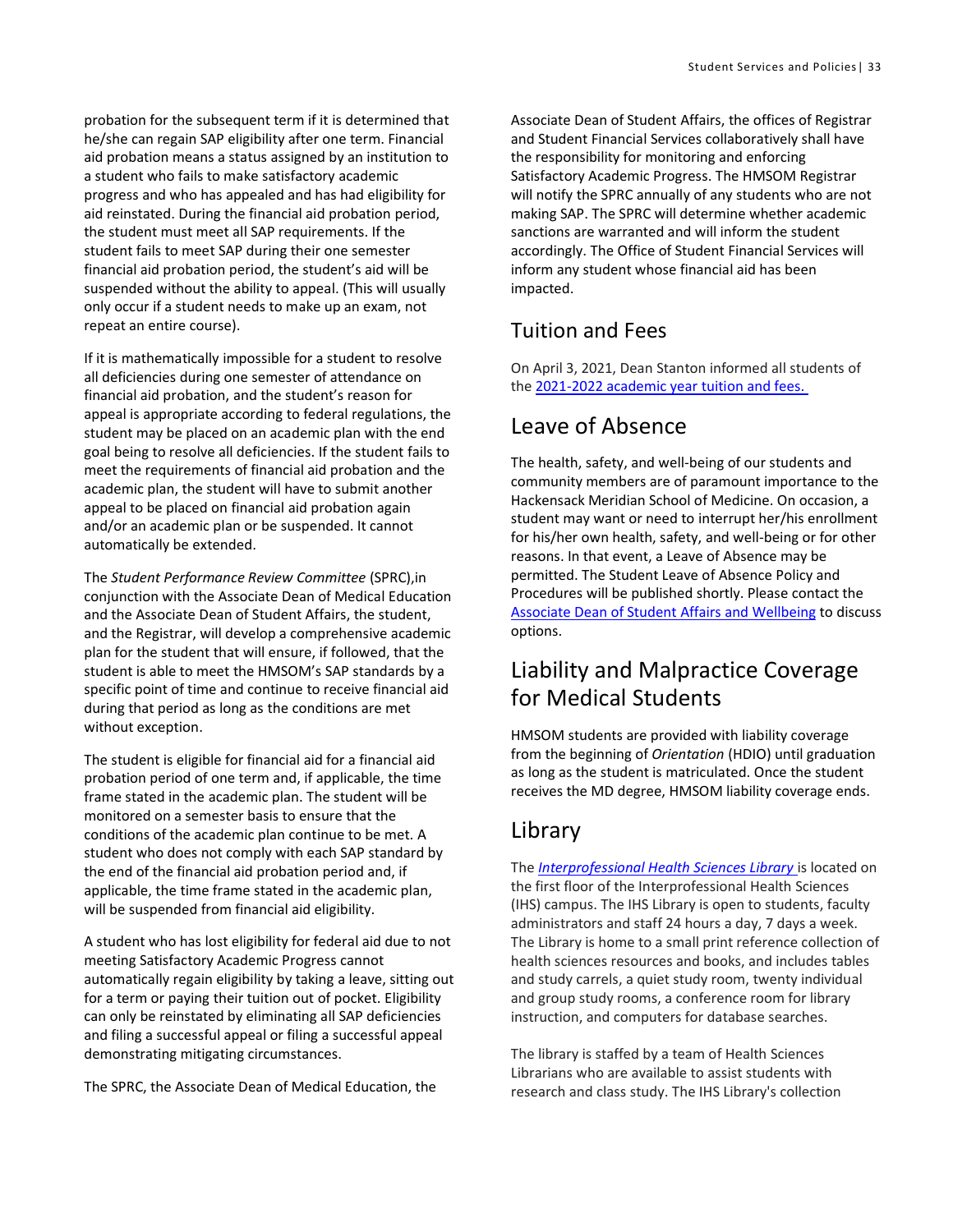probation for the subsequent term if it is determined that he/she can regain SAP eligibility after one term. Financial aid probation means a status assigned by an institution to a student who fails to make satisfactory academic progress and who has appealed and has had eligibility for aid reinstated. During the financial aid probation period, the student must meet all SAP requirements. If the student fails to meet SAP during their one semester financial aid probation period, the student's aid will be suspended without the ability to appeal. (This will usually only occur if a student needs to make up an exam, not repeat an entire course).

If it is mathematically impossible for a student to resolve all deficiencies during one semester of attendance on financial aid probation, and the student's reason for appeal is appropriate according to federal regulations, the student may be placed on an academic plan with the end goal being to resolve all deficiencies. If the student fails to meet the requirements of financial aid probation and the academic plan, the student will have to submit another appeal to be placed on financial aid probation again and/or an academic plan or be suspended. It cannot automatically be extended.

The *Student Performance Review Committee* (SPRC),in conjunction with the Associate Dean of Medical Education and the Associate Dean of Student Affairs, the student, and the Registrar, will develop a comprehensive academic plan for the student that will ensure, if followed, that the student is able to meet the HMSOM's SAP standards by a specific point of time and continue to receive financial aid during that period as long as the conditions are met without exception.

The student is eligible for financial aid for a financial aid probation period of one term and, if applicable, the time frame stated in the academic plan. The student will be monitored on a semester basis to ensure that the conditions of the academic plan continue to be met. A student who does not comply with each SAP standard by the end of the financial aid probation period and, if applicable, the time frame stated in the academic plan, will be suspended from financial aid eligibility.

A student who has lost eligibility for federal aid due to not meeting Satisfactory Academic Progress cannot automatically regain eligibility by taking a leave, sitting out for a term or paying their tuition out of pocket. Eligibility can only be reinstated by eliminating all SAP deficiencies and filing a successful appeal or filing a successful appeal demonstrating mitigating circumstances.

The SPRC, the Associate Dean of Medical Education, the Associate Dean of Student Affairs, the offices of Registrar and Student Financial Services collaboratively shall have the responsibility for monitoring and enforcing Satisfactory Academic Progress. The HMSOM Registrar will notify the SPRC annually of any students who are not making SAP. The SPRC will determine whether academic sanctions are warranted and will inform the student accordingly. The Office of Student Financial Services will inform any student whose financial aid has been impacted.

## Tuition and Fees

On April 3, 2021, Dean Stanton informed all students of the [2021-2022 academic year tuition and fees.](#)

## Leave of Absence

The health, safety, and well-being of our students and community members are of paramount importance to the Hackensack Meridian School of Medicine. On occasion, a student may want or need to interrupt her/his enrollment for his/her own health, safety, and well-being or for other reasons. In that event, a Leave of Absence may be permitted. The Student Leave of Absence Policy and Procedures will be published shortly. Please contact the [Associate Dean of Student Affairs and Wellbeing](#) to discuss options.

## Liability and Malpractice Coverage for Medical Students

HMSOM students are provided with liability coverage from the beginning of *Orientation* (HDIO) until graduation as long as the student is matriculated. Once the student receives the MD degree, HMSOM liability coverage ends.

## Library

The [*Interprofessional Health Sciences Library*](#) is located on the first floor of the Interprofessional Health Sciences (IHS) campus. The IHS Library is open to students, faculty administrators and staff 24 hours a day, 7 days a week. The Library is home to a small print reference collection of health sciences resources and books, and includes tables and study carrels, a quiet study room, twenty individual and group study rooms, a conference room for library instruction, and computers for database searches.

The library is staffed by a team of Health Sciences Librarians who are available to assist students with research and class study. The IHS Library's collection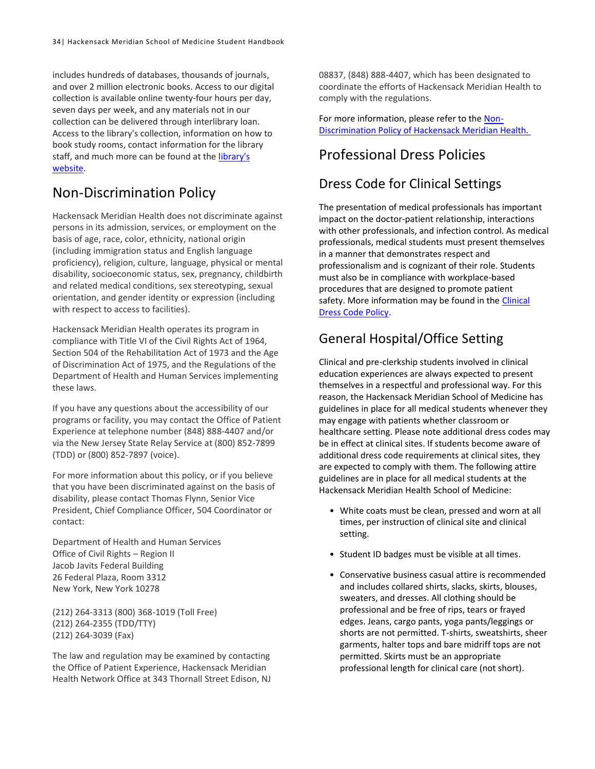includes hundreds of databases, thousands of journals, and over 2 million electronic books. Access to our digital collection is available online twenty-four hours per day, seven days per week, and any materials not in our collection can be delivered through interlibrary loan. Access to the library's collection, information on how to book study rooms, contact information for the library staff, and much more can be found at the library's website.

## Non-Discrimination Policy

Hackensack Meridian Health does not discriminate against persons in its admission, services, or employment on the basis of age, race, color, ethnicity, national origin (including immigration status and English language proficiency), religion, culture, language, physical or mental disability, socioeconomic status, sex, pregnancy, childbirth and related medical conditions, sex stereotyping, sexual orientation, and gender identity or expression (including with respect to access to facilities).

Hackensack Meridian Health operates its program in compliance with Title VI of the Civil Rights Act of 1964, Section 504 of the Rehabilitation Act of 1973 and the Age of Discrimination Act of 1975, and the Regulations of the Department of Health and Human Services implementing these laws.

If you have any questions about the accessibility of our programs or facility, you may contact the Office of Patient Experience at telephone number (848) 888-4407 and/or via the New Jersey State Relay Service at (800) 852-7899 (TDD) or (800) 852-7897 (voice).

For more information about this policy, or if you believe that you have been discriminated against on the basis of disability, please contact Thomas Flynn, Senior Vice President, Chief Compliance Officer, 504 Coordinator or contact:

Department of Health and Human Services
Office of Civil Rights – Region II
Jacob Javits Federal Building
26 Federal Plaza, Room 3312
New York, New York 10278

(212) 264-3313 (800) 368-1019 (Toll Free)
(212) 264-2355 (TDD/TTY)
(212) 264-3039 (Fax)

The law and regulation may be examined by contacting the Office of Patient Experience, Hackensack Meridian Health Network Office at 343 Thornall Street Edison, NJ 08837, (848) 888-4407, which has been designated to coordinate the efforts of Hackensack Meridian Health to comply with the regulations.

For more information, please refer to the Non-Discrimination Policy of Hackensack Meridian Health.

## Professional Dress Policies

### Dress Code for Clinical Settings

The presentation of medical professionals has important impact on the doctor-patient relationship, interactions with other professionals, and infection control. As medical professionals, medical students must present themselves in a manner that demonstrates respect and professionalism and is cognizant of their role. Students must also be in compliance with workplace-based procedures that are designed to promote patient safety. More information may be found in the Clinical Dress Code Policy.

### General Hospital/Office Setting

Clinical and pre-clerkship students involved in clinical education experiences are always expected to present themselves in a respectful and professional way. For this reason, the Hackensack Meridian School of Medicine has guidelines in place for all medical students whenever they may engage with patients whether classroom or healthcare setting. Please note additional dress codes may be in effect at clinical sites. If students become aware of additional dress code requirements at clinical sites, they are expected to comply with them. The following attire guidelines are in place for all medical students at the Hackensack Meridian Health School of Medicine:

- White coats must be clean, pressed and worn at all times, per instruction of clinical site and clinical setting.
- Student ID badges must be visible at all times.
- Conservative business casual attire is recommended and includes collared shirts, slacks, skirts, blouses, sweaters, and dresses. All clothing should be professional and be free of rips, tears or frayed edges. Jeans, cargo pants, yoga pants/leggings or shorts are not permitted. T-shirts, sweatshirts, sheer garments, halter tops and bare midriff tops are not permitted. Skirts must be an appropriate professional length for clinical care (not short).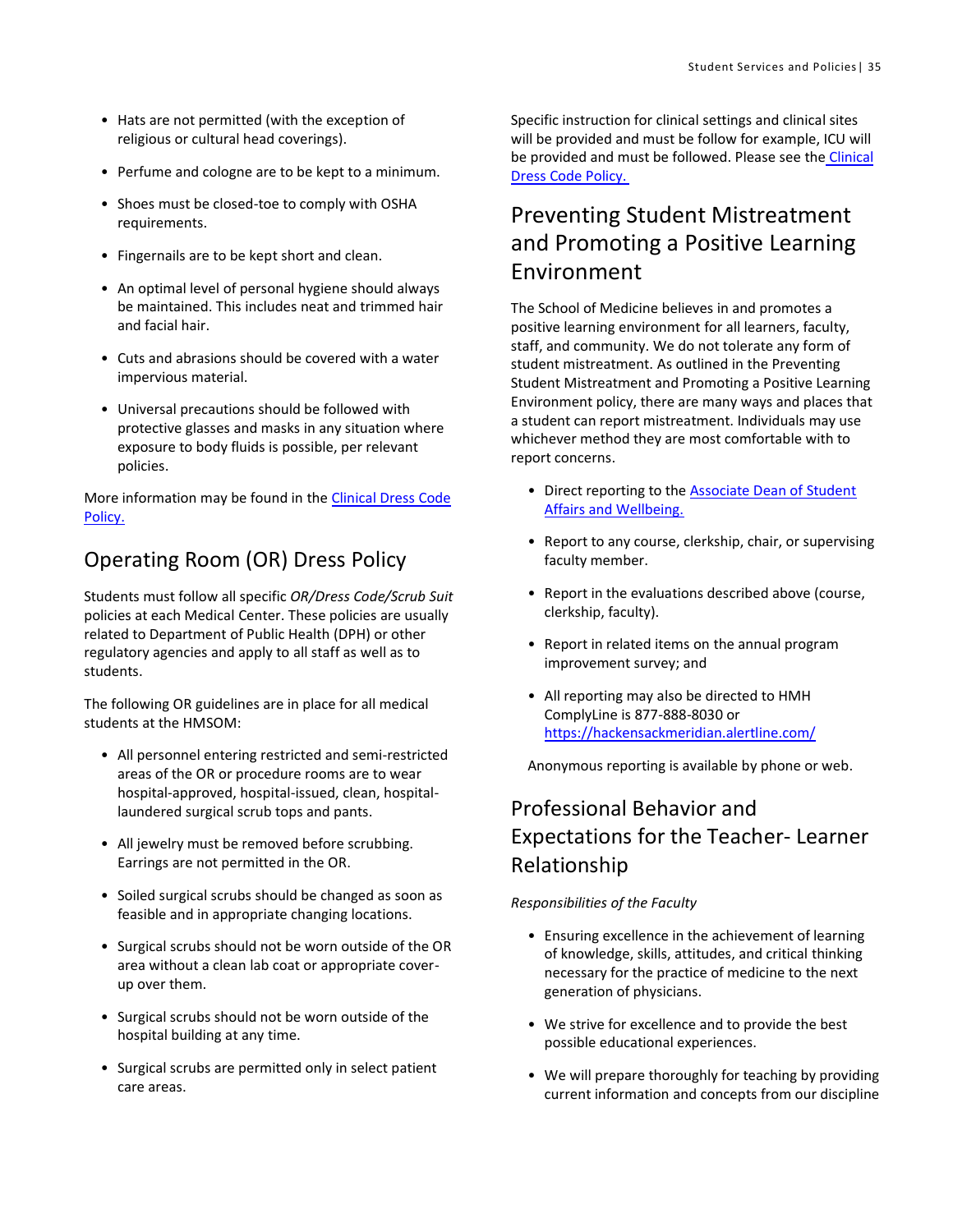- Hats are not permitted (with the exception of religious or cultural head coverings).
- Perfume and cologne are to be kept to a minimum.
- Shoes must be closed-toe to comply with OSHA requirements.
- Fingernails are to be kept short and clean.
- An optimal level of personal hygiene should always be maintained. This includes neat and trimmed hair and facial hair.
- Cuts and abrasions should be covered with a water impervious material.
- Universal precautions should be followed with protective glasses and masks in any situation where exposure to body fluids is possible, per relevant policies.

More information may be found in the Clinical Dress Code Policy.

## Operating Room (OR) Dress Policy

Students must follow all specific *OR/Dress Code/Scrub Suit* policies at each Medical Center. These policies are usually related to Department of Public Health (DPH) or other regulatory agencies and apply to all staff as well as to students.

The following OR guidelines are in place for all medical students at the HMSOM:

- All personnel entering restricted and semi-restricted areas of the OR or procedure rooms are to wear hospital-approved, hospital-issued, clean, hospital-laundered surgical scrub tops and pants.
- All jewelry must be removed before scrubbing. Earrings are not permitted in the OR.
- Soiled surgical scrubs should be changed as soon as feasible and in appropriate changing locations.
- Surgical scrubs should not be worn outside of the OR area without a clean lab coat or appropriate cover-up over them.
- Surgical scrubs should not be worn outside of the hospital building at any time.
- Surgical scrubs are permitted only in select patient care areas.

Specific instruction for clinical settings and clinical sites will be provided and must be follow for example, ICU will be provided and must be followed. Please see the Clinical Dress Code Policy.

## Preventing Student Mistreatment and Promoting a Positive Learning Environment

The School of Medicine believes in and promotes a positive learning environment for all learners, faculty, staff, and community. We do not tolerate any form of student mistreatment. As outlined in the Preventing Student Mistreatment and Promoting a Positive Learning Environment policy, there are many ways and places that a student can report mistreatment. Individuals may use whichever method they are most comfortable with to report concerns.

- Direct reporting to the Associate Dean of Student Affairs and Wellbeing.
- Report to any course, clerkship, chair, or supervising faculty member.
- Report in the evaluations described above (course, clerkship, faculty).
- Report in related items on the annual program improvement survey; and
- All reporting may also be directed to HMH ComplyLine is 877-888-8030 or https://hackensackmeridian.alertline.com/

Anonymous reporting is available by phone or web.

## Professional Behavior and Expectations for the Teacher- Learner Relationship

*Responsibilities of the Faculty*

- Ensuring excellence in the achievement of learning of knowledge, skills, attitudes, and critical thinking necessary for the practice of medicine to the next generation of physicians.
- We strive for excellence and to provide the best possible educational experiences.
- We will prepare thoroughly for teaching by providing current information and concepts from our discipline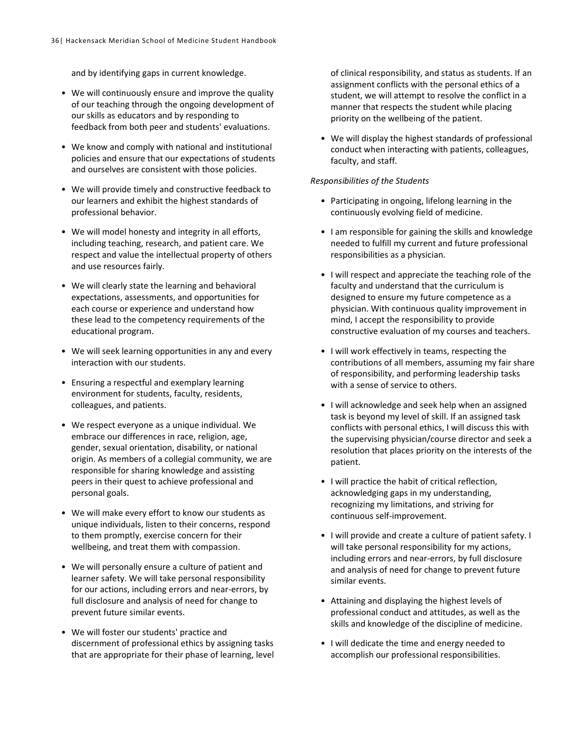and by identifying gaps in current knowledge.

- We will continuously ensure and improve the quality of our teaching through the ongoing development of our skills as educators and by responding to feedback from both peer and students' evaluations.
- We know and comply with national and institutional policies and ensure that our expectations of students and ourselves are consistent with those policies.
- We will provide timely and constructive feedback to our learners and exhibit the highest standards of professional behavior.
- We will model honesty and integrity in all efforts, including teaching, research, and patient care. We respect and value the intellectual property of others and use resources fairly.
- We will clearly state the learning and behavioral expectations, assessments, and opportunities for each course or experience and understand how these lead to the competency requirements of the educational program.
- We will seek learning opportunities in any and every interaction with our students.
- Ensuring a respectful and exemplary learning environment for students, faculty, residents, colleagues, and patients.
- We respect everyone as a unique individual. We embrace our differences in race, religion, age, gender, sexual orientation, disability, or national origin. As members of a collegial community, we are responsible for sharing knowledge and assisting peers in their quest to achieve professional and personal goals.
- We will make every effort to know our students as unique individuals, listen to their concerns, respond to them promptly, exercise concern for their wellbeing, and treat them with compassion.
- We will personally ensure a culture of patient and learner safety. We will take personal responsibility for our actions, including errors and near-errors, by full disclosure and analysis of need for change to prevent future similar events.
- We will foster our students' practice and discernment of professional ethics by assigning tasks that are appropriate for their phase of learning, level of clinical responsibility, and status as students. If an assignment conflicts with the personal ethics of a student, we will attempt to resolve the conflict in a manner that respects the student while placing priority on the wellbeing of the patient.
- We will display the highest standards of professional conduct when interacting with patients, colleagues, faculty, and staff.

*Responsibilities of the Students*

- Participating in ongoing, lifelong learning in the continuously evolving field of medicine.
- I am responsible for gaining the skills and knowledge needed to fulfill my current and future professional responsibilities as a physician.
- I will respect and appreciate the teaching role of the faculty and understand that the curriculum is designed to ensure my future competence as a physician. With continuous quality improvement in mind, I accept the responsibility to provide constructive evaluation of my courses and teachers.
- I will work effectively in teams, respecting the contributions of all members, assuming my fair share of responsibility, and performing leadership tasks with a sense of service to others.
- I will acknowledge and seek help when an assigned task is beyond my level of skill. If an assigned task conflicts with personal ethics, I will discuss this with the supervising physician/course director and seek a resolution that places priority on the interests of the patient.
- I will practice the habit of critical reflection, acknowledging gaps in my understanding, recognizing my limitations, and striving for continuous self-improvement.
- I will provide and create a culture of patient safety. I will take personal responsibility for my actions, including errors and near-errors, by full disclosure and analysis of need for change to prevent future similar events.
- Attaining and displaying the highest levels of professional conduct and attitudes, as well as the skills and knowledge of the discipline of medicine.
- I will dedicate the time and energy needed to accomplish our professional responsibilities.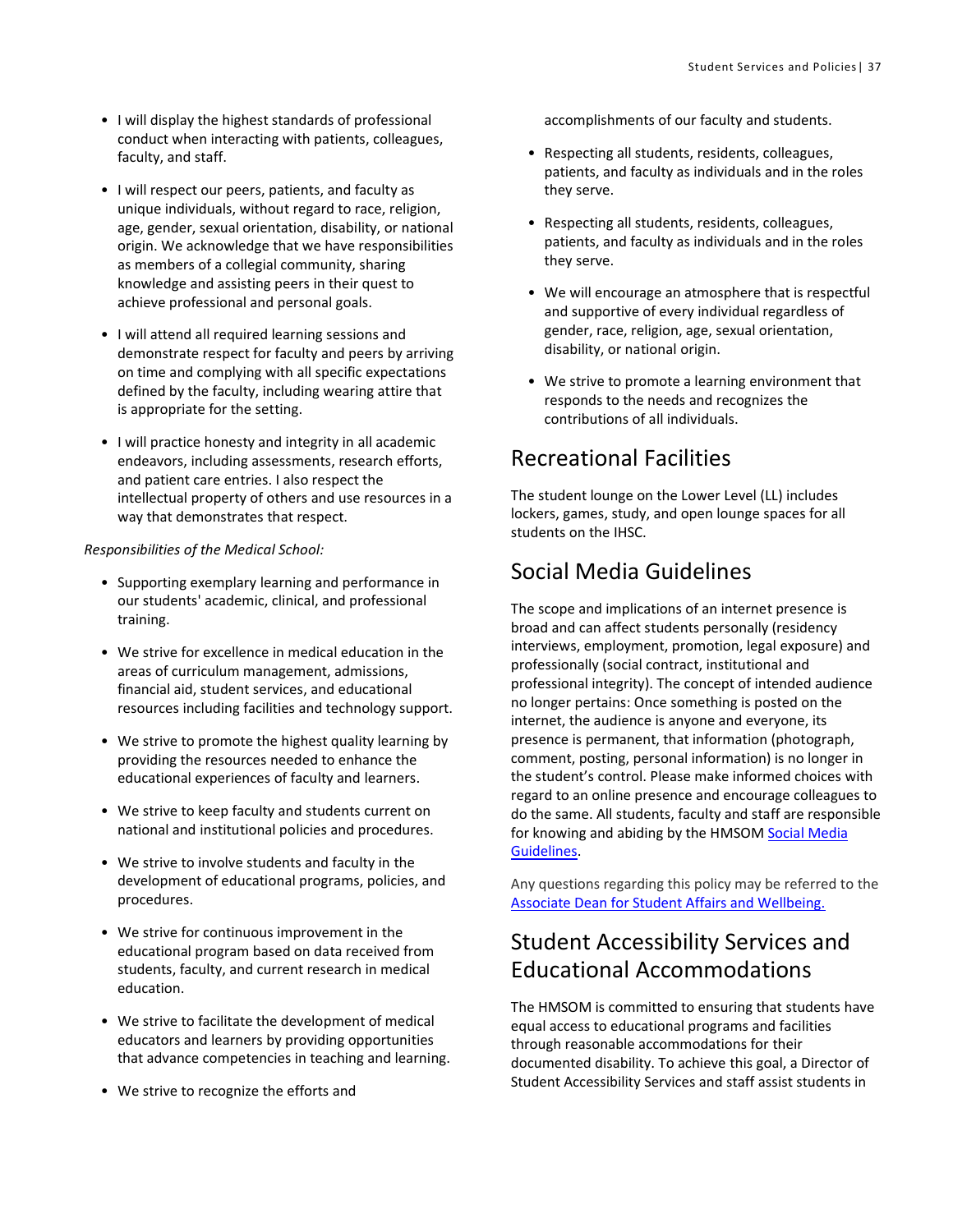- I will display the highest standards of professional conduct when interacting with patients, colleagues, faculty, and staff.

- I will respect our peers, patients, and faculty as unique individuals, without regard to race, religion, age, gender, sexual orientation, disability, or national origin. We acknowledge that we have responsibilities as members of a collegial community, sharing knowledge and assisting peers in their quest to achieve professional and personal goals.

- I will attend all required learning sessions and demonstrate respect for faculty and peers by arriving on time and complying with all specific expectations defined by the faculty, including wearing attire that is appropriate for the setting.

- I will practice honesty and integrity in all academic endeavors, including assessments, research efforts, and patient care entries. I also respect the intellectual property of others and use resources in a way that demonstrates that respect.

*Responsibilities of the Medical School:*

- Supporting exemplary learning and performance in our students' academic, clinical, and professional training.

- We strive for excellence in medical education in the areas of curriculum management, admissions, financial aid, student services, and educational resources including facilities and technology support.

- We strive to promote the highest quality learning by providing the resources needed to enhance the educational experiences of faculty and learners.

- We strive to keep faculty and students current on national and institutional policies and procedures.

- We strive to involve students and faculty in the development of educational programs, policies, and procedures.

- We strive for continuous improvement in the educational program based on data received from students, faculty, and current research in medical education.

- We strive to facilitate the development of medical educators and learners by providing opportunities that advance competencies in teaching and learning.

- We strive to recognize the efforts and accomplishments of our faculty and students.

- Respecting all students, residents, colleagues, patients, and faculty as individuals and in the roles they serve.

- Respecting all students, residents, colleagues, patients, and faculty as individuals and in the roles they serve.

- We will encourage an atmosphere that is respectful and supportive of every individual regardless of gender, race, religion, age, sexual orientation, disability, or national origin.

- We strive to promote a learning environment that responds to the needs and recognizes the contributions of all individuals.

## Recreational Facilities

The student lounge on the Lower Level (LL) includes lockers, games, study, and open lounge spaces for all students on the IHSC.

## Social Media Guidelines

The scope and implications of an internet presence is broad and can affect students personally (residency interviews, employment, promotion, legal exposure) and professionally (social contract, institutional and professional integrity). The concept of intended audience no longer pertains: Once something is posted on the internet, the audience is anyone and everyone, its presence is permanent, that information (photograph, comment, posting, personal information) is no longer in the student's control. Please make informed choices with regard to an online presence and encourage colleagues to do the same. All students, faculty and staff are responsible for knowing and abiding by the HMSOM Social Media Guidelines.

Any questions regarding this policy may be referred to the Associate Dean for Student Affairs and Wellbeing.

## Student Accessibility Services and Educational Accommodations

The HMSOM is committed to ensuring that students have equal access to educational programs and facilities through reasonable accommodations for their documented disability. To achieve this goal, a Director of Student Accessibility Services and staff assist students in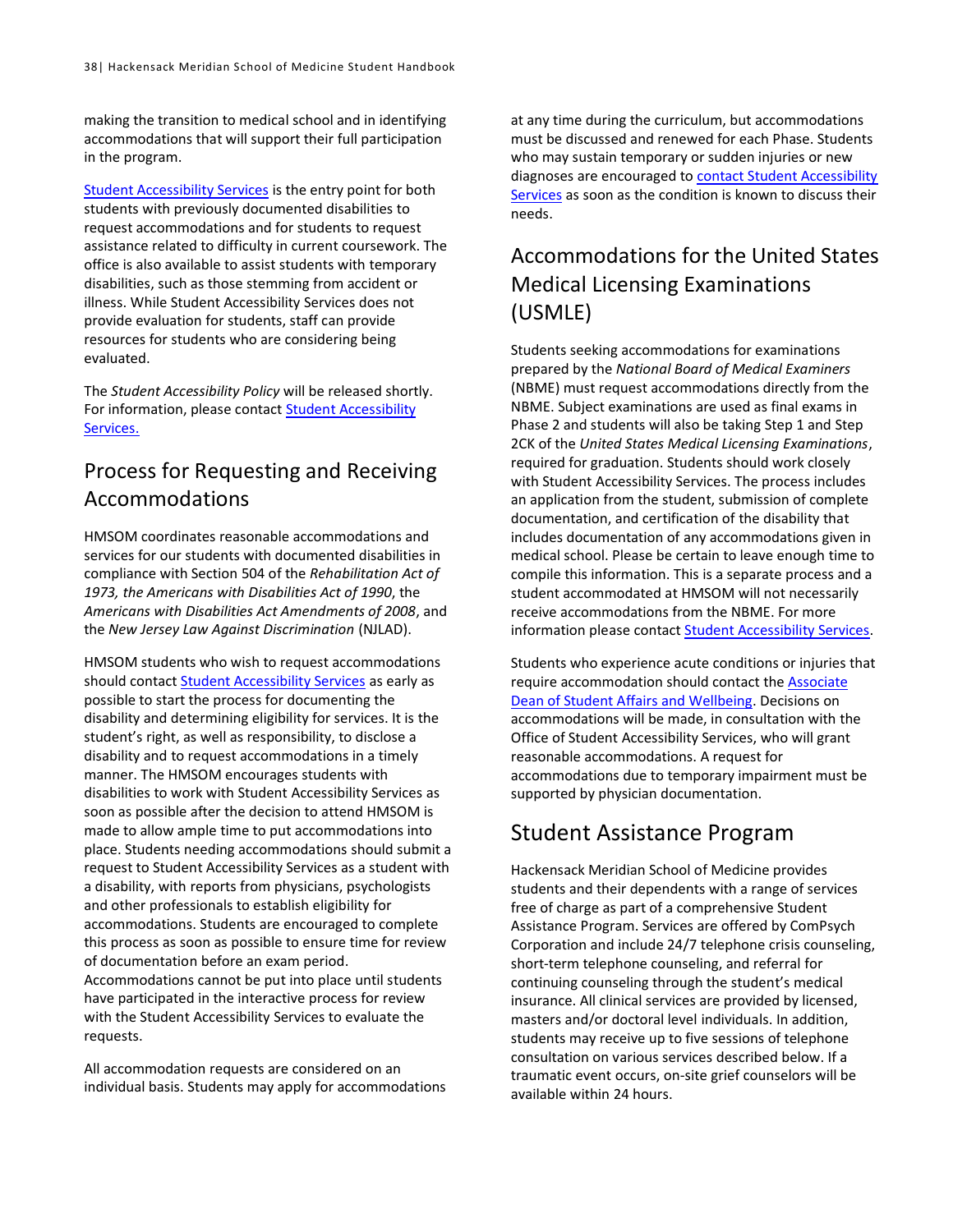making the transition to medical school and in identifying accommodations that will support their full participation in the program.

Student Accessibility Services is the entry point for both students with previously documented disabilities to request accommodations and for students to request assistance related to difficulty in current coursework. The office is also available to assist students with temporary disabilities, such as those stemming from accident or illness. While Student Accessibility Services does not provide evaluation for students, staff can provide resources for students who are considering being evaluated.

The *Student Accessibility Policy* will be released shortly. For information, please contact Student Accessibility Services.

## Process for Requesting and Receiving Accommodations

HMSOM coordinates reasonable accommodations and services for our students with documented disabilities in compliance with Section 504 of the *Rehabilitation Act of 1973, the Americans with Disabilities Act of 1990*, the *Americans with Disabilities Act Amendments of 2008*, and the *New Jersey Law Against Discrimination* (NJLAD).

HMSOM students who wish to request accommodations should contact Student Accessibility Services as early as possible to start the process for documenting the disability and determining eligibility for services. It is the student's right, as well as responsibility, to disclose a disability and to request accommodations in a timely manner. The HMSOM encourages students with disabilities to work with Student Accessibility Services as soon as possible after the decision to attend HMSOM is made to allow ample time to put accommodations into place. Students needing accommodations should submit a request to Student Accessibility Services as a student with a disability, with reports from physicians, psychologists and other professionals to establish eligibility for accommodations. Students are encouraged to complete this process as soon as possible to ensure time for review of documentation before an exam period. Accommodations cannot be put into place until students have participated in the interactive process for review with the Student Accessibility Services to evaluate the requests.

All accommodation requests are considered on an individual basis. Students may apply for accommodations at any time during the curriculum, but accommodations must be discussed and renewed for each Phase. Students who may sustain temporary or sudden injuries or new diagnoses are encouraged to contact Student Accessibility Services as soon as the condition is known to discuss their needs.

## Accommodations for the United States Medical Licensing Examinations (USMLE)

Students seeking accommodations for examinations prepared by the *National Board of Medical Examiners* (NBME) must request accommodations directly from the NBME. Subject examinations are used as final exams in Phase 2 and students will also be taking Step 1 and Step 2CK of the *United States Medical Licensing Examinations*, required for graduation. Students should work closely with Student Accessibility Services. The process includes an application from the student, submission of complete documentation, and certification of the disability that includes documentation of any accommodations given in medical school. Please be certain to leave enough time to compile this information. This is a separate process and a student accommodated at HMSOM will not necessarily receive accommodations from the NBME. For more information please contact Student Accessibility Services.

Students who experience acute conditions or injuries that require accommodation should contact the Associate Dean of Student Affairs and Wellbeing. Decisions on accommodations will be made, in consultation with the Office of Student Accessibility Services, who will grant reasonable accommodations. A request for accommodations due to temporary impairment must be supported by physician documentation.

## Student Assistance Program

Hackensack Meridian School of Medicine provides students and their dependents with a range of services free of charge as part of a comprehensive Student Assistance Program. Services are offered by ComPsych Corporation and include 24/7 telephone crisis counseling, short-term telephone counseling, and referral for continuing counseling through the student's medical insurance. All clinical services are provided by licensed, masters and/or doctoral level individuals. In addition, students may receive up to five sessions of telephone consultation on various services described below. If a traumatic event occurs, on-site grief counselors will be available within 24 hours.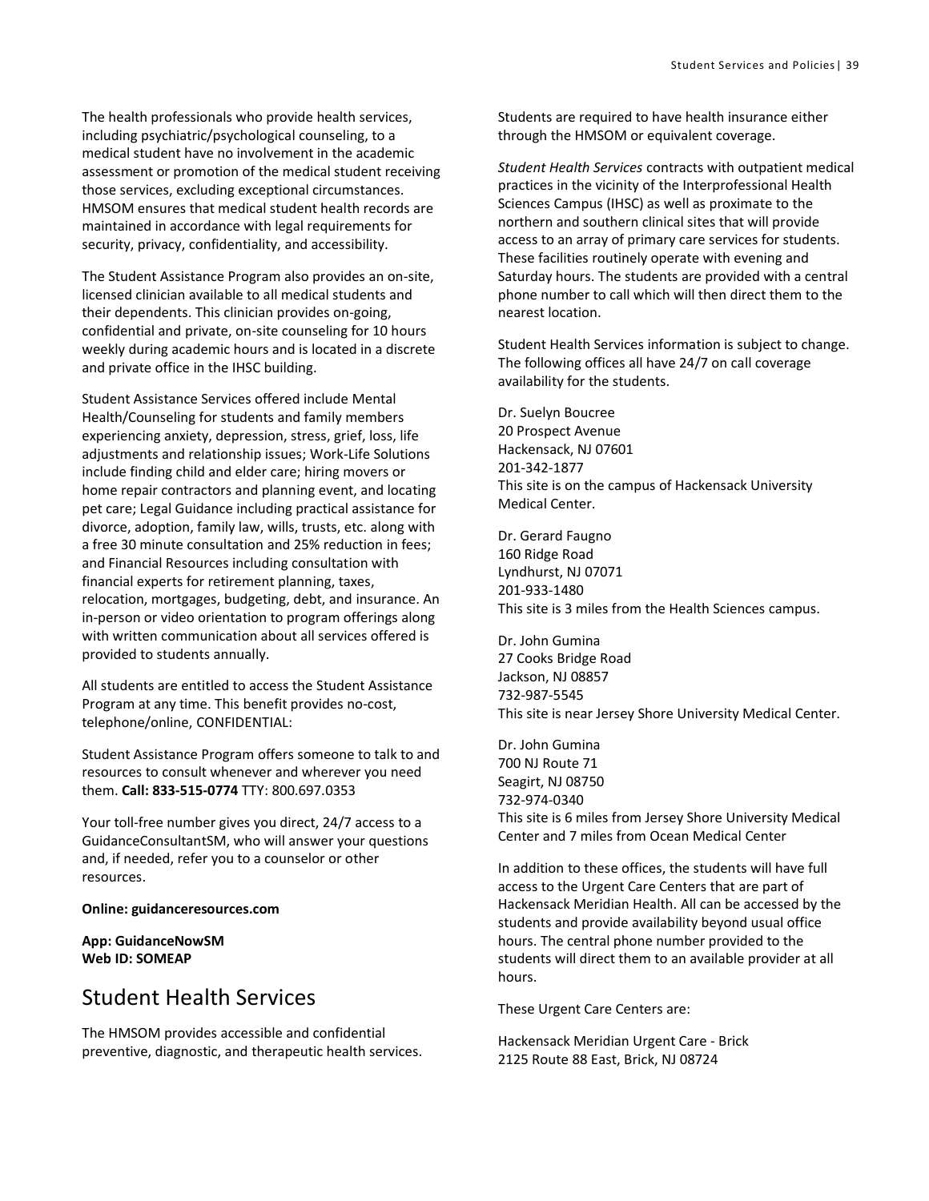The health professionals who provide health services, including psychiatric/psychological counseling, to a medical student have no involvement in the academic assessment or promotion of the medical student receiving those services, excluding exceptional circumstances. HMSOM ensures that medical student health records are maintained in accordance with legal requirements for security, privacy, confidentiality, and accessibility.

The Student Assistance Program also provides an on-site, licensed clinician available to all medical students and their dependents. This clinician provides on-going, confidential and private, on-site counseling for 10 hours weekly during academic hours and is located in a discrete and private office in the IHSC building.

Student Assistance Services offered include Mental Health/Counseling for students and family members experiencing anxiety, depression, stress, grief, loss, life adjustments and relationship issues; Work-Life Solutions include finding child and elder care; hiring movers or home repair contractors and planning event, and locating pet care; Legal Guidance including practical assistance for divorce, adoption, family law, wills, trusts, etc. along with a free 30 minute consultation and 25% reduction in fees; and Financial Resources including consultation with financial experts for retirement planning, taxes, relocation, mortgages, budgeting, debt, and insurance. An in-person or video orientation to program offerings along with written communication about all services offered is provided to students annually.

All students are entitled to access the Student Assistance Program at any time. This benefit provides no-cost, telephone/online, CONFIDENTIAL:

Student Assistance Program offers someone to talk to and resources to consult whenever and wherever you need them. **Call: 833-515-0774** TTY: 800.697.0353

Your toll-free number gives you direct, 24/7 access to a GuidanceConsultantSM, who will answer your questions and, if needed, refer you to a counselor or other resources.

**Online: guidanceresources.com**

**App: GuidanceNowSM**
**Web ID: SOMEAP**

## Student Health Services

The HMSOM provides accessible and confidential preventive, diagnostic, and therapeutic health services. Students are required to have health insurance either through the HMSOM or equivalent coverage.

*Student Health Services* contracts with outpatient medical practices in the vicinity of the Interprofessional Health Sciences Campus (IHSC) as well as proximate to the northern and southern clinical sites that will provide access to an array of primary care services for students. These facilities routinely operate with evening and Saturday hours. The students are provided with a central phone number to call which will then direct them to the nearest location.

Student Health Services information is subject to change. The following offices all have 24/7 on call coverage availability for the students.

Dr. Suelyn Boucree
20 Prospect Avenue
Hackensack, NJ 07601
201-342-1877
This site is on the campus of Hackensack University Medical Center.

Dr. Gerard Faugno
160 Ridge Road
Lyndhurst, NJ 07071
201-933-1480
This site is 3 miles from the Health Sciences campus.

Dr. John Gumina
27 Cooks Bridge Road
Jackson, NJ 08857
732-987-5545
This site is near Jersey Shore University Medical Center.

Dr. John Gumina
700 NJ Route 71
Seagirt, NJ 08750
732-974-0340
This site is 6 miles from Jersey Shore University Medical Center and 7 miles from Ocean Medical Center

In addition to these offices, the students will have full access to the Urgent Care Centers that are part of Hackensack Meridian Health. All can be accessed by the students and provide availability beyond usual office hours. The central phone number provided to the students will direct them to an available provider at all hours.

These Urgent Care Centers are:

Hackensack Meridian Urgent Care - Brick
2125 Route 88 East, Brick, NJ 08724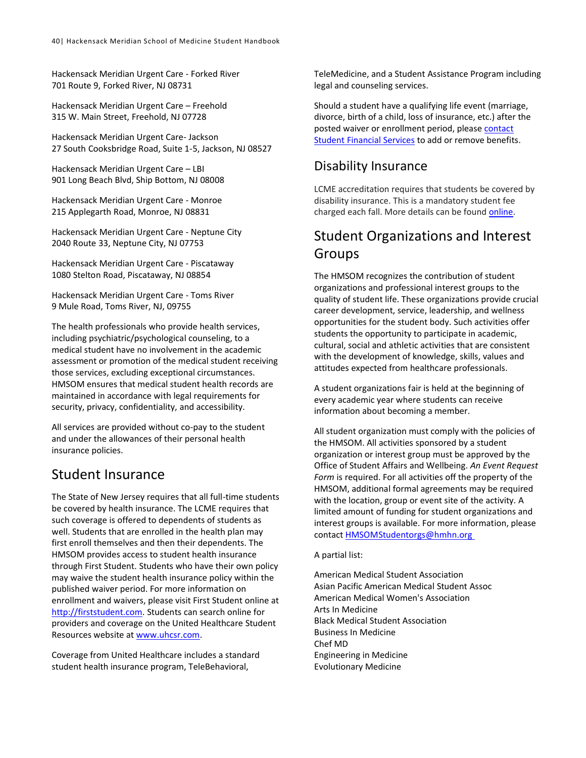Hackensack Meridian Urgent Care - Forked River
701 Route 9, Forked River, NJ 08731

Hackensack Meridian Urgent Care – Freehold
315 W. Main Street, Freehold, NJ 07728

Hackensack Meridian Urgent Care- Jackson
27 South Cooksbridge Road, Suite 1-5, Jackson, NJ 08527

Hackensack Meridian Urgent Care – LBI
901 Long Beach Blvd, Ship Bottom, NJ 08008

Hackensack Meridian Urgent Care - Monroe
215 Applegarth Road, Monroe, NJ 08831

Hackensack Meridian Urgent Care - Neptune City
2040 Route 33, Neptune City, NJ 07753

Hackensack Meridian Urgent Care - Piscataway
1080 Stelton Road, Piscataway, NJ 08854

Hackensack Meridian Urgent Care - Toms River
9 Mule Road, Toms River, NJ, 09755

The health professionals who provide health services, including psychiatric/psychological counseling, to a medical student have no involvement in the academic assessment or promotion of the medical student receiving those services, excluding exceptional circumstances. HMSOM ensures that medical student health records are maintained in accordance with legal requirements for security, privacy, confidentiality, and accessibility.

All services are provided without co-pay to the student and under the allowances of their personal health insurance policies.

## Student Insurance

The State of New Jersey requires that all full-time students be covered by health insurance. The LCME requires that such coverage is offered to dependents of students as well. Students that are enrolled in the health plan may first enroll themselves and then their dependents. The HMSOM provides access to student health insurance through First Student. Students who have their own policy may waive the student health insurance policy within the published waiver period. For more information on enrollment and waivers, please visit First Student online at http://firststudent.com. Students can search online for providers and coverage on the United Healthcare Student Resources website at www.uhcsr.com.

Coverage from United Healthcare includes a standard student health insurance program, TeleBehavioral, TeleMedicine, and a Student Assistance Program including legal and counseling services.

Should a student have a qualifying life event (marriage, divorce, birth of a child, loss of insurance, etc.) after the posted waiver or enrollment period, please contact Student Financial Services to add or remove benefits.

## Disability Insurance

LCME accreditation requires that students be covered by disability insurance. This is a mandatory student fee charged each fall. More details can be found online.

## Student Organizations and Interest Groups

The HMSOM recognizes the contribution of student organizations and professional interest groups to the quality of student life. These organizations provide crucial career development, service, leadership, and wellness opportunities for the student body. Such activities offer students the opportunity to participate in academic, cultural, social and athletic activities that are consistent with the development of knowledge, skills, values and attitudes expected from healthcare professionals.

A student organizations fair is held at the beginning of every academic year where students can receive information about becoming a member.

All student organization must comply with the policies of the HMSOM. All activities sponsored by a student organization or interest group must be approved by the Office of Student Affairs and Wellbeing. *An Event Request Form* is required. For all activities off the property of the HMSOM, additional formal agreements may be required with the location, group or event site of the activity. A limited amount of funding for student organizations and interest groups is available. For more information, please contact HMSOMStudentorgs@hmhn.org

A partial list:

American Medical Student Association
Asian Pacific American Medical Student Assoc
American Medical Women's Association
Arts In Medicine
Black Medical Student Association
Business In Medicine
Chef MD
Engineering in Medicine
Evolutionary Medicine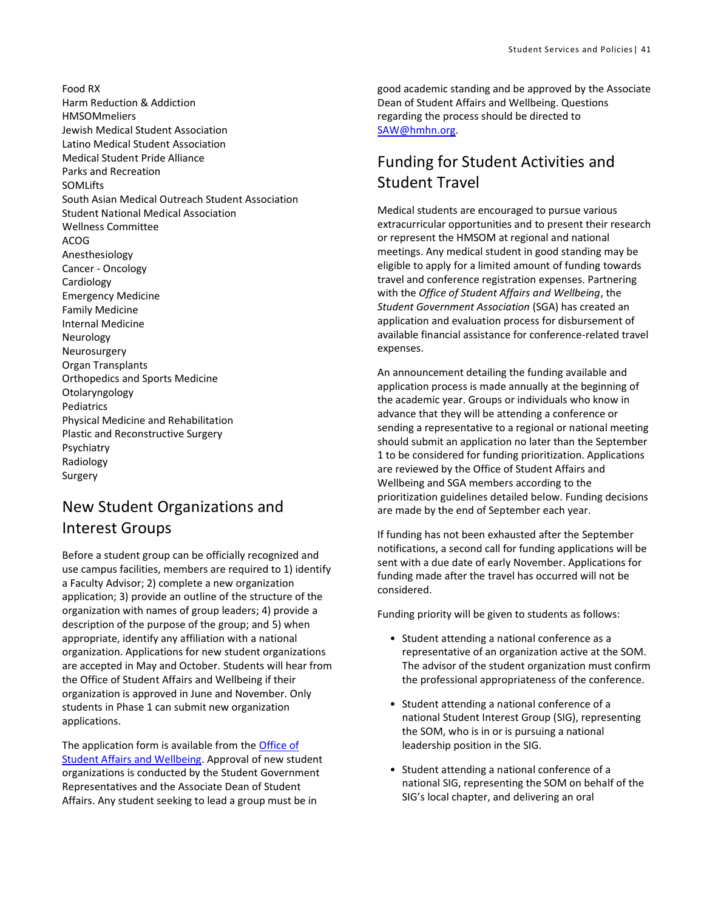Food RX
Harm Reduction & Addiction
HMSOMmeliers
Jewish Medical Student Association
Latino Medical Student Association
Medical Student Pride Alliance
Parks and Recreation
SOMLifts
South Asian Medical Outreach Student Association
Student National Medical Association
Wellness Committee
ACOG
Anesthesiology
Cancer - Oncology
Cardiology
Emergency Medicine
Family Medicine
Internal Medicine
Neurology
Neurosurgery
Organ Transplants
Orthopedics and Sports Medicine
Otolaryngology
Pediatrics
Physical Medicine and Rehabilitation
Plastic and Reconstructive Surgery
Psychiatry
Radiology
Surgery

## New Student Organizations and Interest Groups

Before a student group can be officially recognized and use campus facilities, members are required to 1) identify a Faculty Advisor; 2) complete a new organization application; 3) provide an outline of the structure of the organization with names of group leaders; 4) provide a description of the purpose of the group; and 5) when appropriate, identify any affiliation with a national organization. Applications for new student organizations are accepted in May and October. Students will hear from the Office of Student Affairs and Wellbeing if their organization is approved in June and November. Only students in Phase 1 can submit new organization applications.

The application form is available from the [Office of Student Affairs and Wellbeing](). Approval of new student organizations is conducted by the Student Government Representatives and the Associate Dean of Student Affairs. Any student seeking to lead a group must be in good academic standing and be approved by the Associate Dean of Student Affairs and Wellbeing. Questions regarding the process should be directed to [SAW@hmhn.org](mailto:SAW@hmhn.org).

## Funding for Student Activities and Student Travel

Medical students are encouraged to pursue various extracurricular opportunities and to present their research or represent the HMSOM at regional and national meetings. Any medical student in good standing may be eligible to apply for a limited amount of funding towards travel and conference registration expenses. Partnering with the *Office of Student Affairs and Wellbeing*, the *Student Government Association* (SGA) has created an application and evaluation process for disbursement of available financial assistance for conference-related travel expenses.

An announcement detailing the funding available and application process is made annually at the beginning of the academic year. Groups or individuals who know in advance that they will be attending a conference or sending a representative to a regional or national meeting should submit an application no later than the September 1 to be considered for funding prioritization. Applications are reviewed by the Office of Student Affairs and Wellbeing and SGA members according to the prioritization guidelines detailed below. Funding decisions are made by the end of September each year.

If funding has not been exhausted after the September notifications, a second call for funding applications will be sent with a due date of early November. Applications for funding made after the travel has occurred will not be considered.

Funding priority will be given to students as follows:

- Student attending a national conference as a representative of an organization active at the SOM. The advisor of the student organization must confirm the professional appropriateness of the conference.
- Student attending a national conference of a national Student Interest Group (SIG), representing the SOM, who is in or is pursuing a national leadership position in the SIG.
- Student attending a national conference of a national SIG, representing the SOM on behalf of the SIG's local chapter, and delivering an oral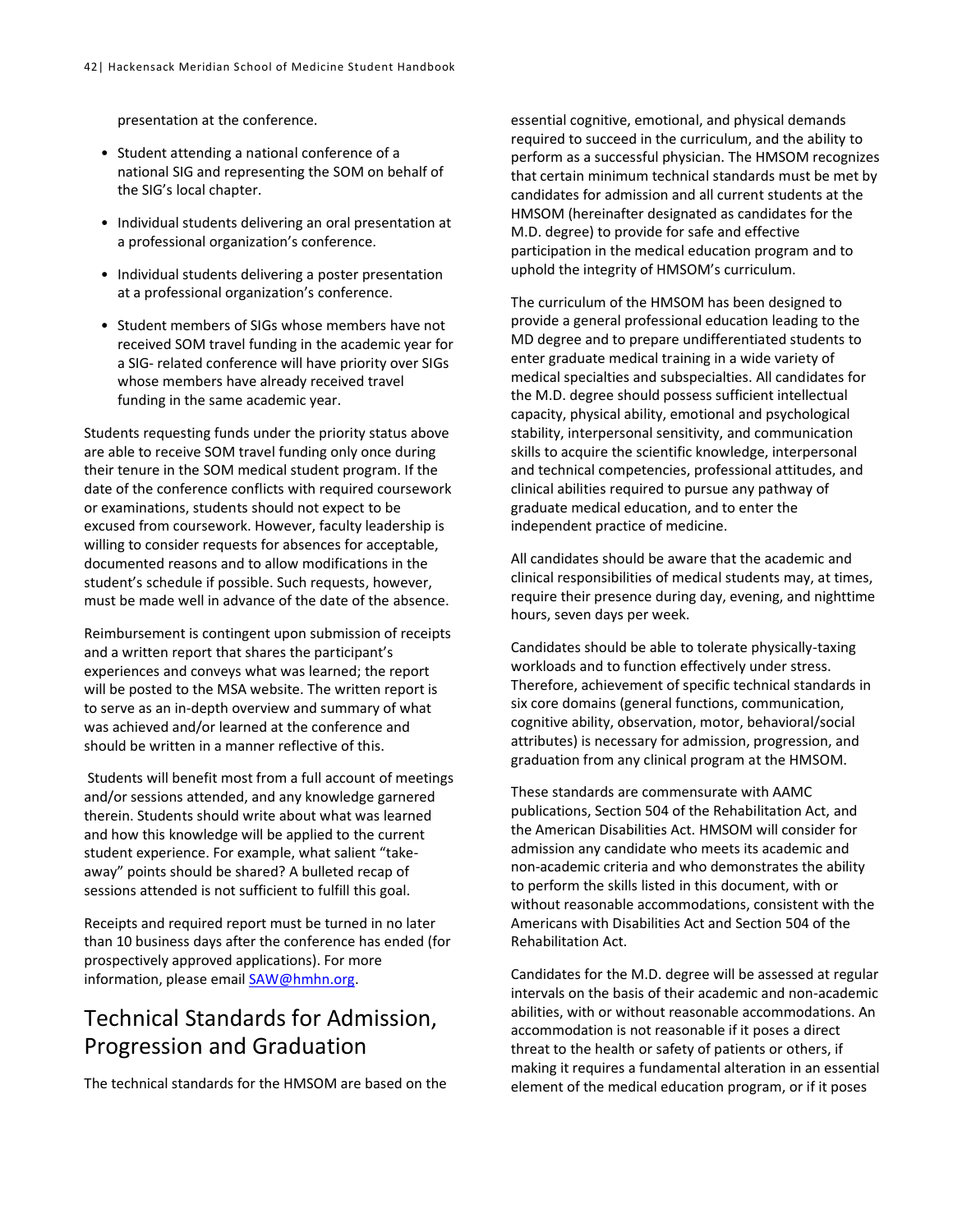presentation at the conference.

- Student attending a national conference of a national SIG and representing the SOM on behalf of the SIG's local chapter.
- Individual students delivering an oral presentation at a professional organization's conference.
- Individual students delivering a poster presentation at a professional organization's conference.
- Student members of SIGs whose members have not received SOM travel funding in the academic year for a SIG- related conference will have priority over SIGs whose members have already received travel funding in the same academic year.

Students requesting funds under the priority status above are able to receive SOM travel funding only once during their tenure in the SOM medical student program. If the date of the conference conflicts with required coursework or examinations, students should not expect to be excused from coursework. However, faculty leadership is willing to consider requests for absences for acceptable, documented reasons and to allow modifications in the student's schedule if possible. Such requests, however, must be made well in advance of the date of the absence.

Reimbursement is contingent upon submission of receipts and a written report that shares the participant's experiences and conveys what was learned; the report will be posted to the MSA website. The written report is to serve as an in-depth overview and summary of what was achieved and/or learned at the conference and should be written in a manner reflective of this.

Students will benefit most from a full account of meetings and/or sessions attended, and any knowledge garnered therein. Students should write about what was learned and how this knowledge will be applied to the current student experience. For example, what salient "take-away" points should be shared? A bulleted recap of sessions attended is not sufficient to fulfill this goal.

Receipts and required report must be turned in no later than 10 business days after the conference has ended (for prospectively approved applications). For more information, please email SAW@hmhn.org.

# Technical Standards for Admission, Progression and Graduation

The technical standards for the HMSOM are based on the essential cognitive, emotional, and physical demands required to succeed in the curriculum, and the ability to perform as a successful physician. The HMSOM recognizes that certain minimum technical standards must be met by candidates for admission and all current students at the HMSOM (hereinafter designated as candidates for the M.D. degree) to provide for safe and effective participation in the medical education program and to uphold the integrity of HMSOM's curriculum.

The curriculum of the HMSOM has been designed to provide a general professional education leading to the MD degree and to prepare undifferentiated students to enter graduate medical training in a wide variety of medical specialties and subspecialties. All candidates for the M.D. degree should possess sufficient intellectual capacity, physical ability, emotional and psychological stability, interpersonal sensitivity, and communication skills to acquire the scientific knowledge, interpersonal and technical competencies, professional attitudes, and clinical abilities required to pursue any pathway of graduate medical education, and to enter the independent practice of medicine.

All candidates should be aware that the academic and clinical responsibilities of medical students may, at times, require their presence during day, evening, and nighttime hours, seven days per week.

Candidates should be able to tolerate physically-taxing workloads and to function effectively under stress. Therefore, achievement of specific technical standards in six core domains (general functions, communication, cognitive ability, observation, motor, behavioral/social attributes) is necessary for admission, progression, and graduation from any clinical program at the HMSOM.

These standards are commensurate with AAMC publications, Section 504 of the Rehabilitation Act, and the American Disabilities Act. HMSOM will consider for admission any candidate who meets its academic and non-academic criteria and who demonstrates the ability to perform the skills listed in this document, with or without reasonable accommodations, consistent with the Americans with Disabilities Act and Section 504 of the Rehabilitation Act.

Candidates for the M.D. degree will be assessed at regular intervals on the basis of their academic and non-academic abilities, with or without reasonable accommodations. An accommodation is not reasonable if it poses a direct threat to the health or safety of patients or others, if making it requires a fundamental alteration in an essential element of the medical education program, or if it poses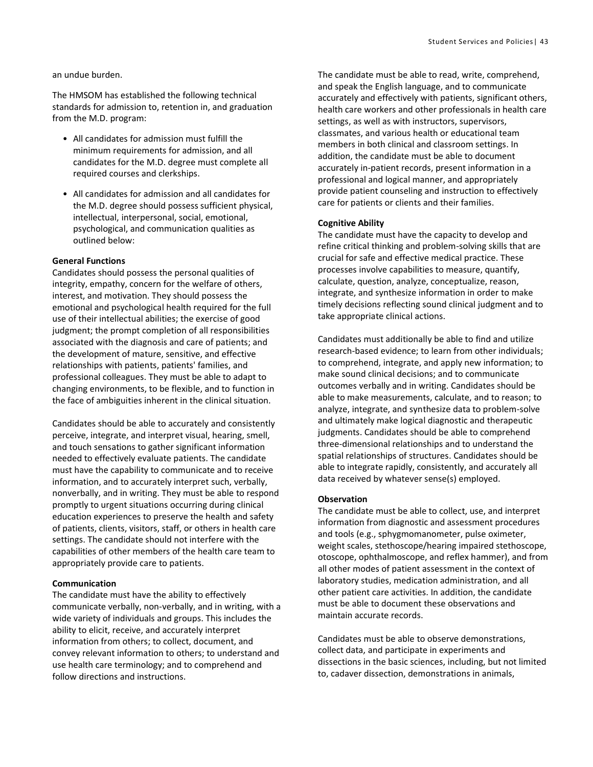an undue burden.

The HMSOM has established the following technical standards for admission to, retention in, and graduation from the M.D. program:

- All candidates for admission must fulfill the minimum requirements for admission, and all candidates for the M.D. degree must complete all required courses and clerkships.
- All candidates for admission and all candidates for the M.D. degree should possess sufficient physical, intellectual, interpersonal, social, emotional, psychological, and communication qualities as outlined below:

**General Functions**

Candidates should possess the personal qualities of integrity, empathy, concern for the welfare of others, interest, and motivation. They should possess the emotional and psychological health required for the full use of their intellectual abilities; the exercise of good judgment; the prompt completion of all responsibilities associated with the diagnosis and care of patients; and the development of mature, sensitive, and effective relationships with patients, patients' families, and professional colleagues. They must be able to adapt to changing environments, to be flexible, and to function in the face of ambiguities inherent in the clinical situation.

Candidates should be able to accurately and consistently perceive, integrate, and interpret visual, hearing, smell, and touch sensations to gather significant information needed to effectively evaluate patients. The candidate must have the capability to communicate and to receive information, and to accurately interpret such, verbally, nonverbally, and in writing. They must be able to respond promptly to urgent situations occurring during clinical education experiences to preserve the health and safety of patients, clients, visitors, staff, or others in health care settings. The candidate should not interfere with the capabilities of other members of the health care team to appropriately provide care to patients.

**Communication**

The candidate must have the ability to effectively communicate verbally, non-verbally, and in writing, with a wide variety of individuals and groups. This includes the ability to elicit, receive, and accurately interpret information from others; to collect, document, and convey relevant information to others; to understand and use health care terminology; and to comprehend and follow directions and instructions.

The candidate must be able to read, write, comprehend, and speak the English language, and to communicate accurately and effectively with patients, significant others, health care workers and other professionals in health care settings, as well as with instructors, supervisors, classmates, and various health or educational team members in both clinical and classroom settings. In addition, the candidate must be able to document accurately in-patient records, present information in a professional and logical manner, and appropriately provide patient counseling and instruction to effectively care for patients or clients and their families.

**Cognitive Ability**

The candidate must have the capacity to develop and refine critical thinking and problem-solving skills that are crucial for safe and effective medical practice. These processes involve capabilities to measure, quantify, calculate, question, analyze, conceptualize, reason, integrate, and synthesize information in order to make timely decisions reflecting sound clinical judgment and to take appropriate clinical actions.

Candidates must additionally be able to find and utilize research-based evidence; to learn from other individuals; to comprehend, integrate, and apply new information; to make sound clinical decisions; and to communicate outcomes verbally and in writing. Candidates should be able to make measurements, calculate, and to reason; to analyze, integrate, and synthesize data to problem-solve and ultimately make logical diagnostic and therapeutic judgments. Candidates should be able to comprehend three-dimensional relationships and to understand the spatial relationships of structures. Candidates should be able to integrate rapidly, consistently, and accurately all data received by whatever sense(s) employed.

**Observation**

The candidate must be able to collect, use, and interpret information from diagnostic and assessment procedures and tools (e.g., sphygmomanometer, pulse oximeter, weight scales, stethoscope/hearing impaired stethoscope, otoscope, ophthalmoscope, and reflex hammer), and from all other modes of patient assessment in the context of laboratory studies, medication administration, and all other patient care activities. In addition, the candidate must be able to document these observations and maintain accurate records.

Candidates must be able to observe demonstrations, collect data, and participate in experiments and dissections in the basic sciences, including, but not limited to, cadaver dissection, demonstrations in animals,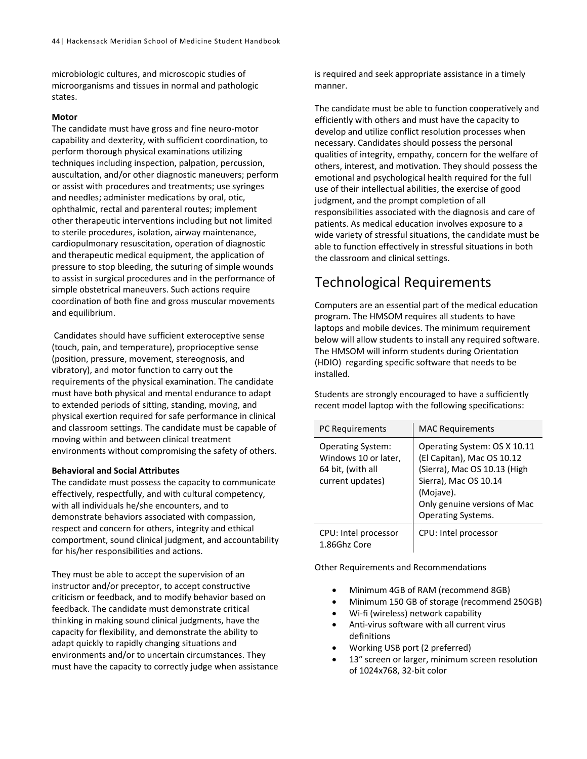microbiologic cultures, and microscopic studies of microorganisms and tissues in normal and pathologic states.

**Motor**

The candidate must have gross and fine neuro-motor capability and dexterity, with sufficient coordination, to perform thorough physical examinations utilizing techniques including inspection, palpation, percussion, auscultation, and/or other diagnostic maneuvers; perform or assist with procedures and treatments; use syringes and needles; administer medications by oral, otic, ophthalmic, rectal and parenteral routes; implement other therapeutic interventions including but not limited to sterile procedures, isolation, airway maintenance, cardiopulmonary resuscitation, operation of diagnostic and therapeutic medical equipment, the application of pressure to stop bleeding, the suturing of simple wounds to assist in surgical procedures and in the performance of simple obstetrical maneuvers. Such actions require coordination of both fine and gross muscular movements and equilibrium.

Candidates should have sufficient exteroceptive sense (touch, pain, and temperature), proprioceptive sense (position, pressure, movement, stereognosis, and vibratory), and motor function to carry out the requirements of the physical examination. The candidate must have both physical and mental endurance to adapt to extended periods of sitting, standing, moving, and physical exertion required for safe performance in clinical and classroom settings. The candidate must be capable of moving within and between clinical treatment environments without compromising the safety of others.

**Behavioral and Social Attributes**

The candidate must possess the capacity to communicate effectively, respectfully, and with cultural competency, with all individuals he/she encounters, and to demonstrate behaviors associated with compassion, respect and concern for others, integrity and ethical comportment, sound clinical judgment, and accountability for his/her responsibilities and actions.

They must be able to accept the supervision of an instructor and/or preceptor, to accept constructive criticism or feedback, and to modify behavior based on feedback. The candidate must demonstrate critical thinking in making sound clinical judgments, have the capacity for flexibility, and demonstrate the ability to adapt quickly to rapidly changing situations and environments and/or to uncertain circumstances. They must have the capacity to correctly judge when assistance is required and seek appropriate assistance in a timely manner.

The candidate must be able to function cooperatively and efficiently with others and must have the capacity to develop and utilize conflict resolution processes when necessary. Candidates should possess the personal qualities of integrity, empathy, concern for the welfare of others, interest, and motivation. They should possess the emotional and psychological health required for the full use of their intellectual abilities, the exercise of good judgment, and the prompt completion of all responsibilities associated with the diagnosis and care of patients. As medical education involves exposure to a wide variety of stressful situations, the candidate must be able to function effectively in stressful situations in both the classroom and clinical settings.

# Technological Requirements

Computers are an essential part of the medical education program. The HMSOM requires all students to have laptops and mobile devices. The minimum requirement below will allow students to install any required software. The HMSOM will inform students during Orientation (HDIO) regarding specific software that needs to be installed.

Students are strongly encouraged to have a sufficiently recent model laptop with the following specifications:

| PC Requirements | MAC Requirements |
|---|---|
| Operating System: Windows 10 or later, 64 bit, (with all current updates) | Operating System: OS X 10.11 (El Capitan), Mac OS 10.12 (Sierra), Mac OS 10.13 (High Sierra), Mac OS 10.14 (Mojave). Only genuine versions of Mac Operating Systems. |
| CPU: Intel processor 1.86Ghz Core | CPU: Intel processor |

Other Requirements and Recommendations

- Minimum 4GB of RAM (recommend 8GB)
- Minimum 150 GB of storage (recommend 250GB)
- Wi-fi (wireless) network capability
- Anti-virus software with all current virus definitions
- Working USB port (2 preferred)
- 13” screen or larger, minimum screen resolution of 1024x768, 32-bit color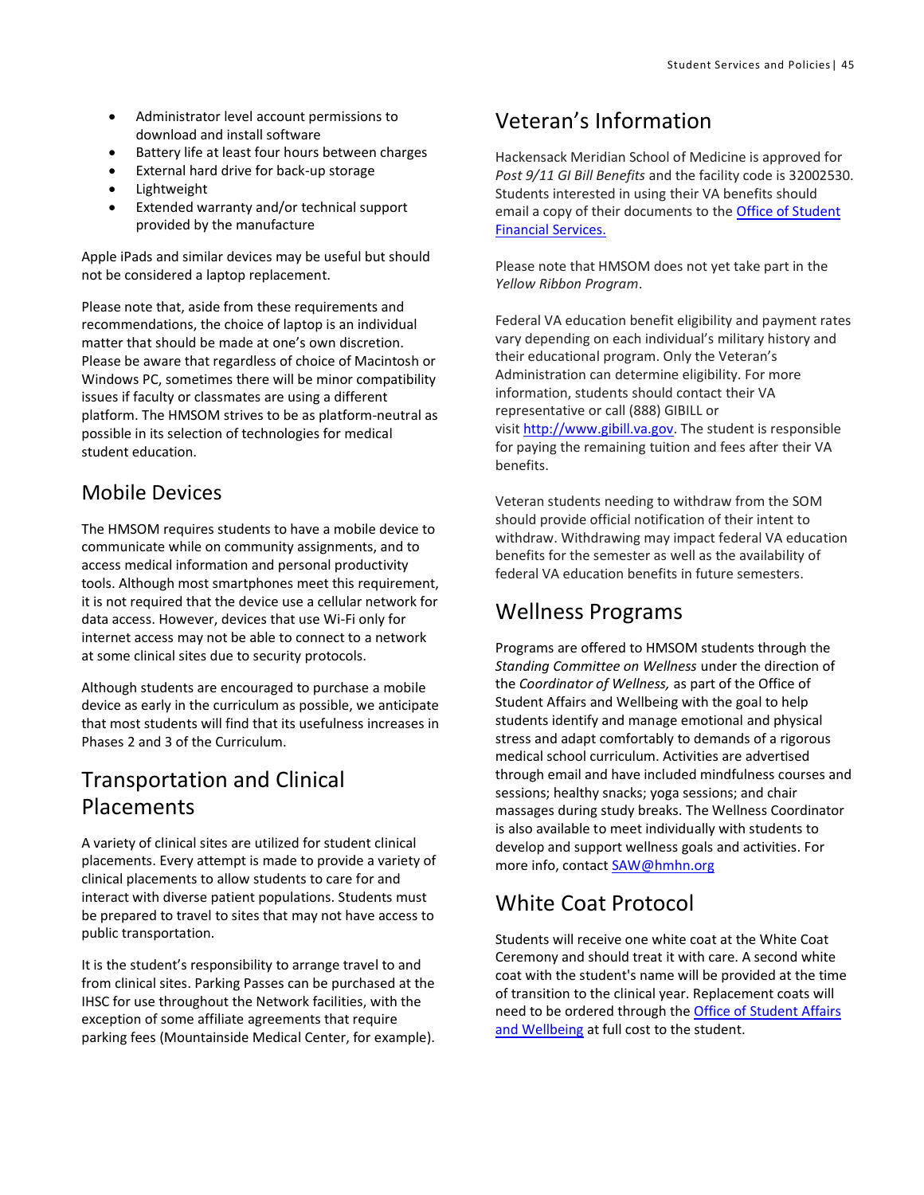- Administrator level account permissions to download and install software
- Battery life at least four hours between charges
- External hard drive for back-up storage
- Lightweight
- Extended warranty and/or technical support provided by the manufacture

Apple iPads and similar devices may be useful but should not be considered a laptop replacement.

Please note that, aside from these requirements and recommendations, the choice of laptop is an individual matter that should be made at one's own discretion. Please be aware that regardless of choice of Macintosh or Windows PC, sometimes there will be minor compatibility issues if faculty or classmates are using a different platform. The HMSOM strives to be as platform-neutral as possible in its selection of technologies for medical student education.

## Mobile Devices

The HMSOM requires students to have a mobile device to communicate while on community assignments, and to access medical information and personal productivity tools. Although most smartphones meet this requirement, it is not required that the device use a cellular network for data access. However, devices that use Wi-Fi only for internet access may not be able to connect to a network at some clinical sites due to security protocols.

Although students are encouraged to purchase a mobile device as early in the curriculum as possible, we anticipate that most students will find that its usefulness increases in Phases 2 and 3 of the Curriculum.

## Transportation and Clinical Placements

A variety of clinical sites are utilized for student clinical placements. Every attempt is made to provide a variety of clinical placements to allow students to care for and interact with diverse patient populations. Students must be prepared to travel to sites that may not have access to public transportation.

It is the student's responsibility to arrange travel to and from clinical sites. Parking Passes can be purchased at the IHSC for use throughout the Network facilities, with the exception of some affiliate agreements that require parking fees (Mountainside Medical Center, for example).

## Veteran's Information

Hackensack Meridian School of Medicine is approved for *Post 9/11 GI Bill Benefits* and the facility code is 32002530. Students interested in using their VA benefits should email a copy of their documents to the Office of Student Financial Services.

Please note that HMSOM does not yet take part in the *Yellow Ribbon Program*.

Federal VA education benefit eligibility and payment rates vary depending on each individual's military history and their educational program. Only the Veteran's Administration can determine eligibility. For more information, students should contact their VA representative or call (888) GIBILL or visit http://www.gibill.va.gov. The student is responsible for paying the remaining tuition and fees after their VA benefits.

Veteran students needing to withdraw from the SOM should provide official notification of their intent to withdraw. Withdrawing may impact federal VA education benefits for the semester as well as the availability of federal VA education benefits in future semesters.

## Wellness Programs

Programs are offered to HMSOM students through the *Standing Committee on Wellness* under the direction of the *Coordinator of Wellness,* as part of the Office of Student Affairs and Wellbeing with the goal to help students identify and manage emotional and physical stress and adapt comfortably to demands of a rigorous medical school curriculum. Activities are advertised through email and have included mindfulness courses and sessions; healthy snacks; yoga sessions; and chair massages during study breaks. The Wellness Coordinator is also available to meet individually with students to develop and support wellness goals and activities. For more info, contact SAW@hmhn.org

## White Coat Protocol

Students will receive one white coat at the White Coat Ceremony and should treat it with care. A second white coat with the student's name will be provided at the time of transition to the clinical year. Replacement coats will need to be ordered through the Office of Student Affairs and Wellbeing at full cost to the student.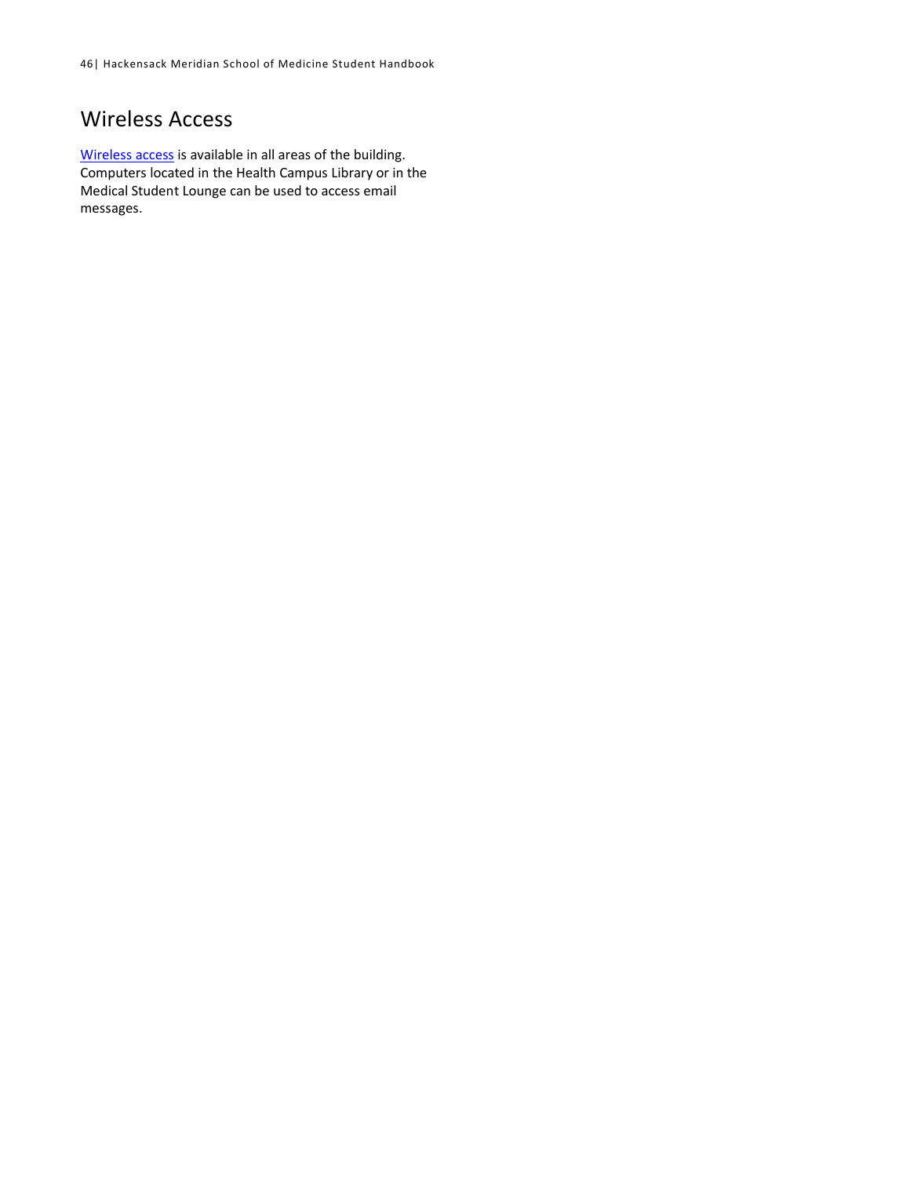## Wireless Access

Wireless access is available in all areas of the building. Computers located in the Health Campus Library or in the Medical Student Lounge can be used to access email messages.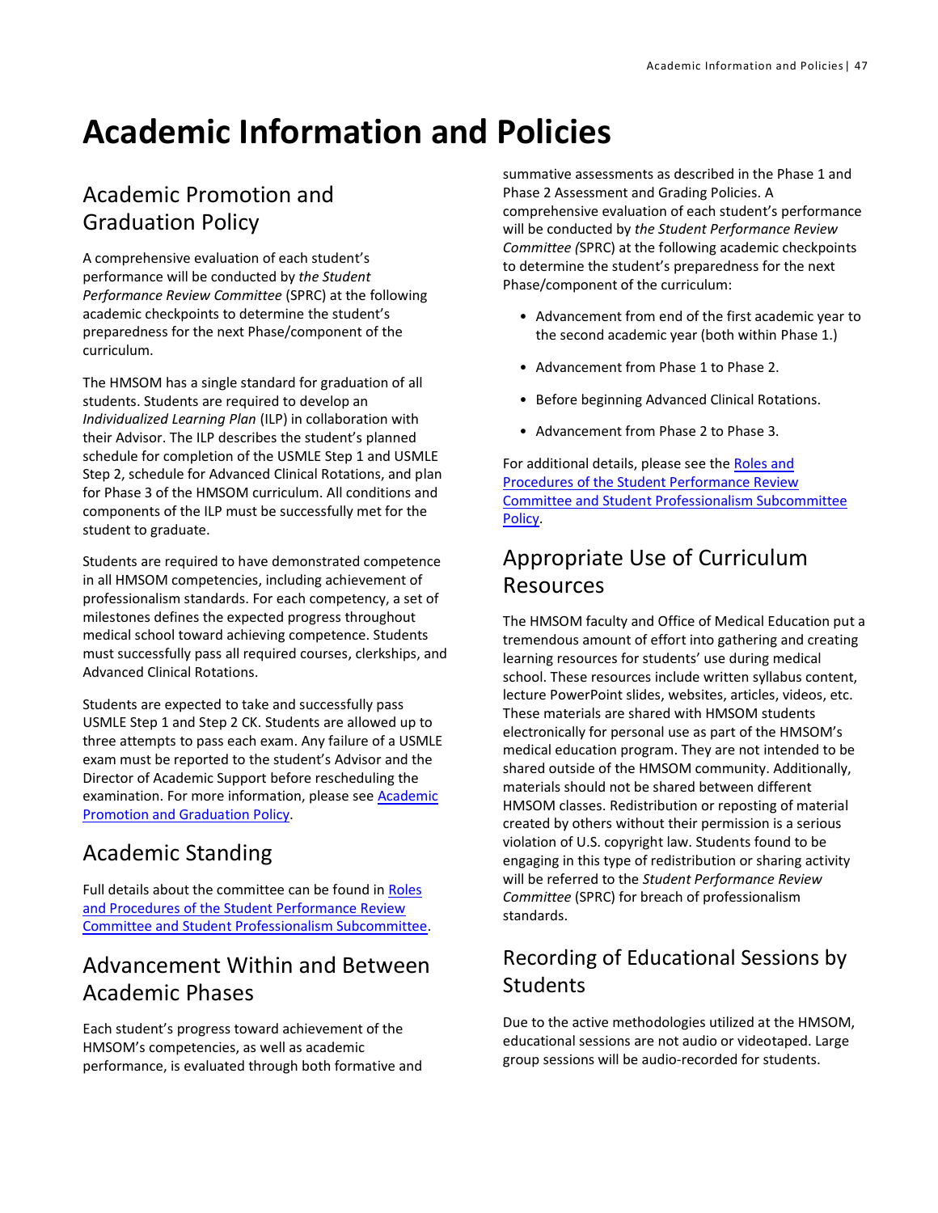# Academic Information and Policies

## Academic Promotion and Graduation Policy

A comprehensive evaluation of each student's performance will be conducted by *the Student Performance Review Committee* (SPRC) at the following academic checkpoints to determine the student's preparedness for the next Phase/component of the curriculum.

The HMSOM has a single standard for graduation of all students. Students are required to develop an *Individualized Learning Plan* (ILP) in collaboration with their Advisor. The ILP describes the student's planned schedule for completion of the USMLE Step 1 and USMLE Step 2, schedule for Advanced Clinical Rotations, and plan for Phase 3 of the HMSOM curriculum. All conditions and components of the ILP must be successfully met for the student to graduate.

Students are required to have demonstrated competence in all HMSOM competencies, including achievement of professionalism standards. For each competency, a set of milestones defines the expected progress throughout medical school toward achieving competence. Students must successfully pass all required courses, clerkships, and Advanced Clinical Rotations.

Students are expected to take and successfully pass USMLE Step 1 and Step 2 CK. Students are allowed up to three attempts to pass each exam. Any failure of a USMLE exam must be reported to the student's Advisor and the Director of Academic Support before rescheduling the examination. For more information, please see [Academic Promotion and Graduation Policy](#).

## Academic Standing

Full details about the committee can be found in [Roles and Procedures of the Student Performance Review Committee and Student Professionalism Subcommittee](#).

## Advancement Within and Between Academic Phases

Each student's progress toward achievement of the HMSOM's competencies, as well as academic performance, is evaluated through both formative and summative assessments as described in the Phase 1 and Phase 2 Assessment and Grading Policies. A comprehensive evaluation of each student's performance will be conducted by *the Student Performance Review Committee (*SPRC) at the following academic checkpoints to determine the student's preparedness for the next Phase/component of the curriculum:

- Advancement from end of the first academic year to the second academic year (both within Phase 1.)
- Advancement from Phase 1 to Phase 2.
- Before beginning Advanced Clinical Rotations.
- Advancement from Phase 2 to Phase 3.

For additional details, please see the [Roles and Procedures of the Student Performance Review Committee and Student Professionalism Subcommittee Policy](#).

## Appropriate Use of Curriculum Resources

The HMSOM faculty and Office of Medical Education put a tremendous amount of effort into gathering and creating learning resources for students' use during medical school. These resources include written syllabus content, lecture PowerPoint slides, websites, articles, videos, etc. These materials are shared with HMSOM students electronically for personal use as part of the HMSOM's medical education program. They are not intended to be shared outside of the HMSOM community. Additionally, materials should not be shared between different HMSOM classes. Redistribution or reposting of material created by others without their permission is a serious violation of U.S. copyright law. Students found to be engaging in this type of redistribution or sharing activity will be referred to the *Student Performance Review Committee* (SPRC) for breach of professionalism standards.

## Recording of Educational Sessions by Students

Due to the active methodologies utilized at the HMSOM, educational sessions are not audio or videotaped. Large group sessions will be audio-recorded for students.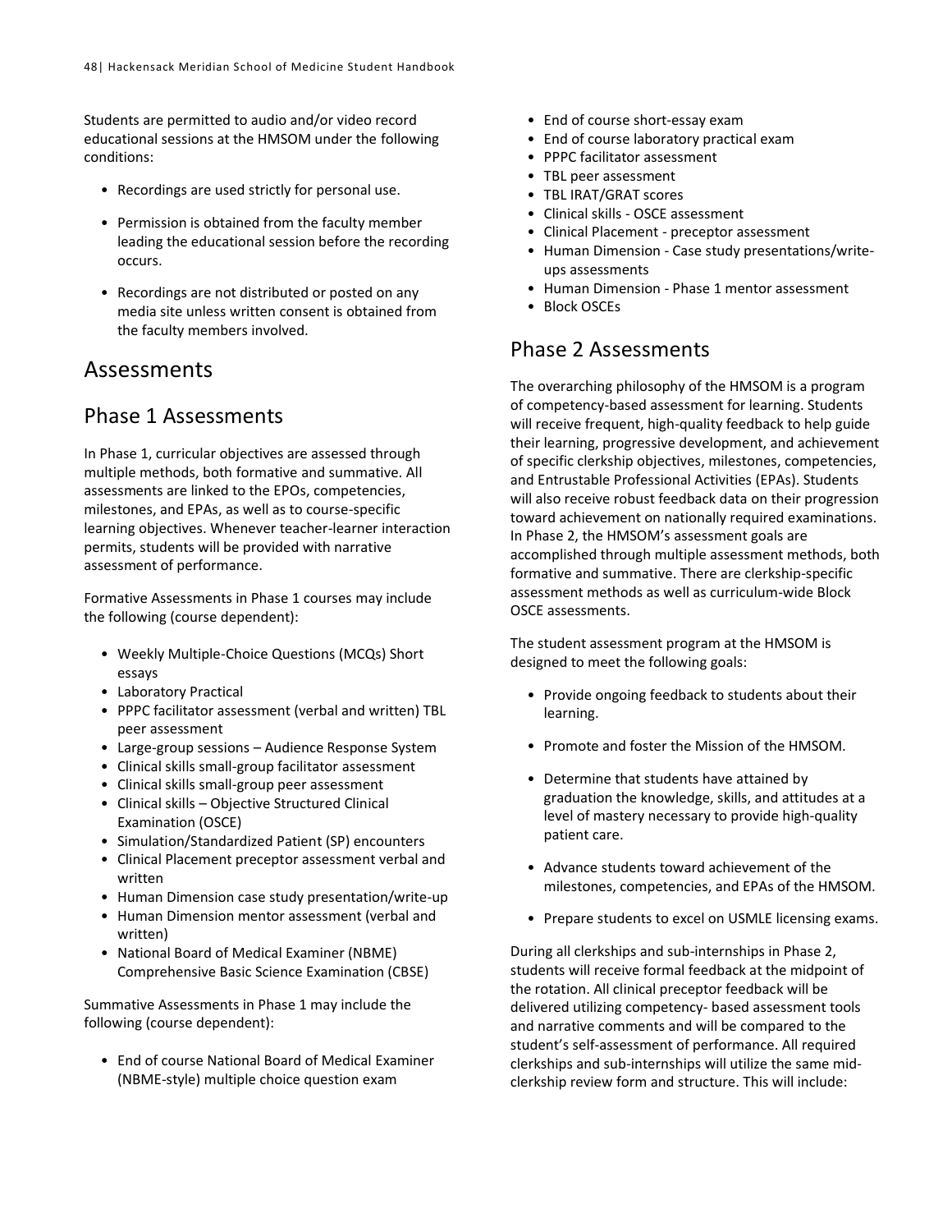Students are permitted to audio and/or video record educational sessions at the HMSOM under the following conditions:

- Recordings are used strictly for personal use.
- Permission is obtained from the faculty member leading the educational session before the recording occurs.
- Recordings are not distributed or posted on any media site unless written consent is obtained from the faculty members involved.

# Assessments

## Phase 1 Assessments

In Phase 1, curricular objectives are assessed through multiple methods, both formative and summative. All assessments are linked to the EPOs, competencies, milestones, and EPAs, as well as to course-specific learning objectives. Whenever teacher-learner interaction permits, students will be provided with narrative assessment of performance.

Formative Assessments in Phase 1 courses may include the following (course dependent):

- Weekly Multiple-Choice Questions (MCQs) Short essays
- Laboratory Practical
- PPPC facilitator assessment (verbal and written) TBL peer assessment
- Large-group sessions – Audience Response System
- Clinical skills small-group facilitator assessment
- Clinical skills small-group peer assessment
- Clinical skills – Objective Structured Clinical Examination (OSCE)
- Simulation/Standardized Patient (SP) encounters
- Clinical Placement preceptor assessment verbal and written
- Human Dimension case study presentation/write-up
- Human Dimension mentor assessment (verbal and written)
- National Board of Medical Examiner (NBME) Comprehensive Basic Science Examination (CBSE)

Summative Assessments in Phase 1 may include the following (course dependent):

- End of course National Board of Medical Examiner (NBME-style) multiple choice question exam
- End of course short-essay exam
- End of course laboratory practical exam
- PPPC facilitator assessment
- TBL peer assessment
- TBL IRAT/GRAT scores
- Clinical skills - OSCE assessment
- Clinical Placement - preceptor assessment
- Human Dimension - Case study presentations/write-ups assessments
- Human Dimension - Phase 1 mentor assessment
- Block OSCEs

## Phase 2 Assessments

The overarching philosophy of the HMSOM is a program of competency-based assessment for learning. Students will receive frequent, high-quality feedback to help guide their learning, progressive development, and achievement of specific clerkship objectives, milestones, competencies, and Entrustable Professional Activities (EPAs). Students will also receive robust feedback data on their progression toward achievement on nationally required examinations. In Phase 2, the HMSOM's assessment goals are accomplished through multiple assessment methods, both formative and summative. There are clerkship-specific assessment methods as well as curriculum-wide Block OSCE assessments.

The student assessment program at the HMSOM is designed to meet the following goals:

- Provide ongoing feedback to students about their learning.
- Promote and foster the Mission of the HMSOM.
- Determine that students have attained by graduation the knowledge, skills, and attitudes at a level of mastery necessary to provide high-quality patient care.
- Advance students toward achievement of the milestones, competencies, and EPAs of the HMSOM.
- Prepare students to excel on USMLE licensing exams.

During all clerkships and sub-internships in Phase 2, students will receive formal feedback at the midpoint of the rotation. All clinical preceptor feedback will be delivered utilizing competency- based assessment tools and narrative comments and will be compared to the student's self-assessment of performance. All required clerkships and sub-internships will utilize the same mid-clerkship review form and structure. This will include: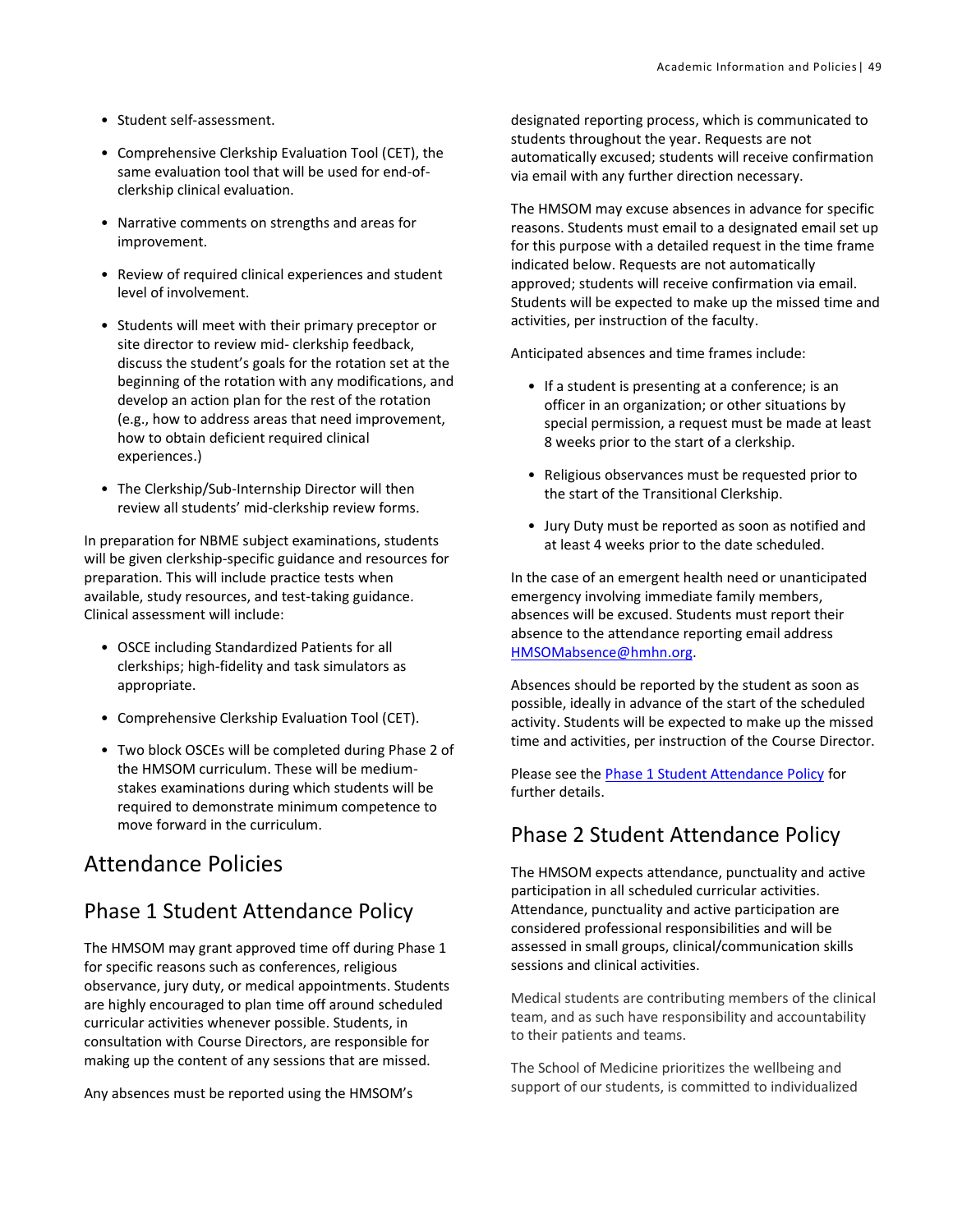- Student self-assessment.
- Comprehensive Clerkship Evaluation Tool (CET), the same evaluation tool that will be used for end-of-clerkship clinical evaluation.
- Narrative comments on strengths and areas for improvement.
- Review of required clinical experiences and student level of involvement.
- Students will meet with their primary preceptor or site director to review mid- clerkship feedback, discuss the student's goals for the rotation set at the beginning of the rotation with any modifications, and develop an action plan for the rest of the rotation (e.g., how to address areas that need improvement, how to obtain deficient required clinical experiences.)
- The Clerkship/Sub-Internship Director will then review all students' mid-clerkship review forms.

In preparation for NBME subject examinations, students will be given clerkship-specific guidance and resources for preparation. This will include practice tests when available, study resources, and test-taking guidance. Clinical assessment will include:

- OSCE including Standardized Patients for all clerkships; high-fidelity and task simulators as appropriate.
- Comprehensive Clerkship Evaluation Tool (CET).
- Two block OSCEs will be completed during Phase 2 of the HMSOM curriculum. These will be medium-stakes examinations during which students will be required to demonstrate minimum competence to move forward in the curriculum.

# Attendance Policies

## Phase 1 Student Attendance Policy

The HMSOM may grant approved time off during Phase 1 for specific reasons such as conferences, religious observance, jury duty, or medical appointments. Students are highly encouraged to plan time off around scheduled curricular activities whenever possible. Students, in consultation with Course Directors, are responsible for making up the content of any sessions that are missed.

Any absences must be reported using the HMSOM's designated reporting process, which is communicated to students throughout the year. Requests are not automatically excused; students will receive confirmation via email with any further direction necessary.

The HMSOM may excuse absences in advance for specific reasons. Students must email to a designated email set up for this purpose with a detailed request in the time frame indicated below. Requests are not automatically approved; students will receive confirmation via email. Students will be expected to make up the missed time and activities, per instruction of the faculty.

Anticipated absences and time frames include:

- If a student is presenting at a conference; is an officer in an organization; or other situations by special permission, a request must be made at least 8 weeks prior to the start of a clerkship.
- Religious observances must be requested prior to the start of the Transitional Clerkship.
- Jury Duty must be reported as soon as notified and at least 4 weeks prior to the date scheduled.

In the case of an emergent health need or unanticipated emergency involving immediate family members, absences will be excused. Students must report their absence to the attendance reporting email address [HMSOMabsence@hmhn.org](mailto:HMSOMabsence@hmhn.org).

Absences should be reported by the student as soon as possible, ideally in advance of the start of the scheduled activity. Students will be expected to make up the missed time and activities, per instruction of the Course Director.

Please see the [Phase 1 Student Attendance Policy]() for further details.

## Phase 2 Student Attendance Policy

The HMSOM expects attendance, punctuality and active participation in all scheduled curricular activities. Attendance, punctuality and active participation are considered professional responsibilities and will be assessed in small groups, clinical/communication skills sessions and clinical activities.

Medical students are contributing members of the clinical team, and as such have responsibility and accountability to their patients and teams.

The School of Medicine prioritizes the wellbeing and support of our students, is committed to individualized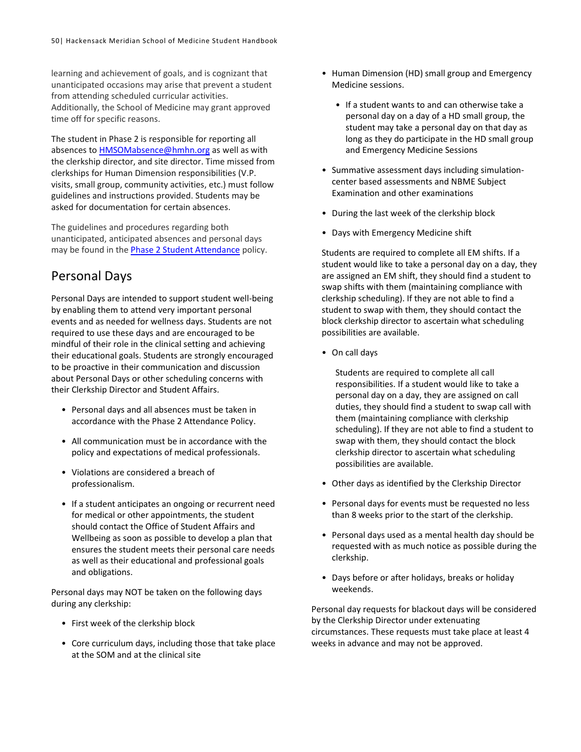learning and achievement of goals, and is cognizant that unanticipated occasions may arise that prevent a student from attending scheduled curricular activities. Additionally, the School of Medicine may grant approved time off for specific reasons.

The student in Phase 2 is responsible for reporting all absences to [HMSOMabsence@hmhn.org](mailto:HMSOMabsence@hmhn.org) as well as with the clerkship director, and site director. Time missed from clerkships for Human Dimension responsibilities (V.P. visits, small group, community activities, etc.) must follow guidelines and instructions provided. Students may be asked for documentation for certain absences.

The guidelines and procedures regarding both unanticipated, anticipated absences and personal days may be found in the Phase 2 Student Attendance policy.

## Personal Days

Personal Days are intended to support student well-being by enabling them to attend very important personal events and as needed for wellness days. Students are not required to use these days and are encouraged to be mindful of their role in the clinical setting and achieving their educational goals. Students are strongly encouraged to be proactive in their communication and discussion about Personal Days or other scheduling concerns with their Clerkship Director and Student Affairs.

- Personal days and all absences must be taken in accordance with the Phase 2 Attendance Policy.
- All communication must be in accordance with the policy and expectations of medical professionals.
- Violations are considered a breach of professionalism.
- If a student anticipates an ongoing or recurrent need for medical or other appointments, the student should contact the Office of Student Affairs and Wellbeing as soon as possible to develop a plan that ensures the student meets their personal care needs as well as their educational and professional goals and obligations.

Personal days may NOT be taken on the following days during any clerkship:

- First week of the clerkship block
- Core curriculum days, including those that take place at the SOM and at the clinical site
- Human Dimension (HD) small group and Emergency Medicine sessions.
  - If a student wants to and can otherwise take a personal day on a day of a HD small group, the student may take a personal day on that day as long as they do participate in the HD small group and Emergency Medicine Sessions
- Summative assessment days including simulation-center based assessments and NBME Subject Examination and other examinations
- During the last week of the clerkship block
- Days with Emergency Medicine shift

  Students are required to complete all EM shifts. If a student would like to take a personal day on a day, they are assigned an EM shift, they should find a student to swap shifts with them (maintaining compliance with clerkship scheduling). If they are not able to find a student to swap with them, they should contact the block clerkship director to ascertain what scheduling possibilities are available.

- On call days

  Students are required to complete all call responsibilities. If a student would like to take a personal day on a day, they are assigned on call duties, they should find a student to swap call with them (maintaining compliance with clerkship scheduling). If they are not able to find a student to swap with them, they should contact the block clerkship director to ascertain what scheduling possibilities are available.

- Other days as identified by the Clerkship Director
- Personal days for events must be requested no less than 8 weeks prior to the start of the clerkship.
- Personal days used as a mental health day should be requested with as much notice as possible during the clerkship.
- Days before or after holidays, breaks or holiday weekends.

Personal day requests for blackout days will be considered by the Clerkship Director under extenuating circumstances. These requests must take place at least 4 weeks in advance and may not be approved.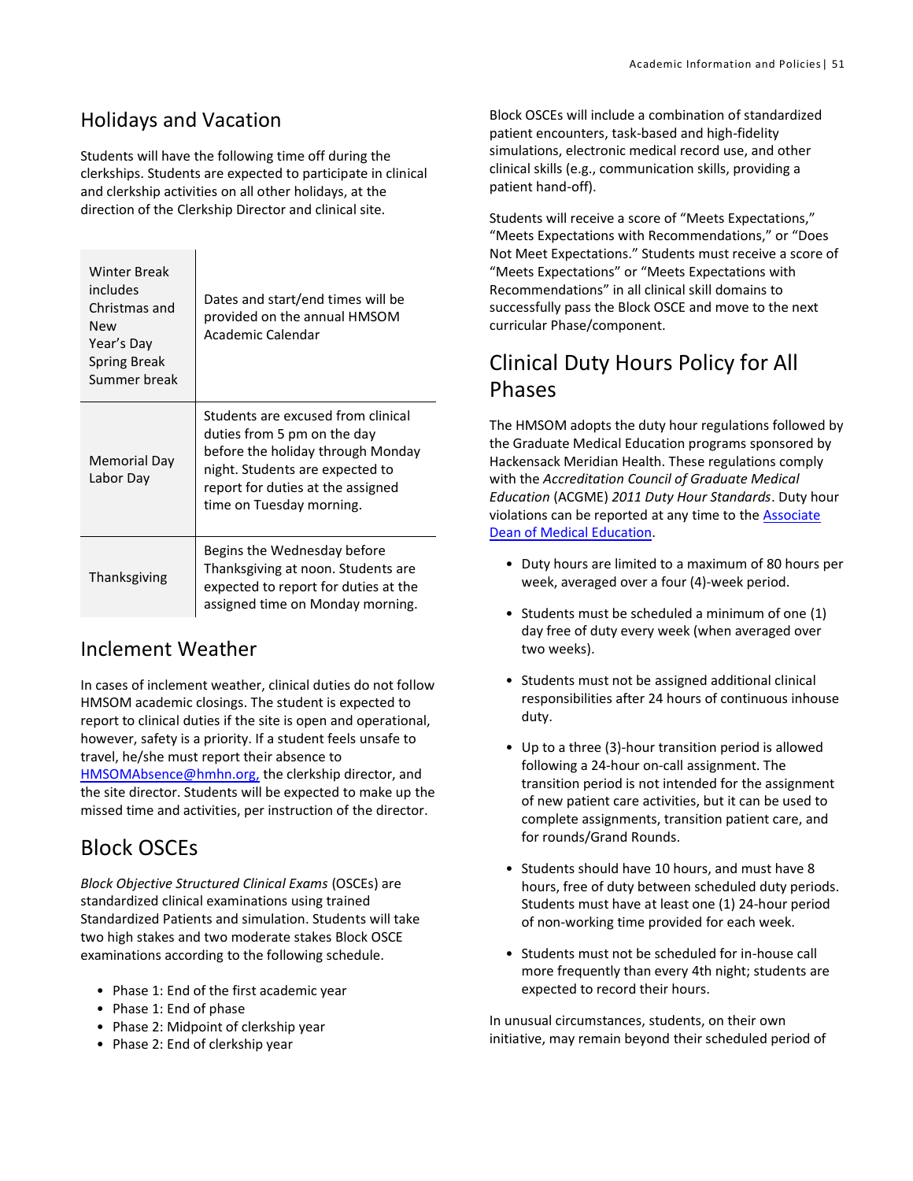## Holidays and Vacation

Students will have the following time off during the clerkships. Students are expected to participate in clinical and clerkship activities on all other holidays, at the direction of the Clerkship Director and clinical site.

| | |
|---|---|
| Winter Break includes Christmas and New Year's Day<br>Spring Break<br>Summer break | Dates and start/end times will be provided on the annual HMSOM Academic Calendar |
| Memorial Day<br>Labor Day | Students are excused from clinical duties from 5 pm on the day before the holiday through Monday night. Students are expected to report for duties at the assigned time on Tuesday morning. |
| Thanksgiving | Begins the Wednesday before Thanksgiving at noon. Students are expected to report for duties at the assigned time on Monday morning. |

## Inclement Weather

In cases of inclement weather, clinical duties do not follow HMSOM academic closings. The student is expected to report to clinical duties if the site is open and operational, however, safety is a priority. If a student feels unsafe to travel, he/she must report their absence to HMSOMAbsence@hmhn.org, the clerkship director, and the site director. Students will be expected to make up the missed time and activities, per instruction of the director.

## Block OSCEs

*Block Objective Structured Clinical Exams* (OSCEs) are standardized clinical examinations using trained Standardized Patients and simulation. Students will take two high stakes and two moderate stakes Block OSCE examinations according to the following schedule.

- Phase 1: End of the first academic year
- Phase 1: End of phase
- Phase 2: Midpoint of clerkship year
- Phase 2: End of clerkship year

Block OSCEs will include a combination of standardized patient encounters, task-based and high-fidelity simulations, electronic medical record use, and other clinical skills (e.g., communication skills, providing a patient hand-off).

Students will receive a score of "Meets Expectations," "Meets Expectations with Recommendations," or "Does Not Meet Expectations." Students must receive a score of "Meets Expectations" or "Meets Expectations with Recommendations" in all clinical skill domains to successfully pass the Block OSCE and move to the next curricular Phase/component.

## Clinical Duty Hours Policy for All Phases

The HMSOM adopts the duty hour regulations followed by the Graduate Medical Education programs sponsored by Hackensack Meridian Health. These regulations comply with the *Accreditation Council of Graduate Medical Education* (ACGME) *2011 Duty Hour Standards*. Duty hour violations can be reported at any time to the Associate Dean of Medical Education.

- Duty hours are limited to a maximum of 80 hours per week, averaged over a four (4)-week period.
- Students must be scheduled a minimum of one (1) day free of duty every week (when averaged over two weeks).
- Students must not be assigned additional clinical responsibilities after 24 hours of continuous inhouse duty.
- Up to a three (3)-hour transition period is allowed following a 24-hour on-call assignment. The transition period is not intended for the assignment of new patient care activities, but it can be used to complete assignments, transition patient care, and for rounds/Grand Rounds.
- Students should have 10 hours, and must have 8 hours, free of duty between scheduled duty periods. Students must have at least one (1) 24-hour period of non-working time provided for each week.
- Students must not be scheduled for in-house call more frequently than every 4th night; students are expected to record their hours.

In unusual circumstances, students, on their own initiative, may remain beyond their scheduled period of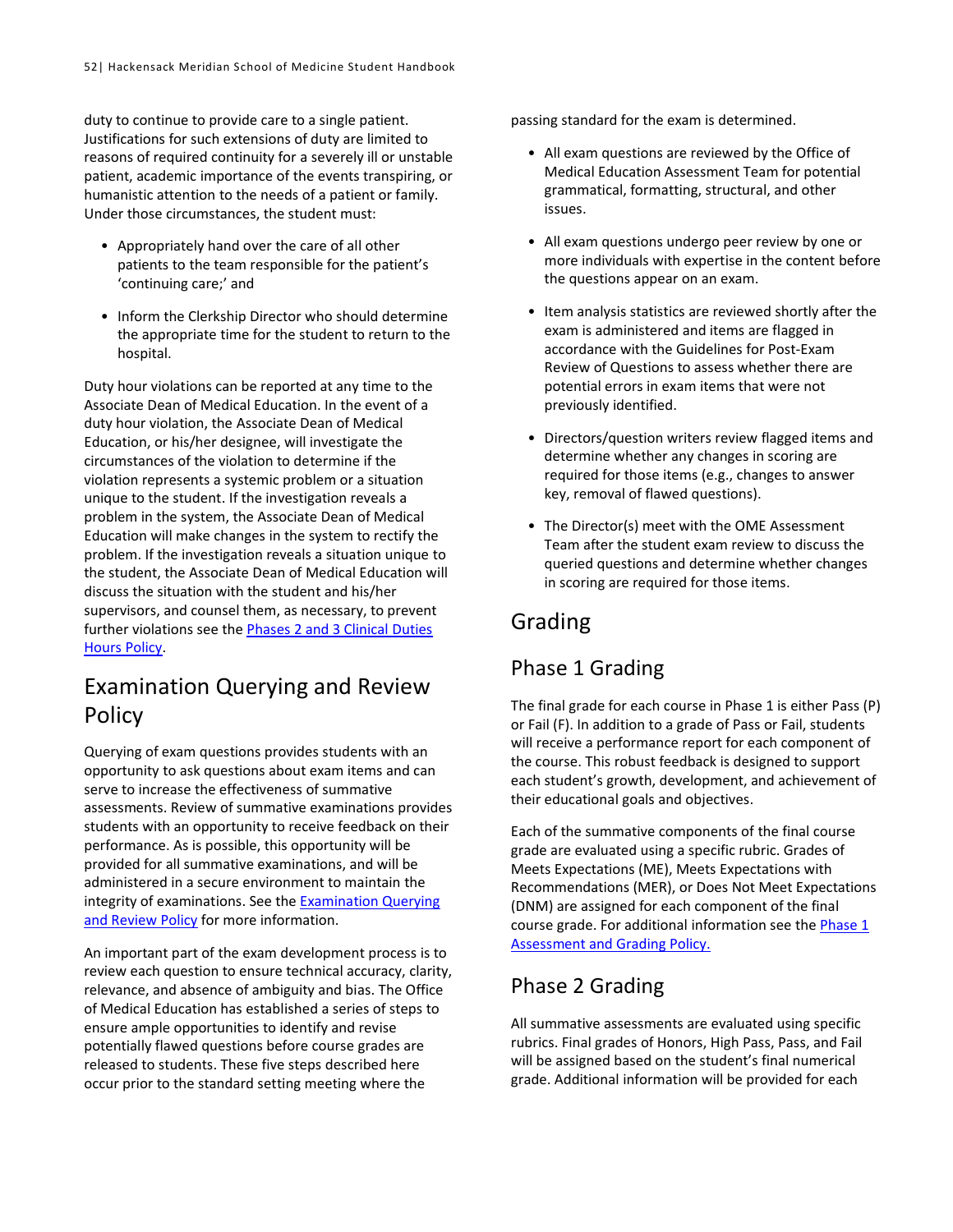duty to continue to provide care to a single patient. Justifications for such extensions of duty are limited to reasons of required continuity for a severely ill or unstable patient, academic importance of the events transpiring, or humanistic attention to the needs of a patient or family. Under those circumstances, the student must:

- Appropriately hand over the care of all other patients to the team responsible for the patient's 'continuing care;' and
- Inform the Clerkship Director who should determine the appropriate time for the student to return to the hospital.

Duty hour violations can be reported at any time to the Associate Dean of Medical Education. In the event of a duty hour violation, the Associate Dean of Medical Education, or his/her designee, will investigate the circumstances of the violation to determine if the violation represents a systemic problem or a situation unique to the student. If the investigation reveals a problem in the system, the Associate Dean of Medical Education will make changes in the system to rectify the problem. If the investigation reveals a situation unique to the student, the Associate Dean of Medical Education will discuss the situation with the student and his/her supervisors, and counsel them, as necessary, to prevent further violations see the Phases 2 and 3 Clinical Duties Hours Policy.

## Examination Querying and Review Policy

Querying of exam questions provides students with an opportunity to ask questions about exam items and can serve to increase the effectiveness of summative assessments. Review of summative examinations provides students with an opportunity to receive feedback on their performance. As is possible, this opportunity will be provided for all summative examinations, and will be administered in a secure environment to maintain the integrity of examinations. See the Examination Querying and Review Policy for more information.

An important part of the exam development process is to review each question to ensure technical accuracy, clarity, relevance, and absence of ambiguity and bias. The Office of Medical Education has established a series of steps to ensure ample opportunities to identify and revise potentially flawed questions before course grades are released to students. These five steps described here occur prior to the standard setting meeting where the passing standard for the exam is determined.

- All exam questions are reviewed by the Office of Medical Education Assessment Team for potential grammatical, formatting, structural, and other issues.
- All exam questions undergo peer review by one or more individuals with expertise in the content before the questions appear on an exam.
- Item analysis statistics are reviewed shortly after the exam is administered and items are flagged in accordance with the Guidelines for Post-Exam Review of Questions to assess whether there are potential errors in exam items that were not previously identified.
- Directors/question writers review flagged items and determine whether any changes in scoring are required for those items (e.g., changes to answer key, removal of flawed questions).
- The Director(s) meet with the OME Assessment Team after the student exam review to discuss the queried questions and determine whether changes in scoring are required for those items.

## Grading

### Phase 1 Grading

The final grade for each course in Phase 1 is either Pass (P) or Fail (F). In addition to a grade of Pass or Fail, students will receive a performance report for each component of the course. This robust feedback is designed to support each student's growth, development, and achievement of their educational goals and objectives.

Each of the summative components of the final course grade are evaluated using a specific rubric. Grades of Meets Expectations (ME), Meets Expectations with Recommendations (MER), or Does Not Meet Expectations (DNM) are assigned for each component of the final course grade. For additional information see the Phase 1 Assessment and Grading Policy.

### Phase 2 Grading

All summative assessments are evaluated using specific rubrics. Final grades of Honors, High Pass, Pass, and Fail will be assigned based on the student's final numerical grade. Additional information will be provided for each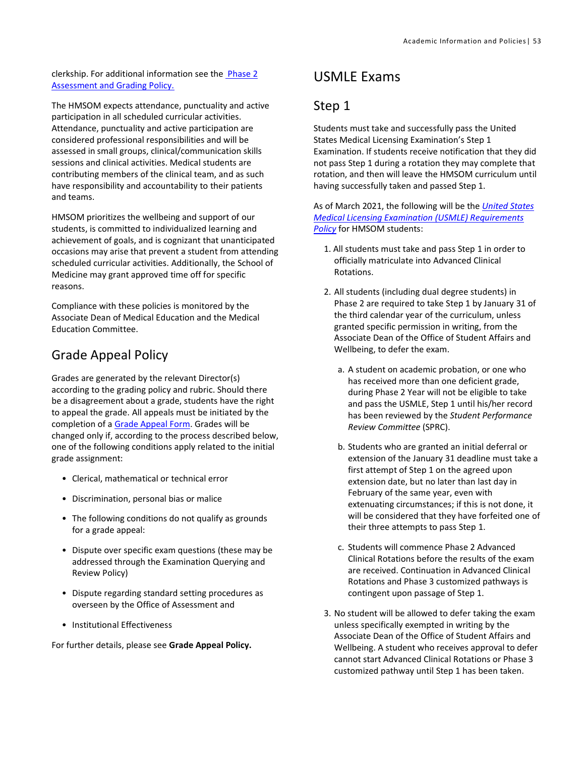clerkship. For additional information see the [Phase 2 Assessment and Grading Policy.](#)

The HMSOM expects attendance, punctuality and active participation in all scheduled curricular activities. Attendance, punctuality and active participation are considered professional responsibilities and will be assessed in small groups, clinical/communication skills sessions and clinical activities. Medical students are contributing members of the clinical team, and as such have responsibility and accountability to their patients and teams.

HMSOM prioritizes the wellbeing and support of our students, is committed to individualized learning and achievement of goals, and is cognizant that unanticipated occasions may arise that prevent a student from attending scheduled curricular activities. Additionally, the School of Medicine may grant approved time off for specific reasons.

Compliance with these policies is monitored by the Associate Dean of Medical Education and the Medical Education Committee.

## Grade Appeal Policy

Grades are generated by the relevant Director(s) according to the grading policy and rubric. Should there be a disagreement about a grade, students have the right to appeal the grade. All appeals must be initiated by the completion of a Grade Appeal Form. Grades will be changed only if, according to the process described below, one of the following conditions apply related to the initial grade assignment:

- Clerical, mathematical or technical error
- Discrimination, personal bias or malice
- The following conditions do not qualify as grounds for a grade appeal:
- Dispute over specific exam questions (these may be addressed through the Examination Querying and Review Policy)
- Dispute regarding standard setting procedures as overseen by the Office of Assessment and
- Institutional Effectiveness

For further details, please see **Grade Appeal Policy.**

# USMLE Exams

## Step 1

Students must take and successfully pass the United States Medical Licensing Examination's Step 1 Examination. If students receive notification that they did not pass Step 1 during a rotation they may complete that rotation, and then will leave the HMSOM curriculum until having successfully taken and passed Step 1.

As of March 2021, the following will be the *United States Medical Licensing Examination (USMLE) Requirements Policy* for HMSOM students:

1. All students must take and pass Step 1 in order to officially matriculate into Advanced Clinical Rotations.
2. All students (including dual degree students) in Phase 2 are required to take Step 1 by January 31 of the third calendar year of the curriculum, unless granted specific permission in writing, from the Associate Dean of the Office of Student Affairs and Wellbeing, to defer the exam.
   a. A student on academic probation, or one who has received more than one deficient grade, during Phase 2 Year will not be eligible to take and pass the USMLE, Step 1 until his/her record has been reviewed by the *Student Performance Review Committee* (SPRC).
   b. Students who are granted an initial deferral or extension of the January 31 deadline must take a first attempt of Step 1 on the agreed upon extension date, but no later than last day in February of the same year, even with extenuating circumstances; if this is not done, it will be considered that they have forfeited one of their three attempts to pass Step 1.
   c. Students will commence Phase 2 Advanced Clinical Rotations before the results of the exam are received. Continuation in Advanced Clinical Rotations and Phase 3 customized pathways is contingent upon passage of Step 1.
3. No student will be allowed to defer taking the exam unless specifically exempted in writing by the Associate Dean of the Office of Student Affairs and Wellbeing. A student who receives approval to defer cannot start Advanced Clinical Rotations or Phase 3 customized pathway until Step 1 has been taken.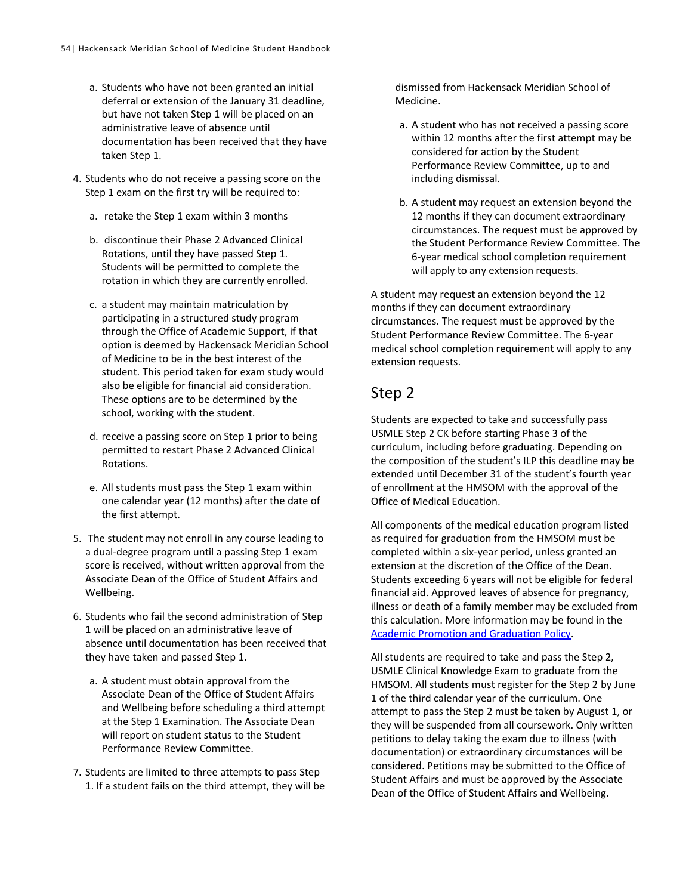a. Students who have not been granted an initial deferral or extension of the January 31 deadline, but have not taken Step 1 will be placed on an administrative leave of absence until documentation has been received that they have taken Step 1.

4. Students who do not receive a passing score on the Step 1 exam on the first try will be required to:

   a. retake the Step 1 exam within 3 months

   b. discontinue their Phase 2 Advanced Clinical Rotations, until they have passed Step 1. Students will be permitted to complete the rotation in which they are currently enrolled.

   c. a student may maintain matriculation by participating in a structured study program through the Office of Academic Support, if that option is deemed by Hackensack Meridian School of Medicine to be in the best interest of the student. This period taken for exam study would also be eligible for financial aid consideration. These options are to be determined by the school, working with the student.

   d. receive a passing score on Step 1 prior to being permitted to restart Phase 2 Advanced Clinical Rotations.

   e. All students must pass the Step 1 exam within one calendar year (12 months) after the date of the first attempt.

5. The student may not enroll in any course leading to a dual-degree program until a passing Step 1 exam score is received, without written approval from the Associate Dean of the Office of Student Affairs and Wellbeing.

6. Students who fail the second administration of Step 1 will be placed on an administrative leave of absence until documentation has been received that they have taken and passed Step 1.

   a. A student must obtain approval from the Associate Dean of the Office of Student Affairs and Wellbeing before scheduling a third attempt at the Step 1 Examination. The Associate Dean will report on student status to the Student Performance Review Committee.

7. Students are limited to three attempts to pass Step 1. If a student fails on the third attempt, they will be dismissed from Hackensack Meridian School of Medicine.

   a. A student who has not received a passing score within 12 months after the first attempt may be considered for action by the Student Performance Review Committee, up to and including dismissal.

   b. A student may request an extension beyond the 12 months if they can document extraordinary circumstances. The request must be approved by the Student Performance Review Committee. The 6-year medical school completion requirement will apply to any extension requests.

A student may request an extension beyond the 12 months if they can document extraordinary circumstances. The request must be approved by the Student Performance Review Committee. The 6-year medical school completion requirement will apply to any extension requests.

## Step 2

Students are expected to take and successfully pass USMLE Step 2 CK before starting Phase 3 of the curriculum, including before graduating. Depending on the composition of the student's ILP this deadline may be extended until December 31 of the student's fourth year of enrollment at the HMSOM with the approval of the Office of Medical Education.

All components of the medical education program listed as required for graduation from the HMSOM must be completed within a six-year period, unless granted an extension at the discretion of the Office of the Dean. Students exceeding 6 years will not be eligible for federal financial aid. Approved leaves of absence for pregnancy, illness or death of a family member may be excluded from this calculation. More information may be found in the Academic Promotion and Graduation Policy.

All students are required to take and pass the Step 2, USMLE Clinical Knowledge Exam to graduate from the HMSOM. All students must register for the Step 2 by June 1 of the third calendar year of the curriculum. One attempt to pass the Step 2 must be taken by August 1, or they will be suspended from all coursework. Only written petitions to delay taking the exam due to illness (with documentation) or extraordinary circumstances will be considered. Petitions may be submitted to the Office of Student Affairs and must be approved by the Associate Dean of the Office of Student Affairs and Wellbeing.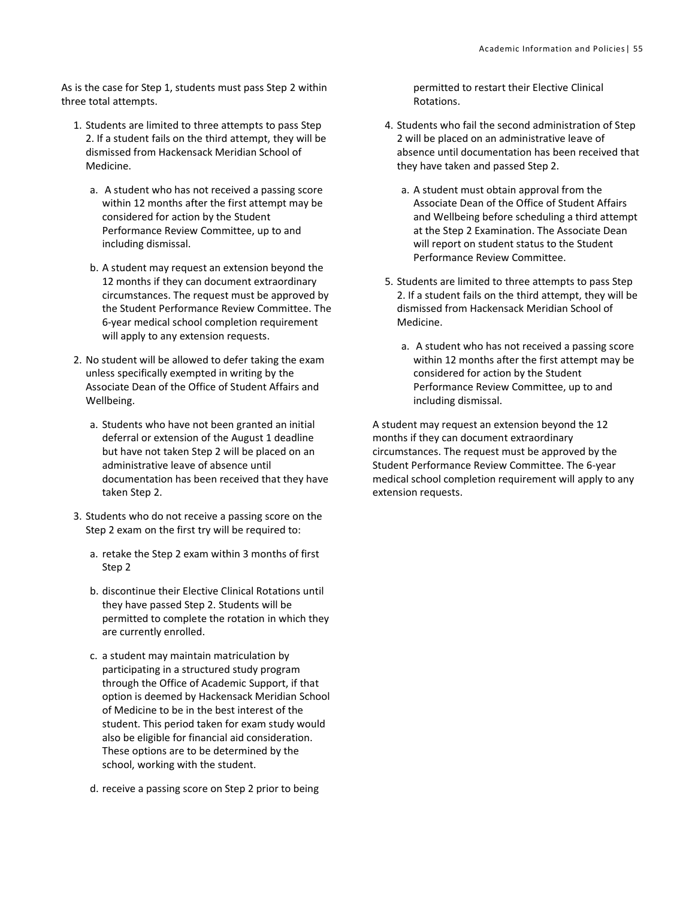As is the case for Step 1, students must pass Step 2 within three total attempts.

1. Students are limited to three attempts to pass Step 2. If a student fails on the third attempt, they will be dismissed from Hackensack Meridian School of Medicine.
   a. A student who has not received a passing score within 12 months after the first attempt may be considered for action by the Student Performance Review Committee, up to and including dismissal.
   b. A student may request an extension beyond the 12 months if they can document extraordinary circumstances. The request must be approved by the Student Performance Review Committee. The 6-year medical school completion requirement will apply to any extension requests.
2. No student will be allowed to defer taking the exam unless specifically exempted in writing by the Associate Dean of the Office of Student Affairs and Wellbeing.
   a. Students who have not been granted an initial deferral or extension of the August 1 deadline but have not taken Step 2 will be placed on an administrative leave of absence until documentation has been received that they have taken Step 2.
3. Students who do not receive a passing score on the Step 2 exam on the first try will be required to:
   a. retake the Step 2 exam within 3 months of first Step 2
   b. discontinue their Elective Clinical Rotations until they have passed Step 2. Students will be permitted to complete the rotation in which they are currently enrolled.
   c. a student may maintain matriculation by participating in a structured study program through the Office of Academic Support, if that option is deemed by Hackensack Meridian School of Medicine to be in the best interest of the student. This period taken for exam study would also be eligible for financial aid consideration. These options are to be determined by the school, working with the student.
   d. receive a passing score on Step 2 prior to being permitted to restart their Elective Clinical Rotations.
4. Students who fail the second administration of Step 2 will be placed on an administrative leave of absence until documentation has been received that they have taken and passed Step 2.
   a. A student must obtain approval from the Associate Dean of the Office of Student Affairs and Wellbeing before scheduling a third attempt at the Step 2 Examination. The Associate Dean will report on student status to the Student Performance Review Committee.
5. Students are limited to three attempts to pass Step 2. If a student fails on the third attempt, they will be dismissed from Hackensack Meridian School of Medicine.
   a. A student who has not received a passing score within 12 months after the first attempt may be considered for action by the Student Performance Review Committee, up to and including dismissal.

A student may request an extension beyond the 12 months if they can document extraordinary circumstances. The request must be approved by the Student Performance Review Committee. The 6-year medical school completion requirement will apply to any extension requests.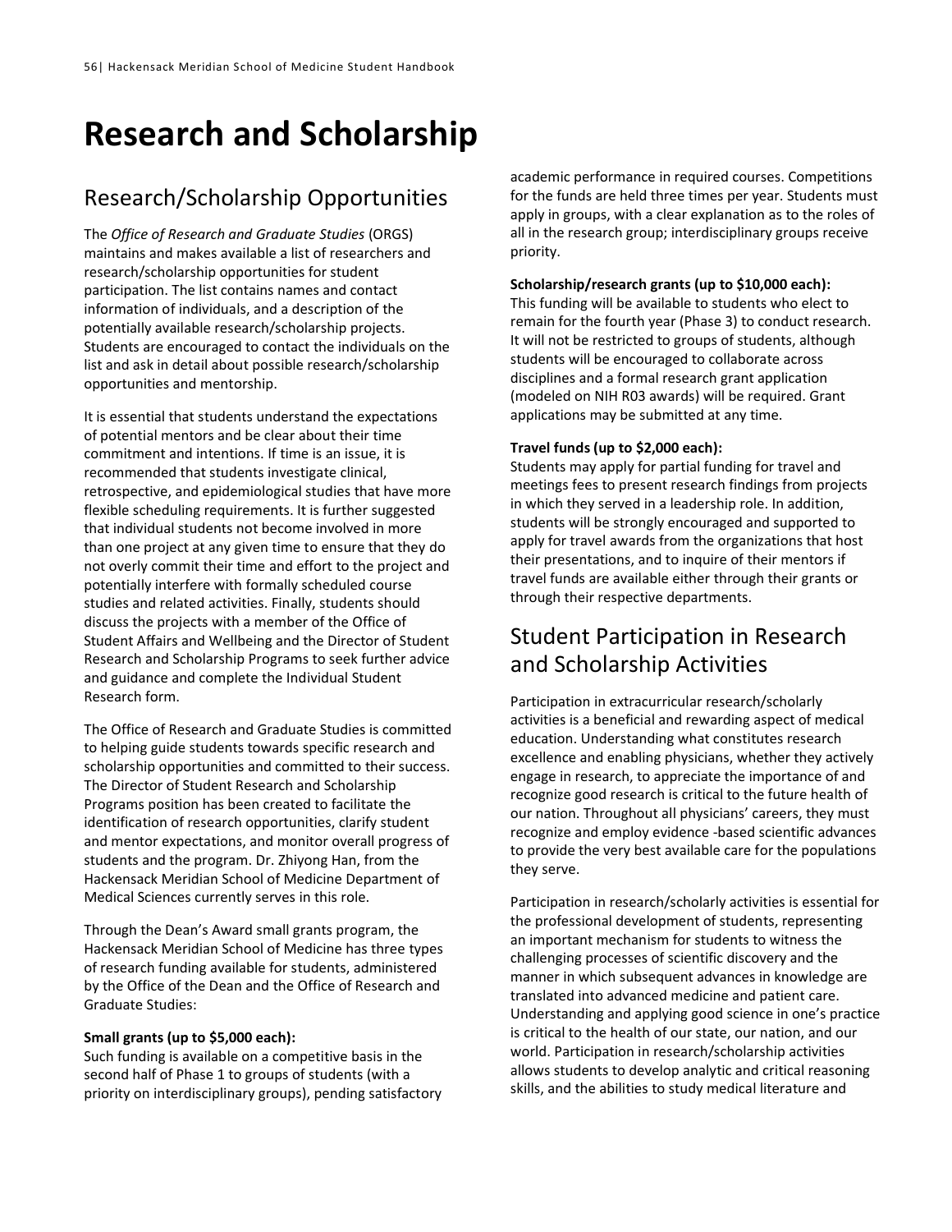# Research and Scholarship

## Research/Scholarship Opportunities

The *Office of Research and Graduate Studies* (ORGS) maintains and makes available a list of researchers and research/scholarship opportunities for student participation. The list contains names and contact information of individuals, and a description of the potentially available research/scholarship projects. Students are encouraged to contact the individuals on the list and ask in detail about possible research/scholarship opportunities and mentorship.

It is essential that students understand the expectations of potential mentors and be clear about their time commitment and intentions. If time is an issue, it is recommended that students investigate clinical, retrospective, and epidemiological studies that have more flexible scheduling requirements. It is further suggested that individual students not become involved in more than one project at any given time to ensure that they do not overly commit their time and effort to the project and potentially interfere with formally scheduled course studies and related activities. Finally, students should discuss the projects with a member of the Office of Student Affairs and Wellbeing and the Director of Student Research and Scholarship Programs to seek further advice and guidance and complete the Individual Student Research form.

The Office of Research and Graduate Studies is committed to helping guide students towards specific research and scholarship opportunities and committed to their success. The Director of Student Research and Scholarship Programs position has been created to facilitate the identification of research opportunities, clarify student and mentor expectations, and monitor overall progress of students and the program. Dr. Zhiyong Han, from the Hackensack Meridian School of Medicine Department of Medical Sciences currently serves in this role.

Through the Dean's Award small grants program, the Hackensack Meridian School of Medicine has three types of research funding available for students, administered by the Office of the Dean and the Office of Research and Graduate Studies:

**Small grants (up to $5,000 each):**
Such funding is available on a competitive basis in the second half of Phase 1 to groups of students (with a priority on interdisciplinary groups), pending satisfactory academic performance in required courses. Competitions for the funds are held three times per year. Students must apply in groups, with a clear explanation as to the roles of all in the research group; interdisciplinary groups receive priority.

**Scholarship/research grants (up to $10,000 each):**
This funding will be available to students who elect to remain for the fourth year (Phase 3) to conduct research. It will not be restricted to groups of students, although students will be encouraged to collaborate across disciplines and a formal research grant application (modeled on NIH R03 awards) will be required. Grant applications may be submitted at any time.

**Travel funds (up to $2,000 each):**
Students may apply for partial funding for travel and meetings fees to present research findings from projects in which they served in a leadership role. In addition, students will be strongly encouraged and supported to apply for travel awards from the organizations that host their presentations, and to inquire of their mentors if travel funds are available either through their grants or through their respective departments.

## Student Participation in Research and Scholarship Activities

Participation in extracurricular research/scholarly activities is a beneficial and rewarding aspect of medical education. Understanding what constitutes research excellence and enabling physicians, whether they actively engage in research, to appreciate the importance of and recognize good research is critical to the future health of our nation. Throughout all physicians' careers, they must recognize and employ evidence -based scientific advances to provide the very best available care for the populations they serve.

Participation in research/scholarly activities is essential for the professional development of students, representing an important mechanism for students to witness the challenging processes of scientific discovery and the manner in which subsequent advances in knowledge are translated into advanced medicine and patient care. Understanding and applying good science in one's practice is critical to the health of our state, our nation, and our world. Participation in research/scholarship activities allows students to develop analytic and critical reasoning skills, and the abilities to study medical literature and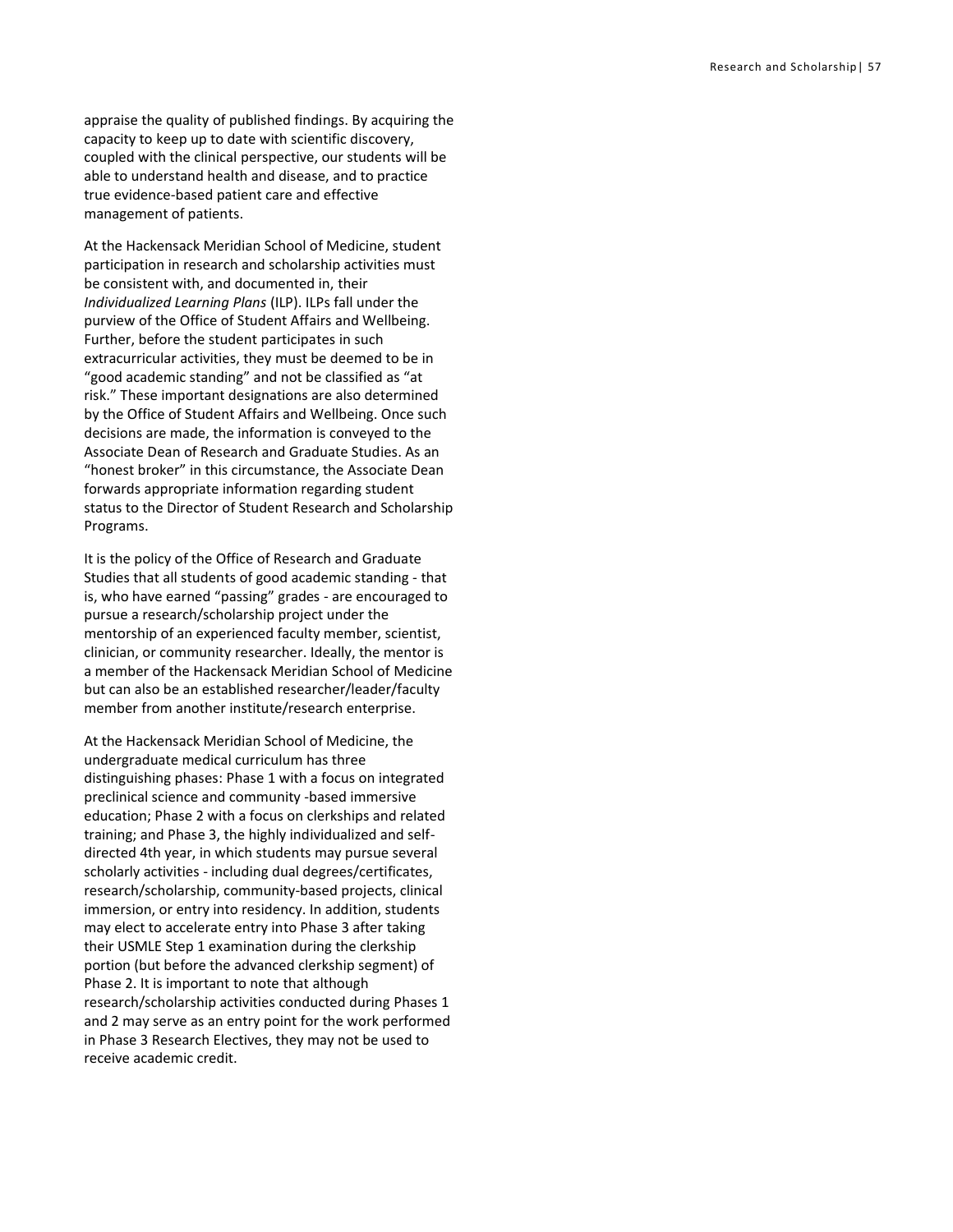appraise the quality of published findings. By acquiring the capacity to keep up to date with scientific discovery, coupled with the clinical perspective, our students will be able to understand health and disease, and to practice true evidence-based patient care and effective management of patients.

At the Hackensack Meridian School of Medicine, student participation in research and scholarship activities must be consistent with, and documented in, their *Individualized Learning Plans* (ILP). ILPs fall under the purview of the Office of Student Affairs and Wellbeing. Further, before the student participates in such extracurricular activities, they must be deemed to be in "good academic standing" and not be classified as "at risk." These important designations are also determined by the Office of Student Affairs and Wellbeing. Once such decisions are made, the information is conveyed to the Associate Dean of Research and Graduate Studies. As an "honest broker" in this circumstance, the Associate Dean forwards appropriate information regarding student status to the Director of Student Research and Scholarship Programs.

It is the policy of the Office of Research and Graduate Studies that all students of good academic standing - that is, who have earned "passing" grades - are encouraged to pursue a research/scholarship project under the mentorship of an experienced faculty member, scientist, clinician, or community researcher. Ideally, the mentor is a member of the Hackensack Meridian School of Medicine but can also be an established researcher/leader/faculty member from another institute/research enterprise.

At the Hackensack Meridian School of Medicine, the undergraduate medical curriculum has three distinguishing phases: Phase 1 with a focus on integrated preclinical science and community -based immersive education; Phase 2 with a focus on clerkships and related training; and Phase 3, the highly individualized and self-directed 4th year, in which students may pursue several scholarly activities - including dual degrees/certificates, research/scholarship, community-based projects, clinical immersion, or entry into residency. In addition, students may elect to accelerate entry into Phase 3 after taking their USMLE Step 1 examination during the clerkship portion (but before the advanced clerkship segment) of Phase 2. It is important to note that although research/scholarship activities conducted during Phases 1 and 2 may serve as an entry point for the work performed in Phase 3 Research Electives, they may not be used to receive academic credit.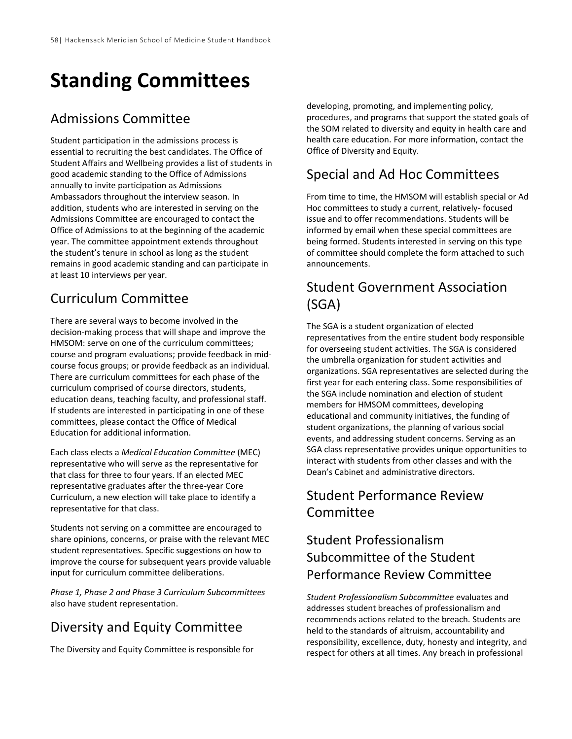# Standing Committees

## Admissions Committee

Student participation in the admissions process is essential to recruiting the best candidates. The Office of Student Affairs and Wellbeing provides a list of students in good academic standing to the Office of Admissions annually to invite participation as Admissions Ambassadors throughout the interview season. In addition, students who are interested in serving on the Admissions Committee are encouraged to contact the Office of Admissions to at the beginning of the academic year. The committee appointment extends throughout the student's tenure in school as long as the student remains in good academic standing and can participate in at least 10 interviews per year.

## Curriculum Committee

There are several ways to become involved in the decision-making process that will shape and improve the HMSOM: serve on one of the curriculum committees; course and program evaluations; provide feedback in mid-course focus groups; or provide feedback as an individual. There are curriculum committees for each phase of the curriculum comprised of course directors, students, education deans, teaching faculty, and professional staff. If students are interested in participating in one of these committees, please contact the Office of Medical Education for additional information.

Each class elects a *Medical Education Committee* (MEC) representative who will serve as the representative for that class for three to four years. If an elected MEC representative graduates after the three-year Core Curriculum, a new election will take place to identify a representative for that class.

Students not serving on a committee are encouraged to share opinions, concerns, or praise with the relevant MEC student representatives. Specific suggestions on how to improve the course for subsequent years provide valuable input for curriculum committee deliberations.

*Phase 1, Phase 2 and Phase 3 Curriculum Subcommittees* also have student representation.

## Diversity and Equity Committee

The Diversity and Equity Committee is responsible for developing, promoting, and implementing policy, procedures, and programs that support the stated goals of the SOM related to diversity and equity in health care and health care education. For more information, contact the Office of Diversity and Equity.

## Special and Ad Hoc Committees

From time to time, the HMSOM will establish special or Ad Hoc committees to study a current, relatively- focused issue and to offer recommendations. Students will be informed by email when these special committees are being formed. Students interested in serving on this type of committee should complete the form attached to such announcements.

## Student Government Association (SGA)

The SGA is a student organization of elected representatives from the entire student body responsible for overseeing student activities. The SGA is considered the umbrella organization for student activities and organizations. SGA representatives are selected during the first year for each entering class. Some responsibilities of the SGA include nomination and election of student members for HMSOM committees, developing educational and community initiatives, the funding of student organizations, the planning of various social events, and addressing student concerns. Serving as an SGA class representative provides unique opportunities to interact with students from other classes and with the Dean's Cabinet and administrative directors.

## Student Performance Review Committee

## Student Professionalism Subcommittee of the Student Performance Review Committee

*Student Professionalism Subcommittee* evaluates and addresses student breaches of professionalism and recommends actions related to the breach. Students are held to the standards of altruism, accountability and responsibility, excellence, duty, honesty and integrity, and respect for others at all times. Any breach in professional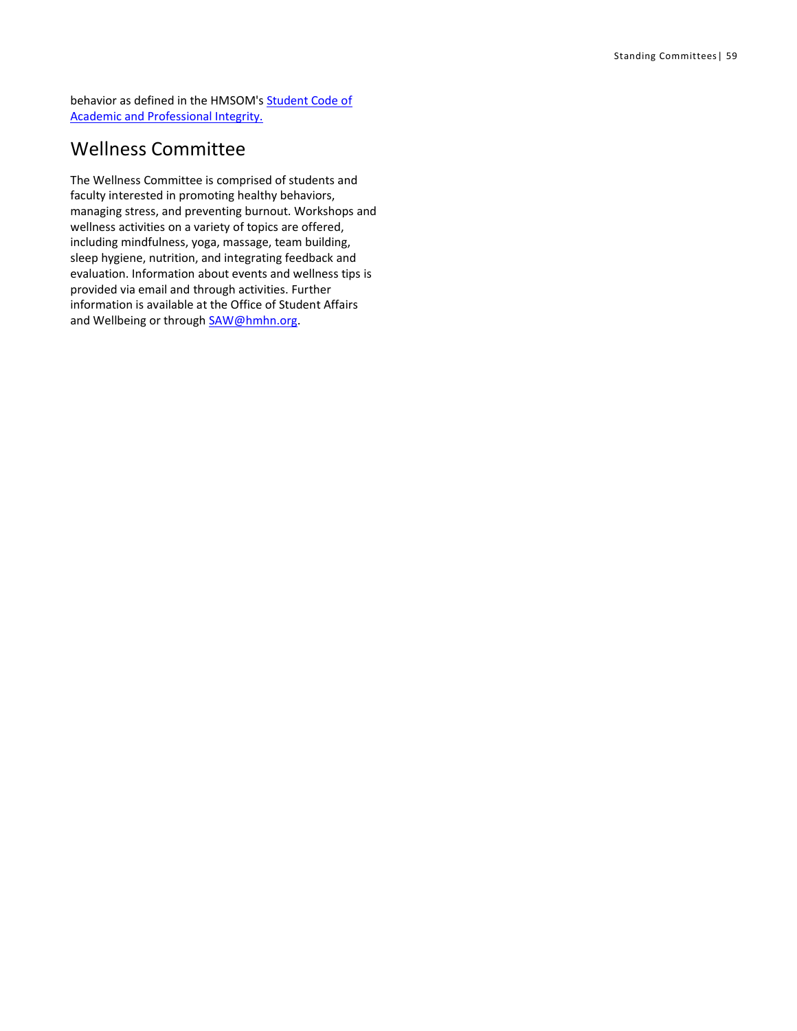behavior as defined in the HMSOM's Student Code of Academic and Professional Integrity.

## Wellness Committee

The Wellness Committee is comprised of students and faculty interested in promoting healthy behaviors, managing stress, and preventing burnout. Workshops and wellness activities on a variety of topics are offered, including mindfulness, yoga, massage, team building, sleep hygiene, nutrition, and integrating feedback and evaluation. Information about events and wellness tips is provided via email and through activities. Further information is available at the Office of Student Affairs and Wellbeing or through SAW@hmhn.org.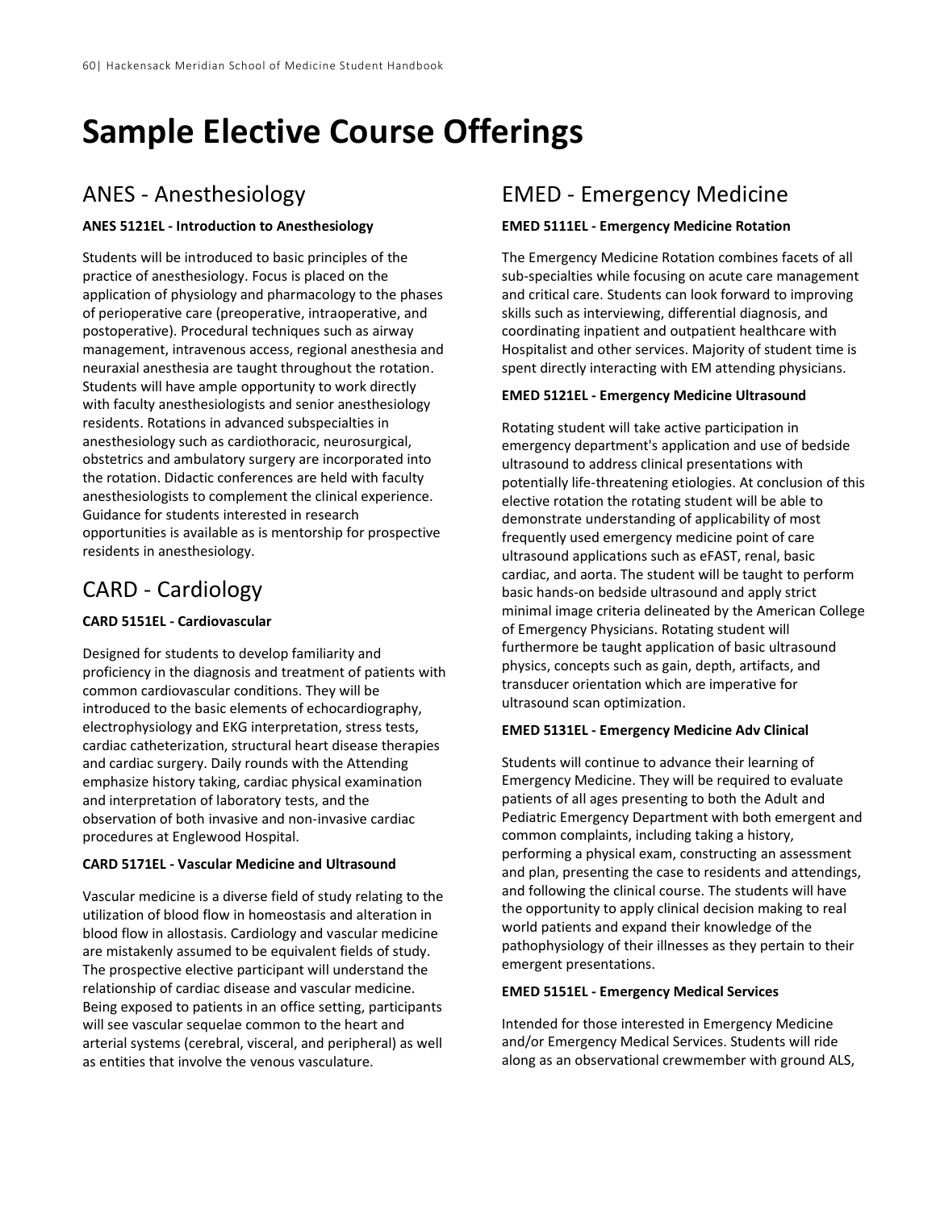# Sample Elective Course Offerings

## ANES - Anesthesiology

**ANES 5121EL - Introduction to Anesthesiology**

Students will be introduced to basic principles of the practice of anesthesiology. Focus is placed on the application of physiology and pharmacology to the phases of perioperative care (preoperative, intraoperative, and postoperative). Procedural techniques such as airway management, intravenous access, regional anesthesia and neuraxial anesthesia are taught throughout the rotation. Students will have ample opportunity to work directly with faculty anesthesiologists and senior anesthesiology residents. Rotations in advanced subspecialties in anesthesiology such as cardiothoracic, neurosurgical, obstetrics and ambulatory surgery are incorporated into the rotation. Didactic conferences are held with faculty anesthesiologists to complement the clinical experience. Guidance for students interested in research opportunities is available as is mentorship for prospective residents in anesthesiology.

## CARD - Cardiology

**CARD 5151EL - Cardiovascular**

Designed for students to develop familiarity and proficiency in the diagnosis and treatment of patients with common cardiovascular conditions. They will be introduced to the basic elements of echocardiography, electrophysiology and EKG interpretation, stress tests, cardiac catheterization, structural heart disease therapies and cardiac surgery. Daily rounds with the Attending emphasize history taking, cardiac physical examination and interpretation of laboratory tests, and the observation of both invasive and non-invasive cardiac procedures at Englewood Hospital.

**CARD 5171EL - Vascular Medicine and Ultrasound**

Vascular medicine is a diverse field of study relating to the utilization of blood flow in homeostasis and alteration in blood flow in allostasis. Cardiology and vascular medicine are mistakenly assumed to be equivalent fields of study. The prospective elective participant will understand the relationship of cardiac disease and vascular medicine. Being exposed to patients in an office setting, participants will see vascular sequelae common to the heart and arterial systems (cerebral, visceral, and peripheral) as well as entities that involve the venous vasculature.

## EMED - Emergency Medicine

**EMED 5111EL - Emergency Medicine Rotation**

The Emergency Medicine Rotation combines facets of all sub-specialties while focusing on acute care management and critical care. Students can look forward to improving skills such as interviewing, differential diagnosis, and coordinating inpatient and outpatient healthcare with Hospitalist and other services. Majority of student time is spent directly interacting with EM attending physicians.

**EMED 5121EL - Emergency Medicine Ultrasound**

Rotating student will take active participation in emergency department's application and use of bedside ultrasound to address clinical presentations with potentially life-threatening etiologies. At conclusion of this elective rotation the rotating student will be able to demonstrate understanding of applicability of most frequently used emergency medicine point of care ultrasound applications such as eFAST, renal, basic cardiac, and aorta. The student will be taught to perform basic hands-on bedside ultrasound and apply strict minimal image criteria delineated by the American College of Emergency Physicians. Rotating student will furthermore be taught application of basic ultrasound physics, concepts such as gain, depth, artifacts, and transducer orientation which are imperative for ultrasound scan optimization.

**EMED 5131EL - Emergency Medicine Adv Clinical**

Students will continue to advance their learning of Emergency Medicine. They will be required to evaluate patients of all ages presenting to both the Adult and Pediatric Emergency Department with both emergent and common complaints, including taking a history, performing a physical exam, constructing an assessment and plan, presenting the case to residents and attendings, and following the clinical course. The students will have the opportunity to apply clinical decision making to real world patients and expand their knowledge of the pathophysiology of their illnesses as they pertain to their emergent presentations.

**EMED 5151EL - Emergency Medical Services**

Intended for those interested in Emergency Medicine and/or Emergency Medical Services. Students will ride along as an observational crewmember with ground ALS,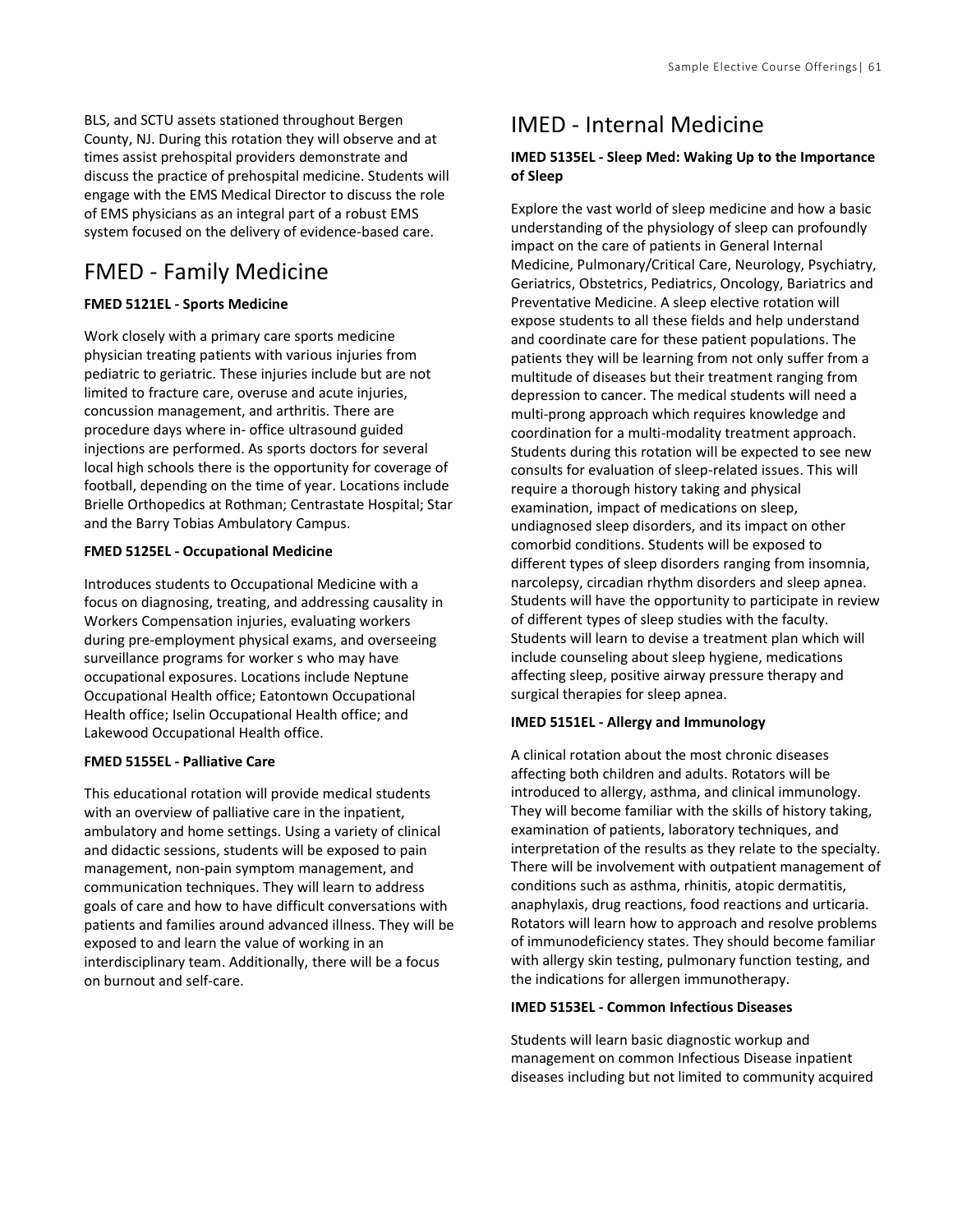BLS, and SCTU assets stationed throughout Bergen County, NJ. During this rotation they will observe and at times assist prehospital providers demonstrate and discuss the practice of prehospital medicine. Students will engage with the EMS Medical Director to discuss the role of EMS physicians as an integral part of a robust EMS system focused on the delivery of evidence-based care.

# FMED - Family Medicine

**FMED 5121EL - Sports Medicine**

Work closely with a primary care sports medicine physician treating patients with various injuries from pediatric to geriatric. These injuries include but are not limited to fracture care, overuse and acute injuries, concussion management, and arthritis. There are procedure days where in- office ultrasound guided injections are performed. As sports doctors for several local high schools there is the opportunity for coverage of football, depending on the time of year. Locations include Brielle Orthopedics at Rothman; Centrastate Hospital; Star and the Barry Tobias Ambulatory Campus.

**FMED 5125EL - Occupational Medicine**

Introduces students to Occupational Medicine with a focus on diagnosing, treating, and addressing causality in Workers Compensation injuries, evaluating workers during pre-employment physical exams, and overseeing surveillance programs for worker s who may have occupational exposures. Locations include Neptune Occupational Health office; Eatontown Occupational Health office; Iselin Occupational Health office; and Lakewood Occupational Health office.

**FMED 5155EL - Palliative Care**

This educational rotation will provide medical students with an overview of palliative care in the inpatient, ambulatory and home settings. Using a variety of clinical and didactic sessions, students will be exposed to pain management, non-pain symptom management, and communication techniques. They will learn to address goals of care and how to have difficult conversations with patients and families around advanced illness. They will be exposed to and learn the value of working in an interdisciplinary team. Additionally, there will be a focus on burnout and self-care.

# IMED - Internal Medicine

**IMED 5135EL - Sleep Med: Waking Up to the Importance of Sleep**

Explore the vast world of sleep medicine and how a basic understanding of the physiology of sleep can profoundly impact on the care of patients in General Internal Medicine, Pulmonary/Critical Care, Neurology, Psychiatry, Geriatrics, Obstetrics, Pediatrics, Oncology, Bariatrics and Preventative Medicine. A sleep elective rotation will expose students to all these fields and help understand and coordinate care for these patient populations. The patients they will be learning from not only suffer from a multitude of diseases but their treatment ranging from depression to cancer. The medical students will need a multi-prong approach which requires knowledge and coordination for a multi-modality treatment approach. Students during this rotation will be expected to see new consults for evaluation of sleep-related issues. This will require a thorough history taking and physical examination, impact of medications on sleep, undiagnosed sleep disorders, and its impact on other comorbid conditions. Students will be exposed to different types of sleep disorders ranging from insomnia, narcolepsy, circadian rhythm disorders and sleep apnea. Students will have the opportunity to participate in review of different types of sleep studies with the faculty. Students will learn to devise a treatment plan which will include counseling about sleep hygiene, medications affecting sleep, positive airway pressure therapy and surgical therapies for sleep apnea.

**IMED 5151EL - Allergy and Immunology**

A clinical rotation about the most chronic diseases affecting both children and adults. Rotators will be introduced to allergy, asthma, and clinical immunology. They will become familiar with the skills of history taking, examination of patients, laboratory techniques, and interpretation of the results as they relate to the specialty. There will be involvement with outpatient management of conditions such as asthma, rhinitis, atopic dermatitis, anaphylaxis, drug reactions, food reactions and urticaria. Rotators will learn how to approach and resolve problems of immunodeficiency states. They should become familiar with allergy skin testing, pulmonary function testing, and the indications for allergen immunotherapy.

**IMED 5153EL - Common Infectious Diseases**

Students will learn basic diagnostic workup and management on common Infectious Disease inpatient diseases including but not limited to community acquired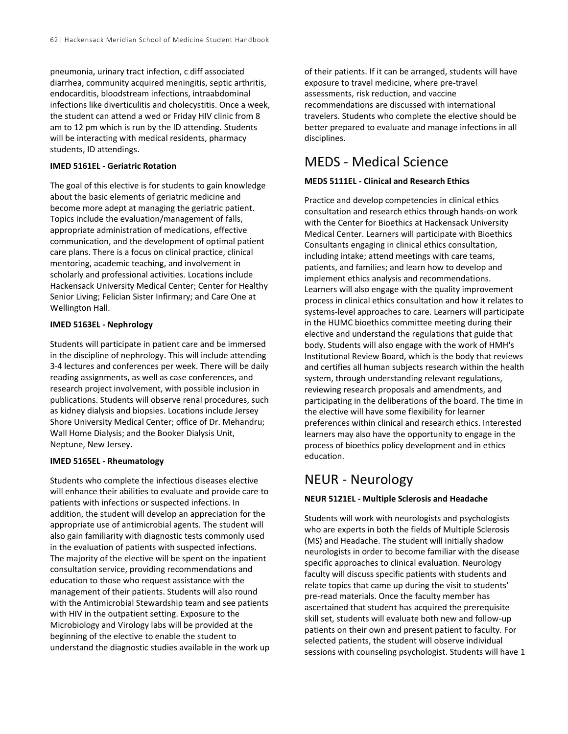pneumonia, urinary tract infection, c diff associated diarrhea, community acquired meningitis, septic arthritis, endocarditis, bloodstream infections, intraabdominal infections like diverticulitis and cholecystitis. Once a week, the student can attend a wed or Friday HIV clinic from 8 am to 12 pm which is run by the ID attending. Students will be interacting with medical residents, pharmacy students, ID attendings.

**IMED 5161EL - Geriatric Rotation**

The goal of this elective is for students to gain knowledge about the basic elements of geriatric medicine and become more adept at managing the geriatric patient. Topics include the evaluation/management of falls, appropriate administration of medications, effective communication, and the development of optimal patient care plans. There is a focus on clinical practice, clinical mentoring, academic teaching, and involvement in scholarly and professional activities. Locations include Hackensack University Medical Center; Center for Healthy Senior Living; Felician Sister Infirmary; and Care One at Wellington Hall.

**IMED 5163EL - Nephrology**

Students will participate in patient care and be immersed in the discipline of nephrology. This will include attending 3-4 lectures and conferences per week. There will be daily reading assignments, as well as case conferences, and research project involvement, with possible inclusion in publications. Students will observe renal procedures, such as kidney dialysis and biopsies. Locations include Jersey Shore University Medical Center; office of Dr. Mehandru; Wall Home Dialysis; and the Booker Dialysis Unit, Neptune, New Jersey.

**IMED 5165EL - Rheumatology**

Students who complete the infectious diseases elective will enhance their abilities to evaluate and provide care to patients with infections or suspected infections. In addition, the student will develop an appreciation for the appropriate use of antimicrobial agents. The student will also gain familiarity with diagnostic tests commonly used in the evaluation of patients with suspected infections. The majority of the elective will be spent on the inpatient consultation service, providing recommendations and education to those who request assistance with the management of their patients. Students will also round with the Antimicrobial Stewardship team and see patients with HIV in the outpatient setting. Exposure to the Microbiology and Virology labs will be provided at the beginning of the elective to enable the student to understand the diagnostic studies available in the work up of their patients. If it can be arranged, students will have exposure to travel medicine, where pre-travel assessments, risk reduction, and vaccine recommendations are discussed with international travelers. Students who complete the elective should be better prepared to evaluate and manage infections in all disciplines.

## MEDS - Medical Science

**MEDS 5111EL - Clinical and Research Ethics**

Practice and develop competencies in clinical ethics consultation and research ethics through hands-on work with the Center for Bioethics at Hackensack University Medical Center. Learners will participate with Bioethics Consultants engaging in clinical ethics consultation, including intake; attend meetings with care teams, patients, and families; and learn how to develop and implement ethics analysis and recommendations. Learners will also engage with the quality improvement process in clinical ethics consultation and how it relates to systems-level approaches to care. Learners will participate in the HUMC bioethics committee meeting during their elective and understand the regulations that guide that body. Students will also engage with the work of HMH's Institutional Review Board, which is the body that reviews and certifies all human subjects research within the health system, through understanding relevant regulations, reviewing research proposals and amendments, and participating in the deliberations of the board. The time in the elective will have some flexibility for learner preferences within clinical and research ethics. Interested learners may also have the opportunity to engage in the process of bioethics policy development and in ethics education.

## NEUR - Neurology

**NEUR 5121EL - Multiple Sclerosis and Headache**

Students will work with neurologists and psychologists who are experts in both the fields of Multiple Sclerosis (MS) and Headache. The student will initially shadow neurologists in order to become familiar with the disease specific approaches to clinical evaluation. Neurology faculty will discuss specific patients with students and relate topics that came up during the visit to students' pre-read materials. Once the faculty member has ascertained that student has acquired the prerequisite skill set, students will evaluate both new and follow-up patients on their own and present patient to faculty. For selected patients, the student will observe individual sessions with counseling psychologist. Students will have 1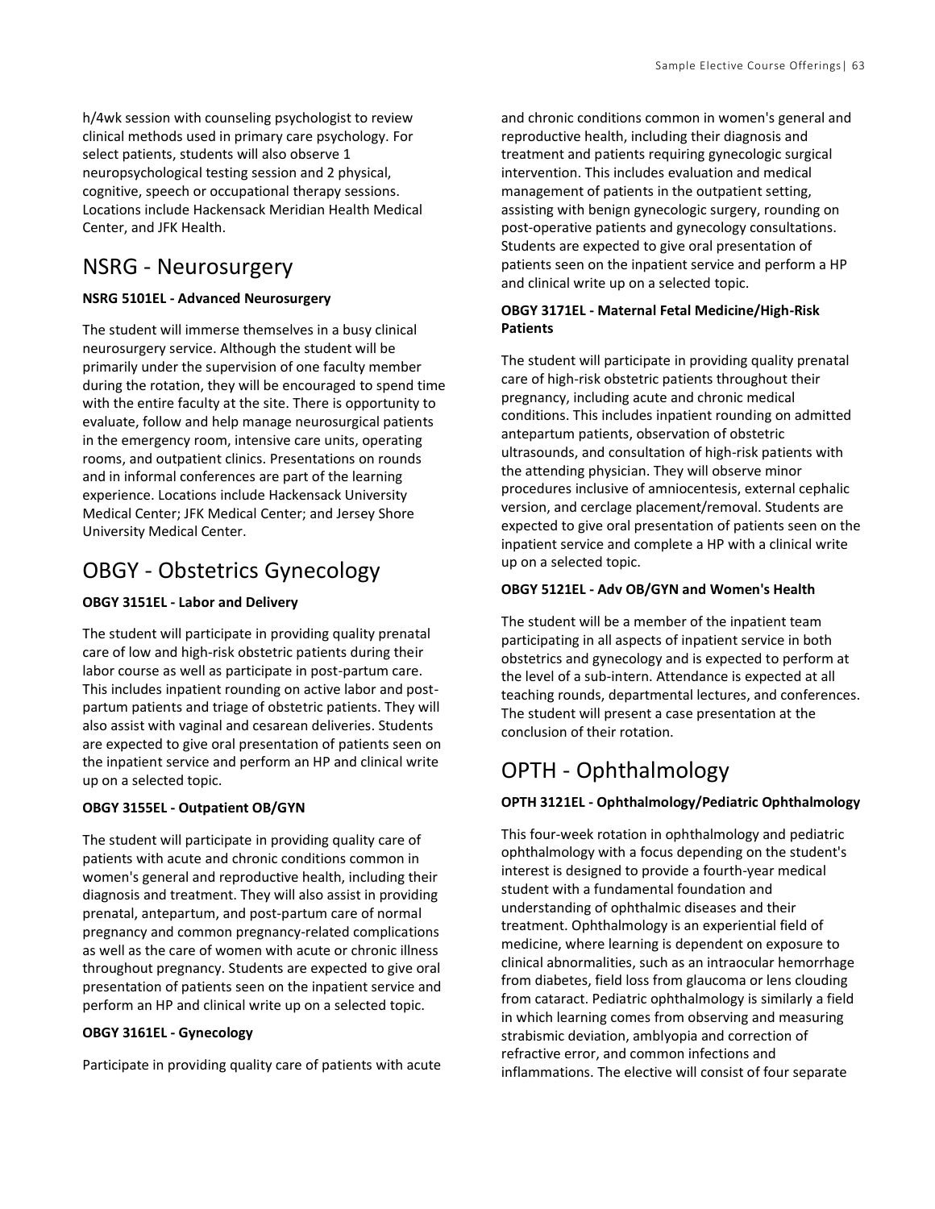h/4wk session with counseling psychologist to review clinical methods used in primary care psychology. For select patients, students will also observe 1 neuropsychological testing session and 2 physical, cognitive, speech or occupational therapy sessions. Locations include Hackensack Meridian Health Medical Center, and JFK Health.

## NSRG - Neurosurgery

**NSRG 5101EL - Advanced Neurosurgery**

The student will immerse themselves in a busy clinical neurosurgery service. Although the student will be primarily under the supervision of one faculty member during the rotation, they will be encouraged to spend time with the entire faculty at the site. There is opportunity to evaluate, follow and help manage neurosurgical patients in the emergency room, intensive care units, operating rooms, and outpatient clinics. Presentations on rounds and in informal conferences are part of the learning experience. Locations include Hackensack University Medical Center; JFK Medical Center; and Jersey Shore University Medical Center.

## OBGY - Obstetrics Gynecology

**OBGY 3151EL - Labor and Delivery**

The student will participate in providing quality prenatal care of low and high-risk obstetric patients during their labor course as well as participate in post-partum care. This includes inpatient rounding on active labor and post-partum patients and triage of obstetric patients. They will also assist with vaginal and cesarean deliveries. Students are expected to give oral presentation of patients seen on the inpatient service and perform an HP and clinical write up on a selected topic.

**OBGY 3155EL - Outpatient OB/GYN**

The student will participate in providing quality care of patients with acute and chronic conditions common in women's general and reproductive health, including their diagnosis and treatment. They will also assist in providing prenatal, antepartum, and post-partum care of normal pregnancy and common pregnancy-related complications as well as the care of women with acute or chronic illness throughout pregnancy. Students are expected to give oral presentation of patients seen on the inpatient service and perform an HP and clinical write up on a selected topic.

**OBGY 3161EL - Gynecology**

Participate in providing quality care of patients with acute and chronic conditions common in women's general and reproductive health, including their diagnosis and treatment and patients requiring gynecologic surgical intervention. This includes evaluation and medical management of patients in the outpatient setting, assisting with benign gynecologic surgery, rounding on post-operative patients and gynecology consultations. Students are expected to give oral presentation of patients seen on the inpatient service and perform a HP and clinical write up on a selected topic.

**OBGY 3171EL - Maternal Fetal Medicine/High-Risk Patients**

The student will participate in providing quality prenatal care of high-risk obstetric patients throughout their pregnancy, including acute and chronic medical conditions. This includes inpatient rounding on admitted antepartum patients, observation of obstetric ultrasounds, and consultation of high-risk patients with the attending physician. They will observe minor procedures inclusive of amniocentesis, external cephalic version, and cerclage placement/removal. Students are expected to give oral presentation of patients seen on the inpatient service and complete a HP with a clinical write up on a selected topic.

**OBGY 5121EL - Adv OB/GYN and Women's Health**

The student will be a member of the inpatient team participating in all aspects of inpatient service in both obstetrics and gynecology and is expected to perform at the level of a sub-intern. Attendance is expected at all teaching rounds, departmental lectures, and conferences. The student will present a case presentation at the conclusion of their rotation.

## OPTH - Ophthalmology

**OPTH 3121EL - Ophthalmology/Pediatric Ophthalmology**

This four-week rotation in ophthalmology and pediatric ophthalmology with a focus depending on the student's interest is designed to provide a fourth-year medical student with a fundamental foundation and understanding of ophthalmic diseases and their treatment. Ophthalmology is an experiential field of medicine, where learning is dependent on exposure to clinical abnormalities, such as an intraocular hemorrhage from diabetes, field loss from glaucoma or lens clouding from cataract. Pediatric ophthalmology is similarly a field in which learning comes from observing and measuring strabismic deviation, amblyopia and correction of refractive error, and common infections and inflammations. The elective will consist of four separate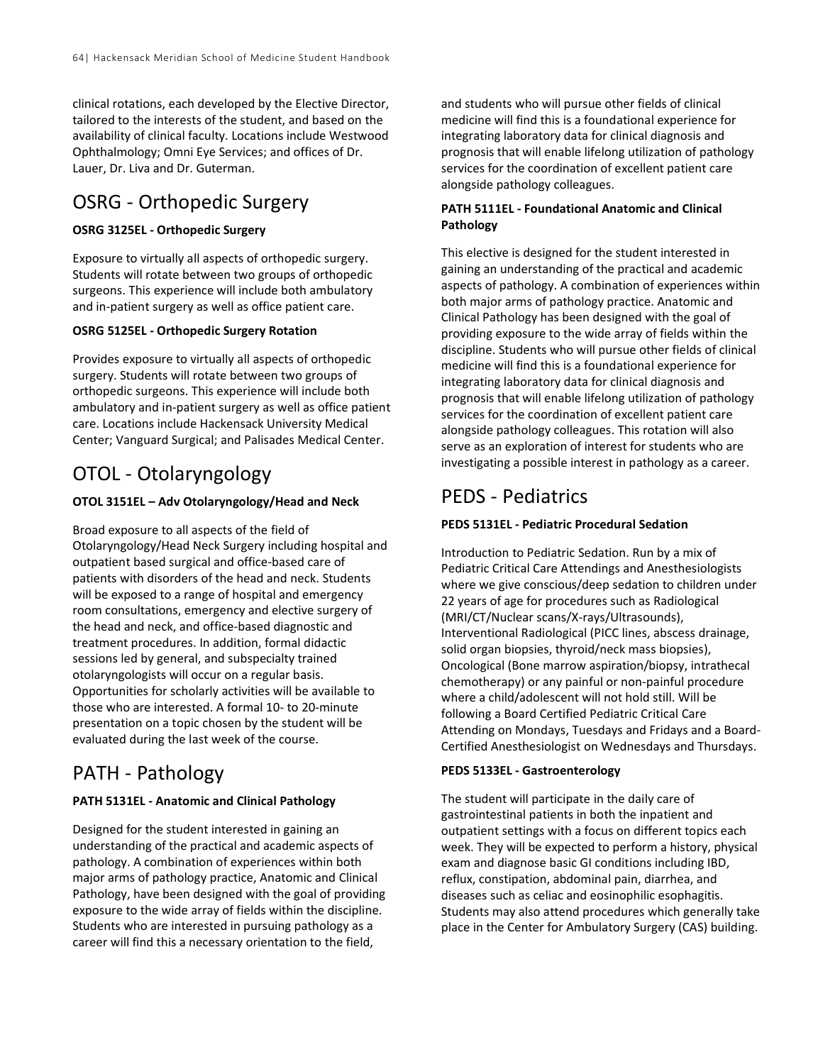clinical rotations, each developed by the Elective Director, tailored to the interests of the student, and based on the availability of clinical faculty. Locations include Westwood Ophthalmology; Omni Eye Services; and offices of Dr. Lauer, Dr. Liva and Dr. Guterman.

## OSRG - Orthopedic Surgery

**OSRG 3125EL - Orthopedic Surgery**

Exposure to virtually all aspects of orthopedic surgery. Students will rotate between two groups of orthopedic surgeons. This experience will include both ambulatory and in-patient surgery as well as office patient care.

**OSRG 5125EL - Orthopedic Surgery Rotation**

Provides exposure to virtually all aspects of orthopedic surgery. Students will rotate between two groups of orthopedic surgeons. This experience will include both ambulatory and in-patient surgery as well as office patient care. Locations include Hackensack University Medical Center; Vanguard Surgical; and Palisades Medical Center.

## OTOL - Otolaryngology

**OTOL 3151EL – Adv Otolaryngology/Head and Neck**

Broad exposure to all aspects of the field of Otolaryngology/Head Neck Surgery including hospital and outpatient based surgical and office-based care of patients with disorders of the head and neck. Students will be exposed to a range of hospital and emergency room consultations, emergency and elective surgery of the head and neck, and office-based diagnostic and treatment procedures. In addition, formal didactic sessions led by general, and subspecialty trained otolaryngologists will occur on a regular basis. Opportunities for scholarly activities will be available to those who are interested. A formal 10- to 20-minute presentation on a topic chosen by the student will be evaluated during the last week of the course.

## PATH - Pathology

**PATH 5131EL - Anatomic and Clinical Pathology**

Designed for the student interested in gaining an understanding of the practical and academic aspects of pathology. A combination of experiences within both major arms of pathology practice, Anatomic and Clinical Pathology, have been designed with the goal of providing exposure to the wide array of fields within the discipline. Students who are interested in pursuing pathology as a career will find this a necessary orientation to the field, and students who will pursue other fields of clinical medicine will find this is a foundational experience for integrating laboratory data for clinical diagnosis and prognosis that will enable lifelong utilization of pathology services for the coordination of excellent patient care alongside pathology colleagues.

**PATH 5111EL - Foundational Anatomic and Clinical Pathology**

This elective is designed for the student interested in gaining an understanding of the practical and academic aspects of pathology. A combination of experiences within both major arms of pathology practice. Anatomic and Clinical Pathology has been designed with the goal of providing exposure to the wide array of fields within the discipline. Students who will pursue other fields of clinical medicine will find this is a foundational experience for integrating laboratory data for clinical diagnosis and prognosis that will enable lifelong utilization of pathology services for the coordination of excellent patient care alongside pathology colleagues. This rotation will also serve as an exploration of interest for students who are investigating a possible interest in pathology as a career.

## PEDS - Pediatrics

**PEDS 5131EL - Pediatric Procedural Sedation**

Introduction to Pediatric Sedation. Run by a mix of Pediatric Critical Care Attendings and Anesthesiologists where we give conscious/deep sedation to children under 22 years of age for procedures such as Radiological (MRI/CT/Nuclear scans/X-rays/Ultrasounds), Interventional Radiological (PICC lines, abscess drainage, solid organ biopsies, thyroid/neck mass biopsies), Oncological (Bone marrow aspiration/biopsy, intrathecal chemotherapy) or any painful or non-painful procedure where a child/adolescent will not hold still. Will be following a Board Certified Pediatric Critical Care Attending on Mondays, Tuesdays and Fridays and a Board-Certified Anesthesiologist on Wednesdays and Thursdays.

**PEDS 5133EL - Gastroenterology**

The student will participate in the daily care of gastrointestinal patients in both the inpatient and outpatient settings with a focus on different topics each week. They will be expected to perform a history, physical exam and diagnose basic GI conditions including IBD, reflux, constipation, abdominal pain, diarrhea, and diseases such as celiac and eosinophilic esophagitis. Students may also attend procedures which generally take place in the Center for Ambulatory Surgery (CAS) building.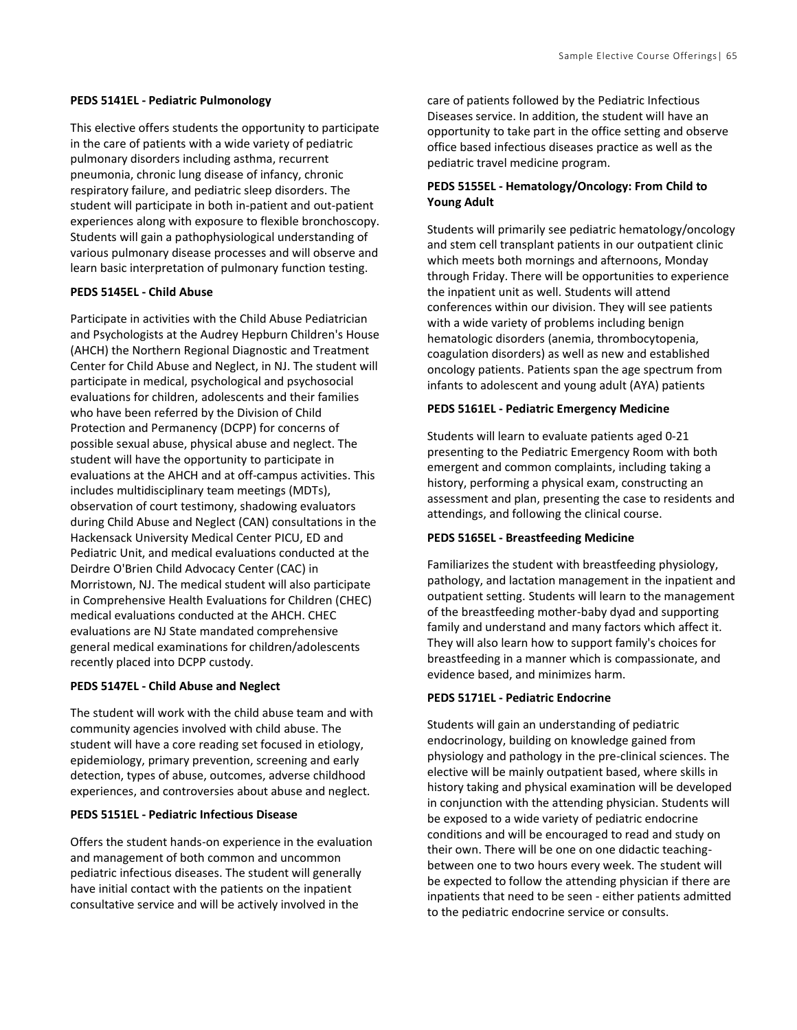**PEDS 5141EL - Pediatric Pulmonology**

This elective offers students the opportunity to participate in the care of patients with a wide variety of pediatric pulmonary disorders including asthma, recurrent pneumonia, chronic lung disease of infancy, chronic respiratory failure, and pediatric sleep disorders. The student will participate in both in-patient and out-patient experiences along with exposure to flexible bronchoscopy. Students will gain a pathophysiological understanding of various pulmonary disease processes and will observe and learn basic interpretation of pulmonary function testing.

**PEDS 5145EL - Child Abuse**

Participate in activities with the Child Abuse Pediatrician and Psychologists at the Audrey Hepburn Children's House (AHCH) the Northern Regional Diagnostic and Treatment Center for Child Abuse and Neglect, in NJ. The student will participate in medical, psychological and psychosocial evaluations for children, adolescents and their families who have been referred by the Division of Child Protection and Permanency (DCPP) for concerns of possible sexual abuse, physical abuse and neglect. The student will have the opportunity to participate in evaluations at the AHCH and at off-campus activities. This includes multidisciplinary team meetings (MDTs), observation of court testimony, shadowing evaluators during Child Abuse and Neglect (CAN) consultations in the Hackensack University Medical Center PICU, ED and Pediatric Unit, and medical evaluations conducted at the Deirdre O'Brien Child Advocacy Center (CAC) in Morristown, NJ. The medical student will also participate in Comprehensive Health Evaluations for Children (CHEC) medical evaluations conducted at the AHCH. CHEC evaluations are NJ State mandated comprehensive general medical examinations for children/adolescents recently placed into DCPP custody.

**PEDS 5147EL - Child Abuse and Neglect**

The student will work with the child abuse team and with community agencies involved with child abuse. The student will have a core reading set focused in etiology, epidemiology, primary prevention, screening and early detection, types of abuse, outcomes, adverse childhood experiences, and controversies about abuse and neglect.

**PEDS 5151EL - Pediatric Infectious Disease**

Offers the student hands-on experience in the evaluation and management of both common and uncommon pediatric infectious diseases. The student will generally have initial contact with the patients on the inpatient consultative service and will be actively involved in the care of patients followed by the Pediatric Infectious Diseases service. In addition, the student will have an opportunity to take part in the office setting and observe office based infectious diseases practice as well as the pediatric travel medicine program.

**PEDS 5155EL - Hematology/Oncology: From Child to Young Adult**

Students will primarily see pediatric hematology/oncology and stem cell transplant patients in our outpatient clinic which meets both mornings and afternoons, Monday through Friday. There will be opportunities to experience the inpatient unit as well. Students will attend conferences within our division. They will see patients with a wide variety of problems including benign hematologic disorders (anemia, thrombocytopenia, coagulation disorders) as well as new and established oncology patients. Patients span the age spectrum from infants to adolescent and young adult (AYA) patients

**PEDS 5161EL - Pediatric Emergency Medicine**

Students will learn to evaluate patients aged 0-21 presenting to the Pediatric Emergency Room with both emergent and common complaints, including taking a history, performing a physical exam, constructing an assessment and plan, presenting the case to residents and attendings, and following the clinical course.

**PEDS 5165EL - Breastfeeding Medicine**

Familiarizes the student with breastfeeding physiology, pathology, and lactation management in the inpatient and outpatient setting. Students will learn to the management of the breastfeeding mother-baby dyad and supporting family and understand and many factors which affect it. They will also learn how to support family's choices for breastfeeding in a manner which is compassionate, and evidence based, and minimizes harm.

**PEDS 5171EL - Pediatric Endocrine**

Students will gain an understanding of pediatric endocrinology, building on knowledge gained from physiology and pathology in the pre-clinical sciences. The elective will be mainly outpatient based, where skills in history taking and physical examination will be developed in conjunction with the attending physician. Students will be exposed to a wide variety of pediatric endocrine conditions and will be encouraged to read and study on their own. There will be one on one didactic teaching-between one to two hours every week. The student will be expected to follow the attending physician if there are inpatients that need to be seen - either patients admitted to the pediatric endocrine service or consults.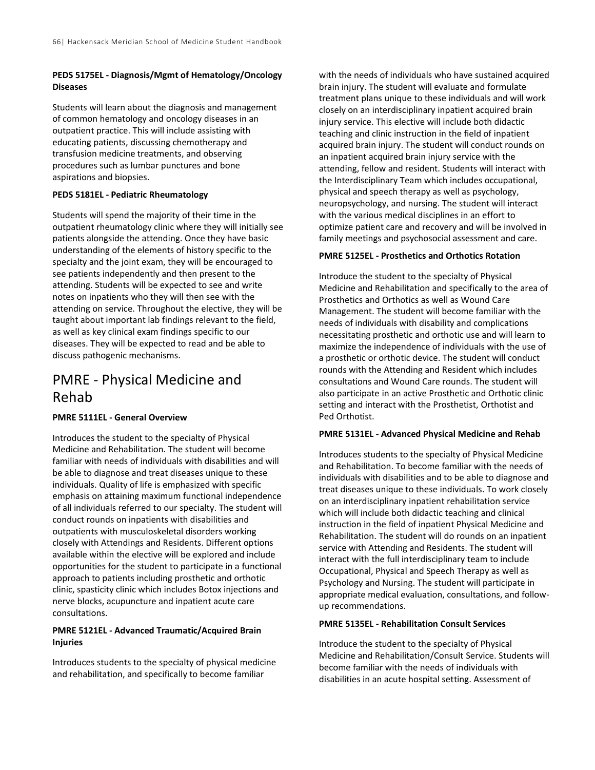**PEDS 5175EL - Diagnosis/Mgmt of Hematology/Oncology Diseases**

Students will learn about the diagnosis and management of common hematology and oncology diseases in an outpatient practice. This will include assisting with educating patients, discussing chemotherapy and transfusion medicine treatments, and observing procedures such as lumbar punctures and bone aspirations and biopsies.

**PEDS 5181EL - Pediatric Rheumatology**

Students will spend the majority of their time in the outpatient rheumatology clinic where they will initially see patients alongside the attending. Once they have basic understanding of the elements of history specific to the specialty and the joint exam, they will be encouraged to see patients independently and then present to the attending. Students will be expected to see and write notes on inpatients who they will then see with the attending on service. Throughout the elective, they will be taught about important lab findings relevant to the field, as well as key clinical exam findings specific to our diseases. They will be expected to read and be able to discuss pathogenic mechanisms.

# PMRE - Physical Medicine and Rehab

**PMRE 5111EL - General Overview**

Introduces the student to the specialty of Physical Medicine and Rehabilitation. The student will become familiar with needs of individuals with disabilities and will be able to diagnose and treat diseases unique to these individuals. Quality of life is emphasized with specific emphasis on attaining maximum functional independence of all individuals referred to our specialty. The student will conduct rounds on inpatients with disabilities and outpatients with musculoskeletal disorders working closely with Attendings and Residents. Different options available within the elective will be explored and include opportunities for the student to participate in a functional approach to patients including prosthetic and orthotic clinic, spasticity clinic which includes Botox injections and nerve blocks, acupuncture and inpatient acute care consultations.

**PMRE 5121EL - Advanced Traumatic/Acquired Brain Injuries**

Introduces students to the specialty of physical medicine and rehabilitation, and specifically to become familiar with the needs of individuals who have sustained acquired brain injury. The student will evaluate and formulate treatment plans unique to these individuals and will work closely on an interdisciplinary inpatient acquired brain injury service. This elective will include both didactic teaching and clinic instruction in the field of inpatient acquired brain injury. The student will conduct rounds on an inpatient acquired brain injury service with the attending, fellow and resident. Students will interact with the Interdisciplinary Team which includes occupational, physical and speech therapy as well as psychology, neuropsychology, and nursing. The student will interact with the various medical disciplines in an effort to optimize patient care and recovery and will be involved in family meetings and psychosocial assessment and care.

**PMRE 5125EL - Prosthetics and Orthotics Rotation**

Introduce the student to the specialty of Physical Medicine and Rehabilitation and specifically to the area of Prosthetics and Orthotics as well as Wound Care Management. The student will become familiar with the needs of individuals with disability and complications necessitating prosthetic and orthotic use and will learn to maximize the independence of individuals with the use of a prosthetic or orthotic device. The student will conduct rounds with the Attending and Resident which includes consultations and Wound Care rounds. The student will also participate in an active Prosthetic and Orthotic clinic setting and interact with the Prosthetist, Orthotist and Ped Orthotist.

**PMRE 5131EL - Advanced Physical Medicine and Rehab**

Introduces students to the specialty of Physical Medicine and Rehabilitation. To become familiar with the needs of individuals with disabilities and to be able to diagnose and treat diseases unique to these individuals. To work closely on an interdisciplinary inpatient rehabilitation service which will include both didactic teaching and clinical instruction in the field of inpatient Physical Medicine and Rehabilitation. The student will do rounds on an inpatient service with Attending and Residents. The student will interact with the full interdisciplinary team to include Occupational, Physical and Speech Therapy as well as Psychology and Nursing. The student will participate in appropriate medical evaluation, consultations, and follow-up recommendations.

**PMRE 5135EL - Rehabilitation Consult Services**

Introduce the student to the specialty of Physical Medicine and Rehabilitation/Consult Service. Students will become familiar with the needs of individuals with disabilities in an acute hospital setting. Assessment of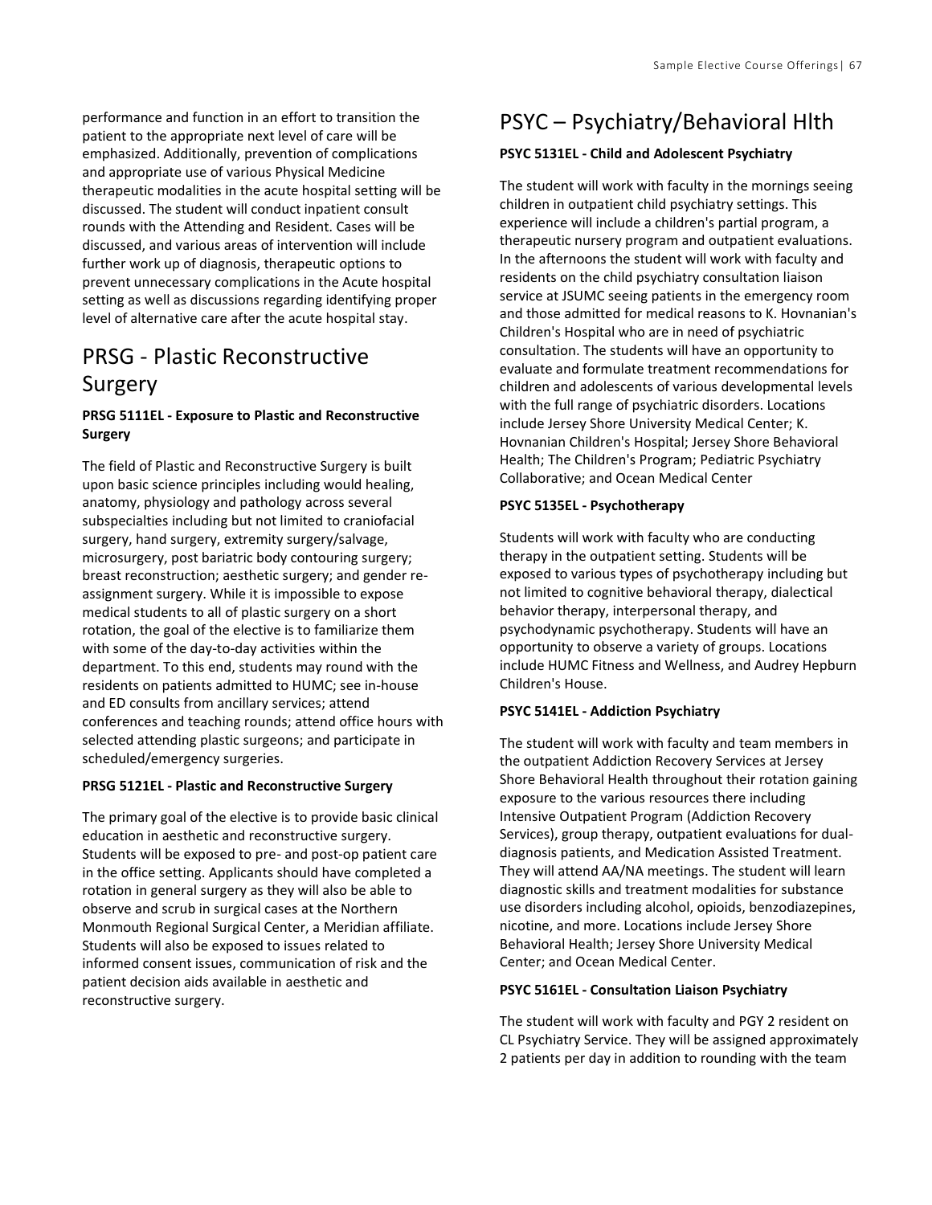performance and function in an effort to transition the patient to the appropriate next level of care will be emphasized. Additionally, prevention of complications and appropriate use of various Physical Medicine therapeutic modalities in the acute hospital setting will be discussed. The student will conduct inpatient consult rounds with the Attending and Resident. Cases will be discussed, and various areas of intervention will include further work up of diagnosis, therapeutic options to prevent unnecessary complications in the Acute hospital setting as well as discussions regarding identifying proper level of alternative care after the acute hospital stay.

# PRSG - Plastic Reconstructive Surgery

**PRSG 5111EL - Exposure to Plastic and Reconstructive Surgery**

The field of Plastic and Reconstructive Surgery is built upon basic science principles including would healing, anatomy, physiology and pathology across several subspecialties including but not limited to craniofacial surgery, hand surgery, extremity surgery/salvage, microsurgery, post bariatric body contouring surgery; breast reconstruction; aesthetic surgery; and gender re-assignment surgery. While it is impossible to expose medical students to all of plastic surgery on a short rotation, the goal of the elective is to familiarize them with some of the day-to-day activities within the department. To this end, students may round with the residents on patients admitted to HUMC; see in-house and ED consults from ancillary services; attend conferences and teaching rounds; attend office hours with selected attending plastic surgeons; and participate in scheduled/emergency surgeries.

**PRSG 5121EL - Plastic and Reconstructive Surgery**

The primary goal of the elective is to provide basic clinical education in aesthetic and reconstructive surgery. Students will be exposed to pre- and post-op patient care in the office setting. Applicants should have completed a rotation in general surgery as they will also be able to observe and scrub in surgical cases at the Northern Monmouth Regional Surgical Center, a Meridian affiliate. Students will also be exposed to issues related to informed consent issues, communication of risk and the patient decision aids available in aesthetic and reconstructive surgery.

# PSYC – Psychiatry/Behavioral Hlth

**PSYC 5131EL - Child and Adolescent Psychiatry**

The student will work with faculty in the mornings seeing children in outpatient child psychiatry settings. This experience will include a children's partial program, a therapeutic nursery program and outpatient evaluations. In the afternoons the student will work with faculty and residents on the child psychiatry consultation liaison service at JSUMC seeing patients in the emergency room and those admitted for medical reasons to K. Hovnanian's Children's Hospital who are in need of psychiatric consultation. The students will have an opportunity to evaluate and formulate treatment recommendations for children and adolescents of various developmental levels with the full range of psychiatric disorders. Locations include Jersey Shore University Medical Center; K. Hovnanian Children's Hospital; Jersey Shore Behavioral Health; The Children's Program; Pediatric Psychiatry Collaborative; and Ocean Medical Center

**PSYC 5135EL - Psychotherapy**

Students will work with faculty who are conducting therapy in the outpatient setting. Students will be exposed to various types of psychotherapy including but not limited to cognitive behavioral therapy, dialectical behavior therapy, interpersonal therapy, and psychodynamic psychotherapy. Students will have an opportunity to observe a variety of groups. Locations include HUMC Fitness and Wellness, and Audrey Hepburn Children's House.

**PSYC 5141EL - Addiction Psychiatry**

The student will work with faculty and team members in the outpatient Addiction Recovery Services at Jersey Shore Behavioral Health throughout their rotation gaining exposure to the various resources there including Intensive Outpatient Program (Addiction Recovery Services), group therapy, outpatient evaluations for dual-diagnosis patients, and Medication Assisted Treatment. They will attend AA/NA meetings. The student will learn diagnostic skills and treatment modalities for substance use disorders including alcohol, opioids, benzodiazepines, nicotine, and more. Locations include Jersey Shore Behavioral Health; Jersey Shore University Medical Center; and Ocean Medical Center.

**PSYC 5161EL - Consultation Liaison Psychiatry**

The student will work with faculty and PGY 2 resident on CL Psychiatry Service. They will be assigned approximately 2 patients per day in addition to rounding with the team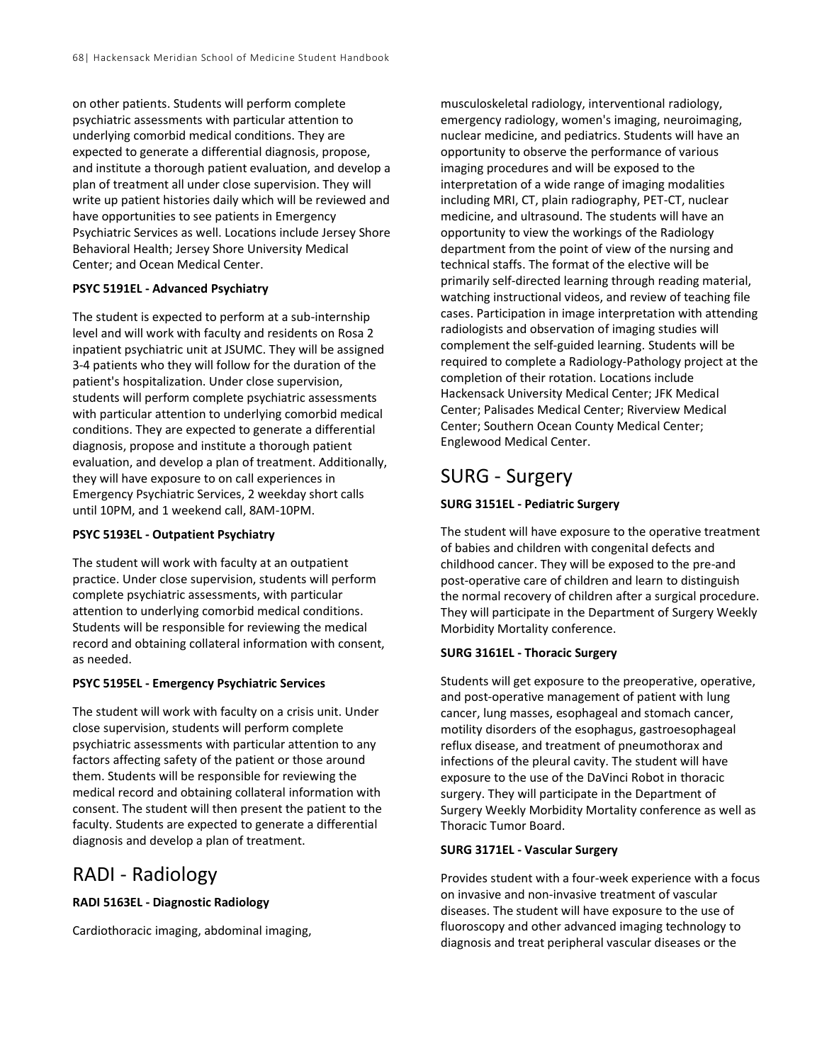on other patients. Students will perform complete psychiatric assessments with particular attention to underlying comorbid medical conditions. They are expected to generate a differential diagnosis, propose, and institute a thorough patient evaluation, and develop a plan of treatment all under close supervision. They will write up patient histories daily which will be reviewed and have opportunities to see patients in Emergency Psychiatric Services as well. Locations include Jersey Shore Behavioral Health; Jersey Shore University Medical Center; and Ocean Medical Center.

**PSYC 5191EL - Advanced Psychiatry**

The student is expected to perform at a sub-internship level and will work with faculty and residents on Rosa 2 inpatient psychiatric unit at JSUMC. They will be assigned 3-4 patients who they will follow for the duration of the patient's hospitalization. Under close supervision, students will perform complete psychiatric assessments with particular attention to underlying comorbid medical conditions. They are expected to generate a differential diagnosis, propose and institute a thorough patient evaluation, and develop a plan of treatment. Additionally, they will have exposure to on call experiences in Emergency Psychiatric Services, 2 weekday short calls until 10PM, and 1 weekend call, 8AM-10PM.

**PSYC 5193EL - Outpatient Psychiatry**

The student will work with faculty at an outpatient practice. Under close supervision, students will perform complete psychiatric assessments, with particular attention to underlying comorbid medical conditions. Students will be responsible for reviewing the medical record and obtaining collateral information with consent, as needed.

**PSYC 5195EL - Emergency Psychiatric Services**

The student will work with faculty on a crisis unit. Under close supervision, students will perform complete psychiatric assessments with particular attention to any factors affecting safety of the patient or those around them. Students will be responsible for reviewing the medical record and obtaining collateral information with consent. The student will then present the patient to the faculty. Students are expected to generate a differential diagnosis and develop a plan of treatment.

# RADI - Radiology

**RADI 5163EL - Diagnostic Radiology**

Cardiothoracic imaging, abdominal imaging, musculoskeletal radiology, interventional radiology, emergency radiology, women's imaging, neuroimaging, nuclear medicine, and pediatrics. Students will have an opportunity to observe the performance of various imaging procedures and will be exposed to the interpretation of a wide range of imaging modalities including MRI, CT, plain radiography, PET-CT, nuclear medicine, and ultrasound. The students will have an opportunity to view the workings of the Radiology department from the point of view of the nursing and technical staffs. The format of the elective will be primarily self-directed learning through reading material, watching instructional videos, and review of teaching file cases. Participation in image interpretation with attending radiologists and observation of imaging studies will complement the self-guided learning. Students will be required to complete a Radiology-Pathology project at the completion of their rotation. Locations include Hackensack University Medical Center; JFK Medical Center; Palisades Medical Center; Riverview Medical Center; Southern Ocean County Medical Center; Englewood Medical Center.

# SURG - Surgery

**SURG 3151EL - Pediatric Surgery**

The student will have exposure to the operative treatment of babies and children with congenital defects and childhood cancer. They will be exposed to the pre-and post-operative care of children and learn to distinguish the normal recovery of children after a surgical procedure. They will participate in the Department of Surgery Weekly Morbidity Mortality conference.

**SURG 3161EL - Thoracic Surgery**

Students will get exposure to the preoperative, operative, and post-operative management of patient with lung cancer, lung masses, esophageal and stomach cancer, motility disorders of the esophagus, gastroesophageal reflux disease, and treatment of pneumothorax and infections of the pleural cavity. The student will have exposure to the use of the DaVinci Robot in thoracic surgery. They will participate in the Department of Surgery Weekly Morbidity Mortality conference as well as Thoracic Tumor Board.

**SURG 3171EL - Vascular Surgery**

Provides student with a four-week experience with a focus on invasive and non-invasive treatment of vascular diseases. The student will have exposure to the use of fluoroscopy and other advanced imaging technology to diagnosis and treat peripheral vascular diseases or the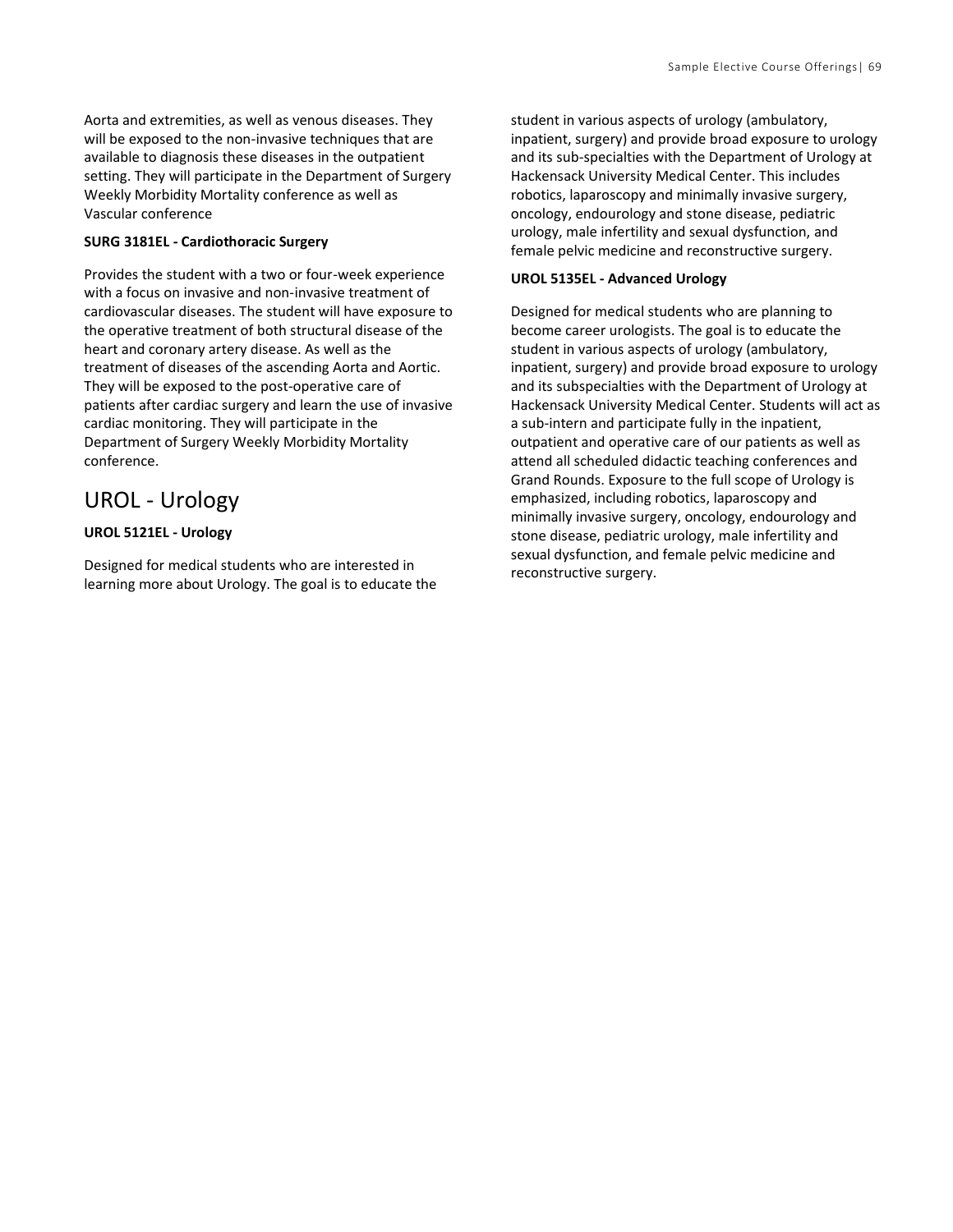Aorta and extremities, as well as venous diseases. They will be exposed to the non-invasive techniques that are available to diagnosis these diseases in the outpatient setting. They will participate in the Department of Surgery Weekly Morbidity Mortality conference as well as Vascular conference

**SURG 3181EL - Cardiothoracic Surgery**

Provides the student with a two or four-week experience with a focus on invasive and non-invasive treatment of cardiovascular diseases. The student will have exposure to the operative treatment of both structural disease of the heart and coronary artery disease. As well as the treatment of diseases of the ascending Aorta and Aortic. They will be exposed to the post-operative care of patients after cardiac surgery and learn the use of invasive cardiac monitoring. They will participate in the Department of Surgery Weekly Morbidity Mortality conference.

# UROL - Urology

**UROL 5121EL - Urology**

Designed for medical students who are interested in learning more about Urology. The goal is to educate the student in various aspects of urology (ambulatory, inpatient, surgery) and provide broad exposure to urology and its sub-specialties with the Department of Urology at Hackensack University Medical Center. This includes robotics, laparoscopy and minimally invasive surgery, oncology, endourology and stone disease, pediatric urology, male infertility and sexual dysfunction, and female pelvic medicine and reconstructive surgery.

**UROL 5135EL - Advanced Urology**

Designed for medical students who are planning to become career urologists. The goal is to educate the student in various aspects of urology (ambulatory, inpatient, surgery) and provide broad exposure to urology and its subspecialties with the Department of Urology at Hackensack University Medical Center. Students will act as a sub-intern and participate fully in the inpatient, outpatient and operative care of our patients as well as attend all scheduled didactic teaching conferences and Grand Rounds. Exposure to the full scope of Urology is emphasized, including robotics, laparoscopy and minimally invasive surgery, oncology, endourology and stone disease, pediatric urology, male infertility and sexual dysfunction, and female pelvic medicine and reconstructive surgery.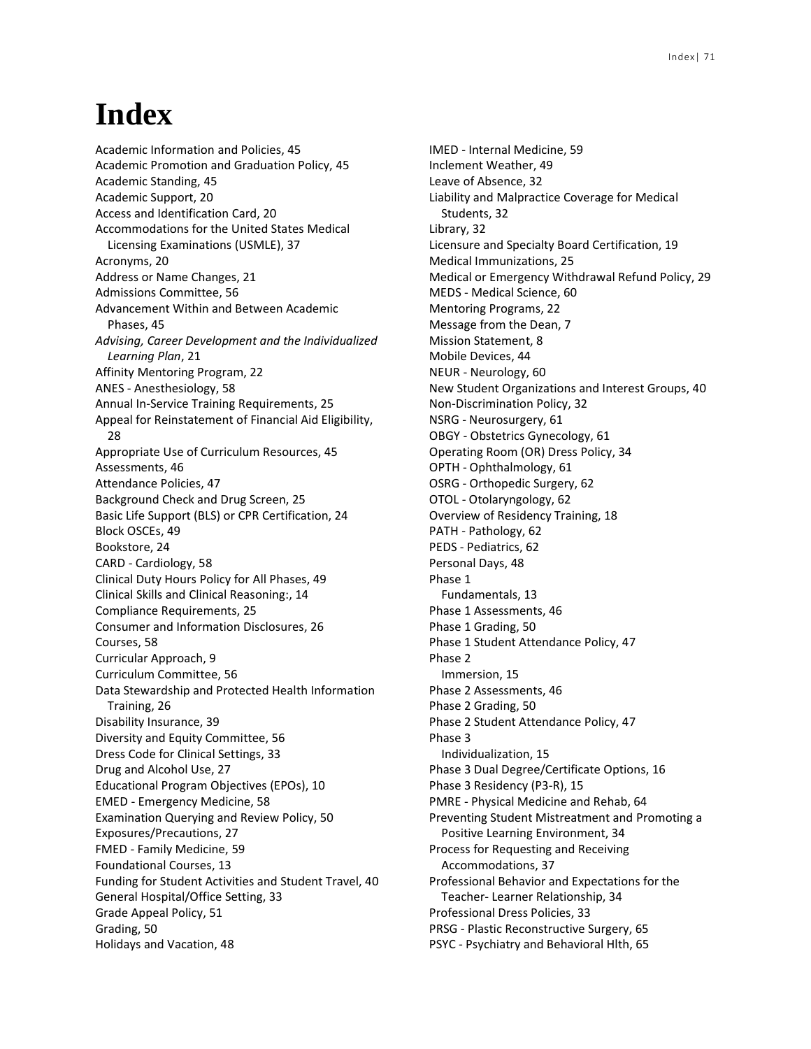# Index

Academic Information and Policies, 45
Academic Promotion and Graduation Policy, 45
Academic Standing, 45
Academic Support, 20
Access and Identification Card, 20
Accommodations for the United States Medical Licensing Examinations (USMLE), 37
Acronyms, 20
Address or Name Changes, 21
Admissions Committee, 56
Advancement Within and Between Academic Phases, 45
*Advising, Career Development and the Individualized Learning Plan*, 21
Affinity Mentoring Program, 22
ANES - Anesthesiology, 58
Annual In-Service Training Requirements, 25
Appeal for Reinstatement of Financial Aid Eligibility, 28
Appropriate Use of Curriculum Resources, 45
Assessments, 46
Attendance Policies, 47
Background Check and Drug Screen, 25
Basic Life Support (BLS) or CPR Certification, 24
Block OSCEs, 49
Bookstore, 24
CARD - Cardiology, 58
Clinical Duty Hours Policy for All Phases, 49
Clinical Skills and Clinical Reasoning:, 14
Compliance Requirements, 25
Consumer and Information Disclosures, 26
Courses, 58
Curricular Approach, 9
Curriculum Committee, 56
Data Stewardship and Protected Health Information Training, 26
Disability Insurance, 39
Diversity and Equity Committee, 56
Dress Code for Clinical Settings, 33
Drug and Alcohol Use, 27
Educational Program Objectives (EPOs), 10
EMED - Emergency Medicine, 58
Examination Querying and Review Policy, 50
Exposures/Precautions, 27
FMED - Family Medicine, 59
Foundational Courses, 13
Funding for Student Activities and Student Travel, 40
General Hospital/Office Setting, 33
Grade Appeal Policy, 51
Grading, 50
Holidays and Vacation, 48
IMED - Internal Medicine, 59
Inclement Weather, 49
Leave of Absence, 32
Liability and Malpractice Coverage for Medical Students, 32
Library, 32
Licensure and Specialty Board Certification, 19
Medical Immunizations, 25
Medical or Emergency Withdrawal Refund Policy, 29
MEDS - Medical Science, 60
Mentoring Programs, 22
Message from the Dean, 7
Mission Statement, 8
Mobile Devices, 44
NEUR - Neurology, 60
New Student Organizations and Interest Groups, 40
Non-Discrimination Policy, 32
NSRG - Neurosurgery, 61
OBGY - Obstetrics Gynecology, 61
Operating Room (OR) Dress Policy, 34
OPTH - Ophthalmology, 61
OSRG - Orthopedic Surgery, 62
OTOL - Otolaryngology, 62
Overview of Residency Training, 18
PATH - Pathology, 62
PEDS - Pediatrics, 62
Personal Days, 48
Phase 1
  Fundamentals, 13
Phase 1 Assessments, 46
Phase 1 Grading, 50
Phase 1 Student Attendance Policy, 47
Phase 2
  Immersion, 15
Phase 2 Assessments, 46
Phase 2 Grading, 50
Phase 2 Student Attendance Policy, 47
Phase 3
  Individualization, 15
Phase 3 Dual Degree/Certificate Options, 16
Phase 3 Residency (P3-R), 15
PMRE - Physical Medicine and Rehab, 64
Preventing Student Mistreatment and Promoting a Positive Learning Environment, 34
Process for Requesting and Receiving Accommodations, 37
Professional Behavior and Expectations for the Teacher- Learner Relationship, 34
Professional Dress Policies, 33
PRSG - Plastic Reconstructive Surgery, 65
PSYC - Psychiatry and Behavioral Hlth, 65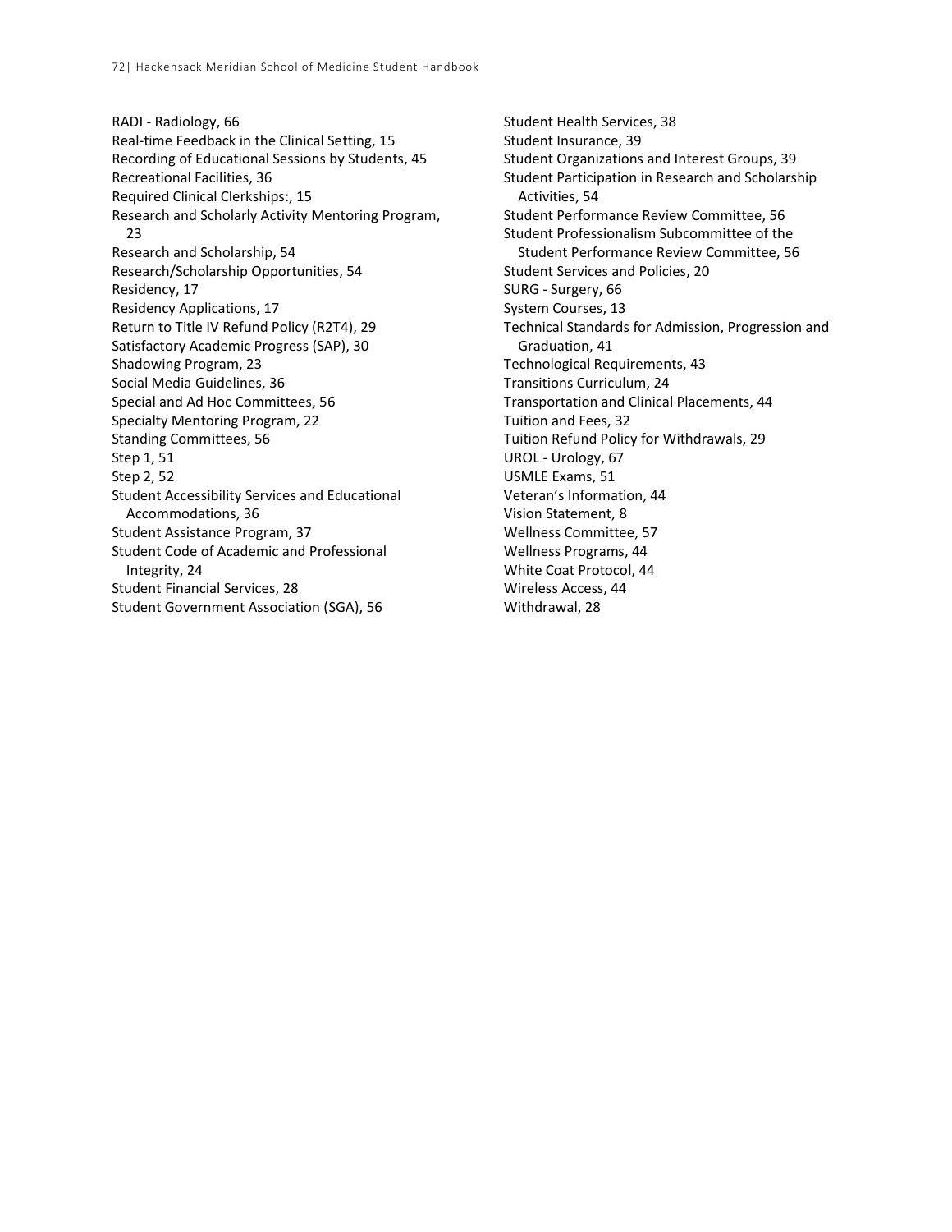RADI - Radiology, 66
Real-time Feedback in the Clinical Setting, 15
Recording of Educational Sessions by Students, 45
Recreational Facilities, 36
Required Clinical Clerkships:, 15
Research and Scholarly Activity Mentoring Program, 23
Research and Scholarship, 54
Research/Scholarship Opportunities, 54
Residency, 17
Residency Applications, 17
Return to Title IV Refund Policy (R2T4), 29
Satisfactory Academic Progress (SAP), 30
Shadowing Program, 23
Social Media Guidelines, 36
Special and Ad Hoc Committees, 56
Specialty Mentoring Program, 22
Standing Committees, 56
Step 1, 51
Step 2, 52
Student Accessibility Services and Educational Accommodations, 36
Student Assistance Program, 37
Student Code of Academic and Professional Integrity, 24
Student Financial Services, 28
Student Government Association (SGA), 56
Student Health Services, 38
Student Insurance, 39
Student Organizations and Interest Groups, 39
Student Participation in Research and Scholarship Activities, 54
Student Performance Review Committee, 56
Student Professionalism Subcommittee of the Student Performance Review Committee, 56
Student Services and Policies, 20
SURG - Surgery, 66
System Courses, 13
Technical Standards for Admission, Progression and Graduation, 41
Technological Requirements, 43
Transitions Curriculum, 24
Transportation and Clinical Placements, 44
Tuition and Fees, 32
Tuition Refund Policy for Withdrawals, 29
UROL - Urology, 67
USMLE Exams, 51
Veteran's Information, 44
Vision Statement, 8
Wellness Committee, 57
Wellness Programs, 44
White Coat Protocol, 44
Wireless Access, 44
Withdrawal, 28